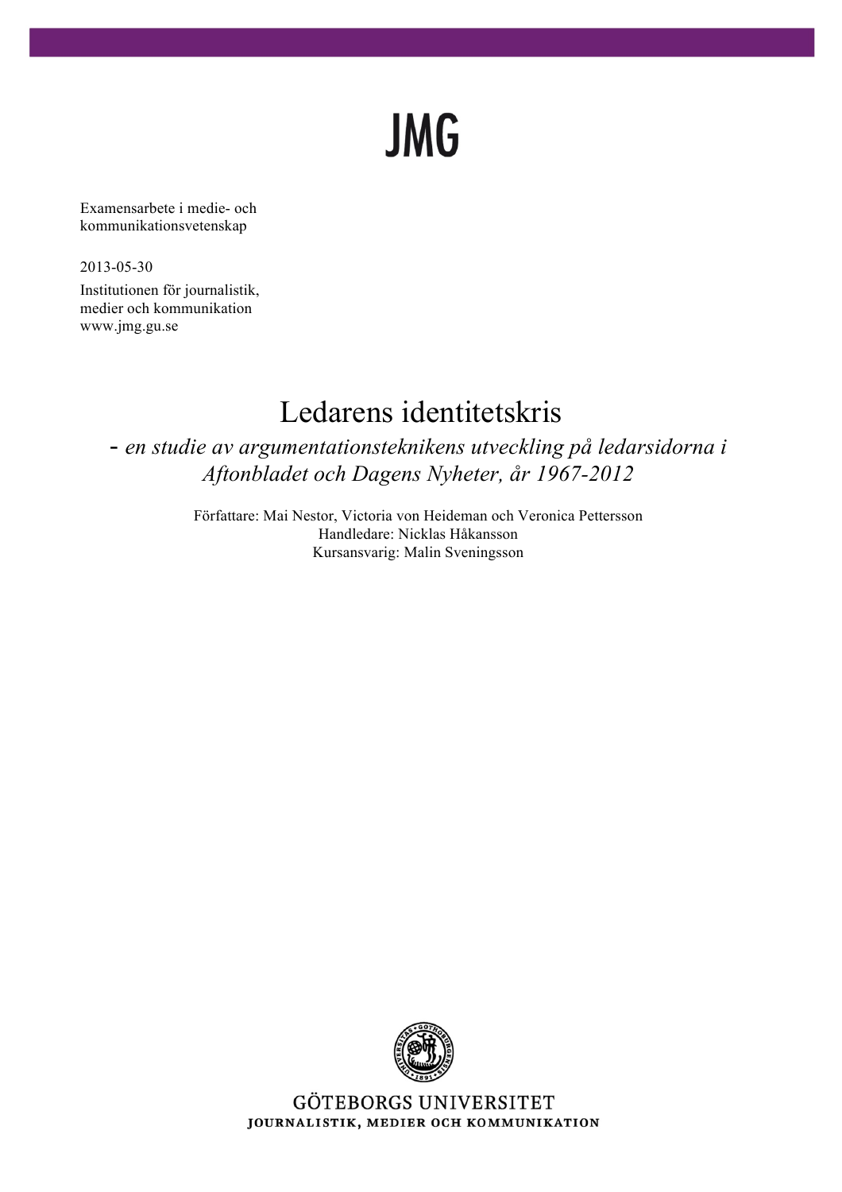JMG

Examensarbete i medie- och kommunikationsvetenskap

2013-05-30

Institutionen för journalistik, medier och kommunikation
www.jmg.gu.se

# Ledarens identitetskris

*- en studie av argumentationsteknikens utveckling på ledarsidorna i Aftonbladet och Dagens Nyheter, år 1967-2012*

Författare: Mai Nestor, Victoria von Heideman och Veronica Pettersson
Handledare: Nicklas Håkansson
Kursansvarig: Malin Sveningsson

GÖTEBORGS UNIVERSITET
JOURNALISTIK, MEDIER OCH KOMMUNIKATION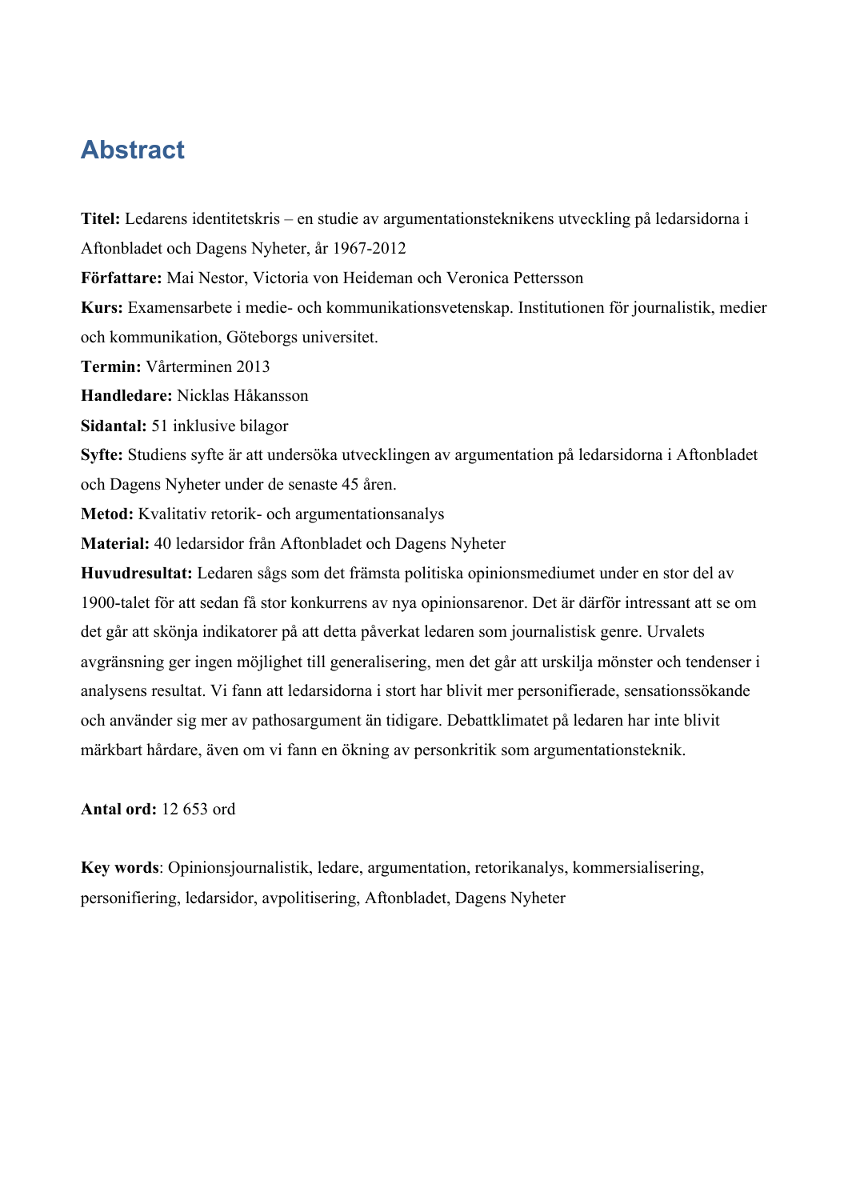# Abstract

**Titel:** Ledarens identitetskris – en studie av argumentationsteknikens utveckling på ledarsidorna i Aftonbladet och Dagens Nyheter, år 1967-2012

**Författare:** Mai Nestor, Victoria von Heideman och Veronica Pettersson

**Kurs:** Examensarbete i medie- och kommunikationsvetenskap. Institutionen för journalistik, medier och kommunikation, Göteborgs universitet.

**Termin:** Vårterminen 2013

**Handledare:** Nicklas Håkansson

**Sidantal:** 51 inklusive bilagor

**Syfte:** Studiens syfte är att undersöka utvecklingen av argumentation på ledarsidorna i Aftonbladet och Dagens Nyheter under de senaste 45 åren.

**Metod:** Kvalitativ retorik- och argumentationsanalys

**Material:** 40 ledarsidor från Aftonbladet och Dagens Nyheter

**Huvudresultat:** Ledaren sågs som det främsta politiska opinionsmediumet under en stor del av 1900-talet för att sedan få stor konkurrens av nya opinionsarenor. Det är därför intressant att se om det går att skönja indikatorer på att detta påverkat ledaren som journalistisk genre. Urvalets avgränsning ger ingen möjlighet till generalisering, men det går att urskilja mönster och tendenser i analysens resultat. Vi fann att ledarsidorna i stort har blivit mer personifierade, sensationssökande och använder sig mer av pathosargument än tidigare. Debattklimatet på ledaren har inte blivit märkbart hårdare, även om vi fann en ökning av personkritik som argumentationsteknik.

**Antal ord:** 12 653 ord

**Key words**: Opinionsjournalistik, ledare, argumentation, retorikanalys, kommersialisering, personifiering, ledarsidor, avpolitisering, Aftonbladet, Dagens Nyheter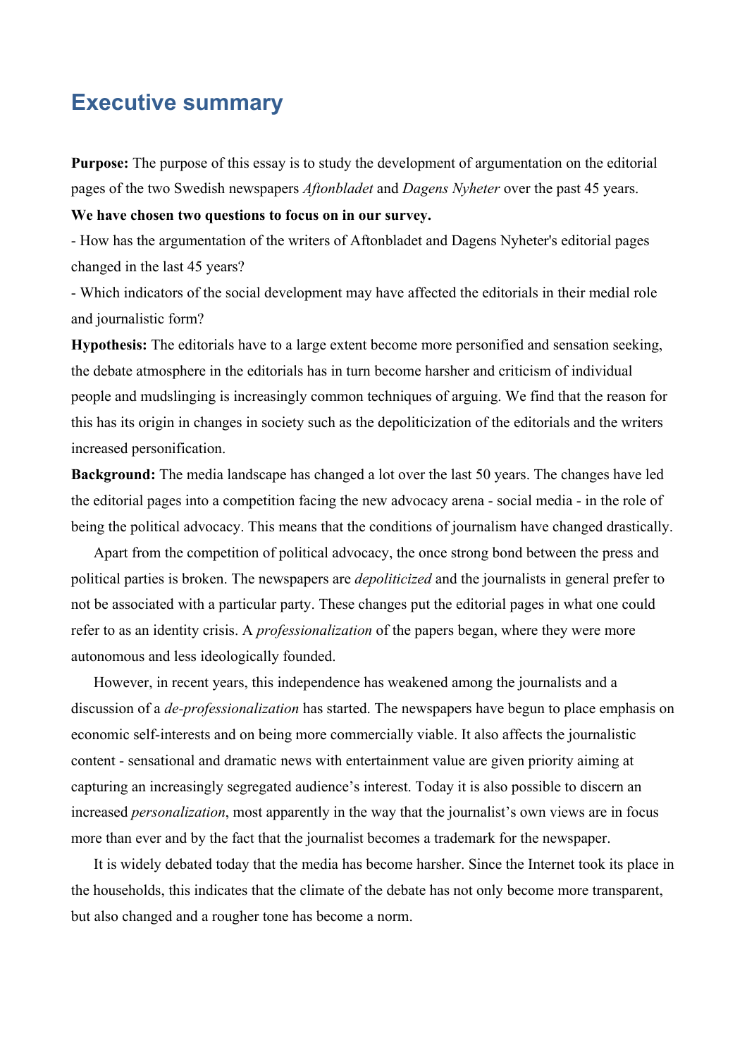# Executive summary

**Purpose:** The purpose of this essay is to study the development of argumentation on the editorial pages of the two Swedish newspapers *Aftonbladet* and *Dagens Nyheter* over the past 45 years.

**We have chosen two questions to focus on in our survey.**

- How has the argumentation of the writers of Aftonbladet and Dagens Nyheter's editorial pages changed in the last 45 years?
- Which indicators of the social development may have affected the editorials in their medial role and journalistic form?

**Hypothesis:** The editorials have to a large extent become more personified and sensation seeking, the debate atmosphere in the editorials has in turn become harsher and criticism of individual people and mudslinging is increasingly common techniques of arguing. We find that the reason for this has its origin in changes in society such as the depoliticization of the editorials and the writers increased personification.

**Background:** The media landscape has changed a lot over the last 50 years. The changes have led the editorial pages into a competition facing the new advocacy arena - social media - in the role of being the political advocacy. This means that the conditions of journalism have changed drastically.

Apart from the competition of political advocacy, the once strong bond between the press and political parties is broken. The newspapers are *depoliticized* and the journalists in general prefer to not be associated with a particular party. These changes put the editorial pages in what one could refer to as an identity crisis. A *professionalization* of the papers began, where they were more autonomous and less ideologically founded.

However, in recent years, this independence has weakened among the journalists and a discussion of a *de-professionalization* has started. The newspapers have begun to place emphasis on economic self-interests and on being more commercially viable. It also affects the journalistic content - sensational and dramatic news with entertainment value are given priority aiming at capturing an increasingly segregated audience's interest. Today it is also possible to discern an increased *personalization*, most apparently in the way that the journalist's own views are in focus more than ever and by the fact that the journalist becomes a trademark for the newspaper.

It is widely debated today that the media has become harsher. Since the Internet took its place in the households, this indicates that the climate of the debate has not only become more transparent, but also changed and a rougher tone has become a norm.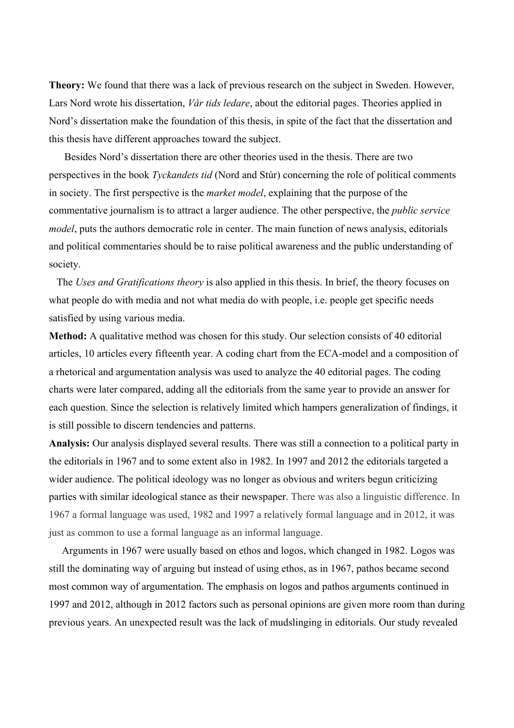**Theory:** We found that there was a lack of previous research on the subject in Sweden. However, Lars Nord wrote his dissertation, *Vår tids ledare*, about the editorial pages. Theories applied in Nord's dissertation make the foundation of this thesis, in spite of the fact that the dissertation and this thesis have different approaches toward the subject.

Besides Nord's dissertation there are other theories used in the thesis. There are two perspectives in the book *Tyckandets tid* (Nord and Stúr) concerning the role of political comments in society. The first perspective is the *market model*, explaining that the purpose of the commentative journalism is to attract a larger audience. The other perspective, the *public service model*, puts the authors democratic role in center. The main function of news analysis, editorials and political commentaries should be to raise political awareness and the public understanding of society.

The *Uses and Gratifications theory* is also applied in this thesis. In brief, the theory focuses on what people do with media and not what media do with people, i.e. people get specific needs satisfied by using various media.

**Method:** A qualitative method was chosen for this study. Our selection consists of 40 editorial articles, 10 articles every fifteenth year. A coding chart from the ECA-model and a composition of a rhetorical and argumentation analysis was used to analyze the 40 editorial pages. The coding charts were later compared, adding all the editorials from the same year to provide an answer for each question. Since the selection is relatively limited which hampers generalization of findings, it is still possible to discern tendencies and patterns.

**Analysis:** Our analysis displayed several results. There was still a connection to a political party in the editorials in 1967 and to some extent also in 1982. In 1997 and 2012 the editorials targeted a wider audience. The political ideology was no longer as obvious and writers begun criticizing parties with similar ideological stance as their newspaper. There was also a linguistic difference. In 1967 a formal language was used, 1982 and 1997 a relatively formal language and in 2012, it was just as common to use a formal language as an informal language.

Arguments in 1967 were usually based on ethos and logos, which changed in 1982. Logos was still the dominating way of arguing but instead of using ethos, as in 1967, pathos became second most common way of argumentation. The emphasis on logos and pathos arguments continued in 1997 and 2012, although in 2012 factors such as personal opinions are given more room than during previous years. An unexpected result was the lack of mudslinging in editorials. Our study revealed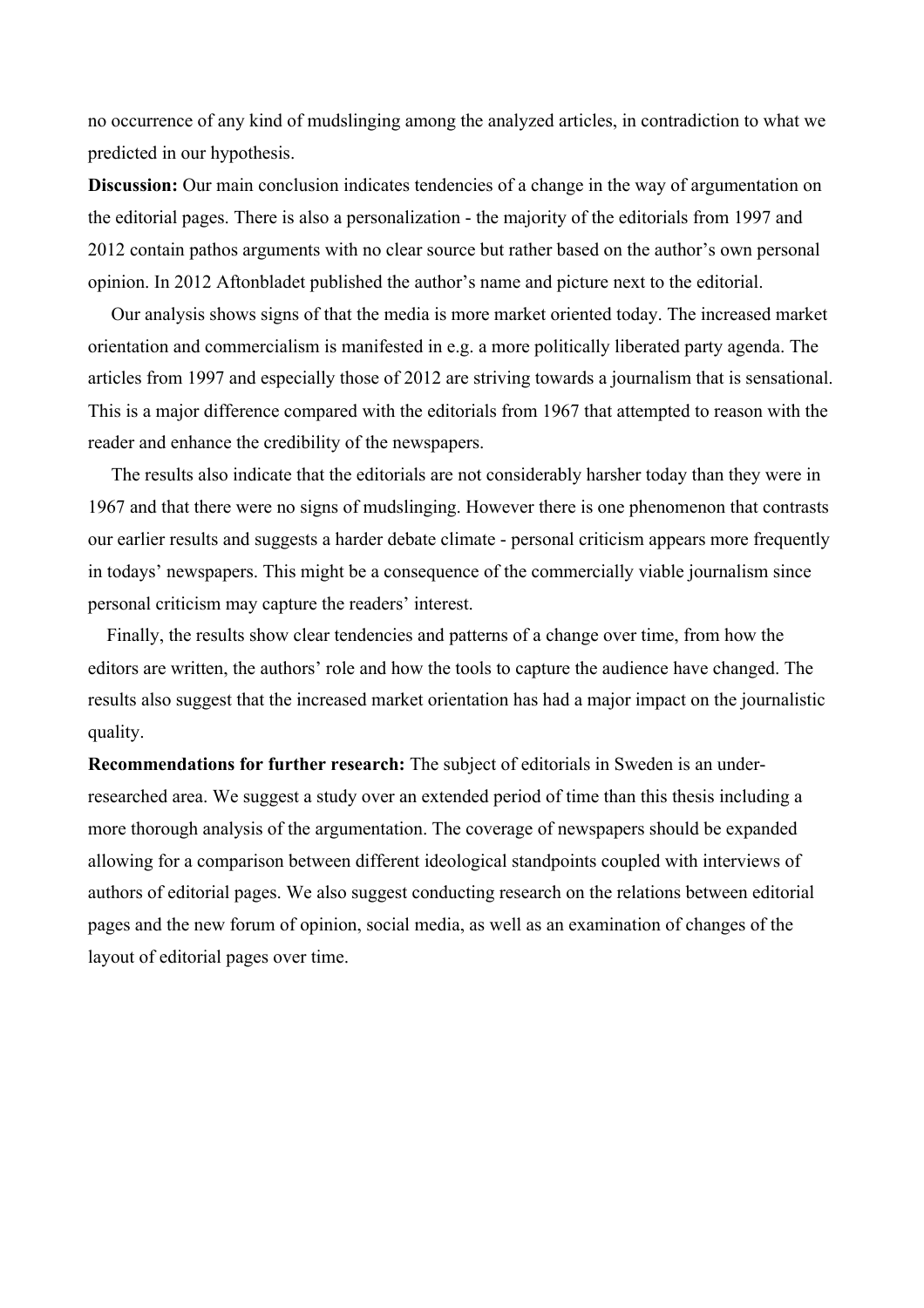no occurrence of any kind of mudslinging among the analyzed articles, in contradiction to what we predicted in our hypothesis.

**Discussion:** Our main conclusion indicates tendencies of a change in the way of argumentation on the editorial pages. There is also a personalization - the majority of the editorials from 1997 and 2012 contain pathos arguments with no clear source but rather based on the author's own personal opinion. In 2012 Aftonbladet published the author's name and picture next to the editorial.

Our analysis shows signs of that the media is more market oriented today. The increased market orientation and commercialism is manifested in e.g. a more politically liberated party agenda. The articles from 1997 and especially those of 2012 are striving towards a journalism that is sensational. This is a major difference compared with the editorials from 1967 that attempted to reason with the reader and enhance the credibility of the newspapers.

The results also indicate that the editorials are not considerably harsher today than they were in 1967 and that there were no signs of mudslinging. However there is one phenomenon that contrasts our earlier results and suggests a harder debate climate - personal criticism appears more frequently in todays' newspapers. This might be a consequence of the commercially viable journalism since personal criticism may capture the readers' interest.

Finally, the results show clear tendencies and patterns of a change over time, from how the editors are written, the authors' role and how the tools to capture the audience have changed. The results also suggest that the increased market orientation has had a major impact on the journalistic quality.

**Recommendations for further research:** The subject of editorials in Sweden is an under-researched area. We suggest a study over an extended period of time than this thesis including a more thorough analysis of the argumentation. The coverage of newspapers should be expanded allowing for a comparison between different ideological standpoints coupled with interviews of authors of editorial pages. We also suggest conducting research on the relations between editorial pages and the new forum of opinion, social media, as well as an examination of changes of the layout of editorial pages over time.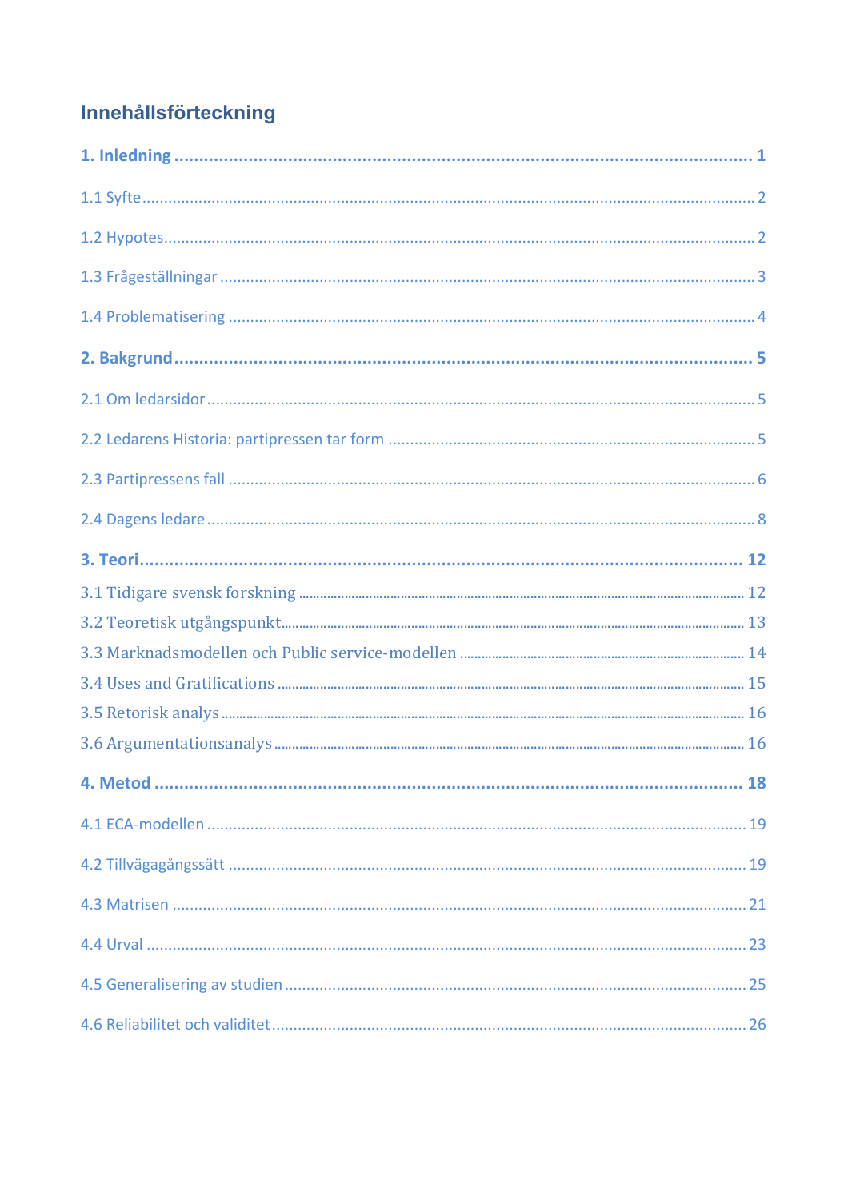# Innehållsförteckning

**1. Inledning ........................................................................ 1**

1.1 Syfte ........................................................................ 2

1.2 Hypotes ........................................................................ 2

1.3 Frågeställningar ........................................................................ 3

1.4 Problematisering ........................................................................ 4

**2. Bakgrund ........................................................................ 5**

2.1 Om ledarsidor ........................................................................ 5

2.2 Ledarens Historia: partipressen tar form ........................................................................ 5

2.3 Partipressens fall ........................................................................ 6

2.4 Dagens ledare ........................................................................ 8

**3. Teori ........................................................................ 12**

3.1 Tidigare svensk forskning ........................................................................ 12

3.2 Teoretisk utgångspunkt ........................................................................ 13

3.3 Marknadsmodellen och Public service-modellen ........................................................................ 14

3.4 Uses and Gratifications ........................................................................ 15

3.5 Retorisk analys ........................................................................ 16

3.6 Argumentationsanalys ........................................................................ 16

**4. Metod ........................................................................ 18**

4.1 ECA-modellen ........................................................................ 19

4.2 Tillvägagångssätt ........................................................................ 19

4.3 Matrisen ........................................................................ 21

4.4 Urval ........................................................................ 23

4.5 Generalisering av studien ........................................................................ 25

4.6 Reliabilitet och validitet ........................................................................ 26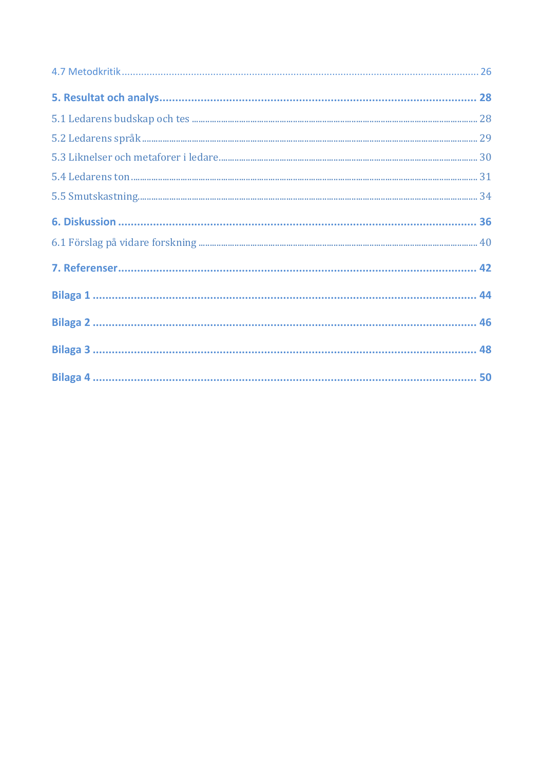4.7 Metodkritik ........................................................................................................................ 26

**5. Resultat och analys** ..................................................................................................... **28**

5.1 Ledarens budskap och tes ........................................................................................... 28

5.2 Ledarens språk ................................................................................................................ 29

5.3 Liknelser och metaforer i ledare ................................................................................. 30

5.4 Ledarens ton ..................................................................................................................... 31

5.5 Smutskastning .................................................................................................................. 34

**6. Diskussion** ........................................................................................................................ **36**

6.1 Förslag på vidare forskning .......................................................................................... 40

**7. Referenser** ....................................................................................................................... **42**

**Bilaga 1** ................................................................................................................................ **44**

**Bilaga 2** ................................................................................................................................ **46**

**Bilaga 3** ................................................................................................................................ **48**

**Bilaga 4** ................................................................................................................................ **50**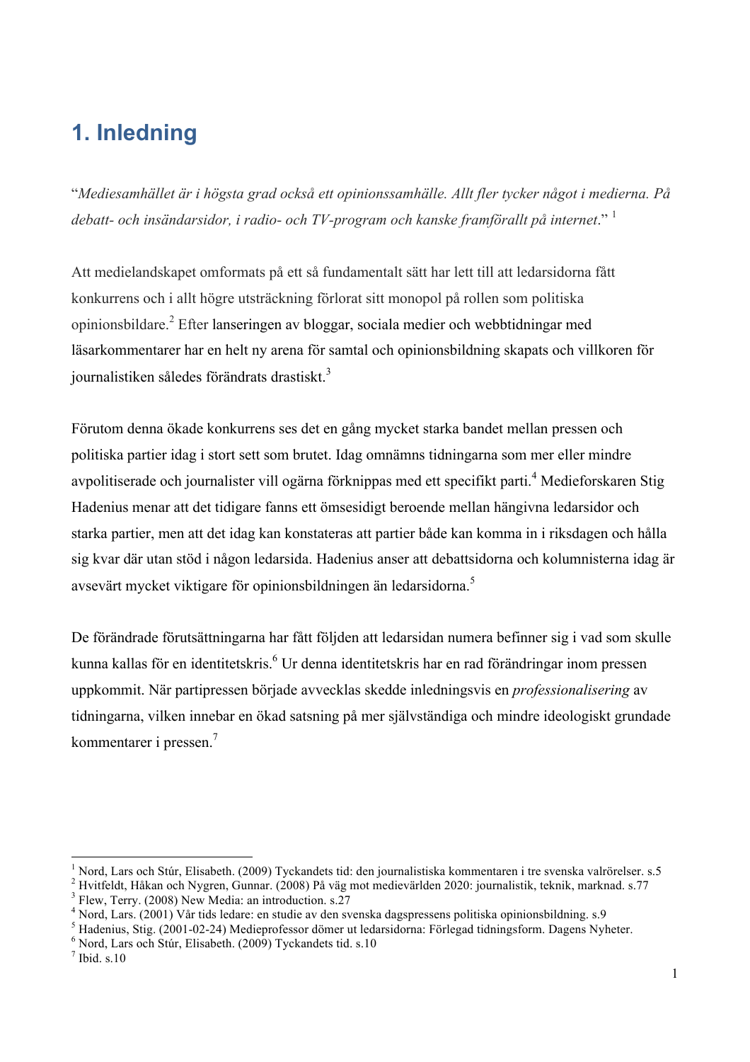# 1. Inledning

"*Mediesamhället är i högsta grad också ett opinionssamhälle. Allt fler tycker något i medierna. På debatt- och insändarsidor, i radio- och TV-program och kanske framförallt på internet*." [1]

Att medielandskapet omformats på ett så fundamentalt sätt har lett till att ledarsidorna fått konkurrens och i allt högre utsträckning förlorat sitt monopol på rollen som politiska opinionsbildare.[2] Efter lanseringen av bloggar, sociala medier och webbtidningar med läsarkommentarer har en helt ny arena för samtal och opinionsbildning skapats och villkoren för journalistiken således förändrats drastiskt.[3]

Förutom denna ökade konkurrens ses det en gång mycket starka bandet mellan pressen och politiska partier idag i stort sett som brutet. Idag omnämns tidningarna som mer eller mindre avpolitiserade och journalister vill ogärna förknippas med ett specifikt parti.[4] Medieforskaren Stig Hadenius menar att det tidigare fanns ett ömsesidigt beroende mellan hängivna ledarsidor och starka partier, men att det idag kan konstateras att partier både kan komma in i riksdagen och hålla sig kvar där utan stöd i någon ledarsida. Hadenius anser att debattsidorna och kolumnisterna idag är avsevärt mycket viktigare för opinionsbildningen än ledarsidorna.[5]

De förändrade förutsättningarna har fått följden att ledarsidan numera befinner sig i vad som skulle kunna kallas för en identitetskris.[6] Ur denna identitetskris har en rad förändringar inom pressen uppkommit. När partipressen började avvecklas skedde inledningsvis en *professionalisering* av tidningarna, vilken innebar en ökad satsning på mer självständiga och mindre ideologiskt grundade kommentarer i pressen.[7]

---

[1] Nord, Lars och Stúr, Elisabeth. (2009) Tyckandets tid: den journalistiska kommentaren i tre svenska valrörelser. s.5
[2] Hvitfeldt, Håkan och Nygren, Gunnar. (2008) På väg mot medievärlden 2020: journalistik, teknik, marknad. s.77
[3] Flew, Terry. (2008) New Media: an introduction. s.27
[4] Nord, Lars. (2001) Vår tids ledare: en studie av den svenska dagspressens politiska opinionsbildning. s.9
[5] Hadenius, Stig. (2001-02-24) Medieprofessor dömer ut ledarsidorna: Förlegad tidningsform. Dagens Nyheter.
[6] Nord, Lars och Stúr, Elisabeth. (2009) Tyckandets tid. s.10
[7] Ibid. s.10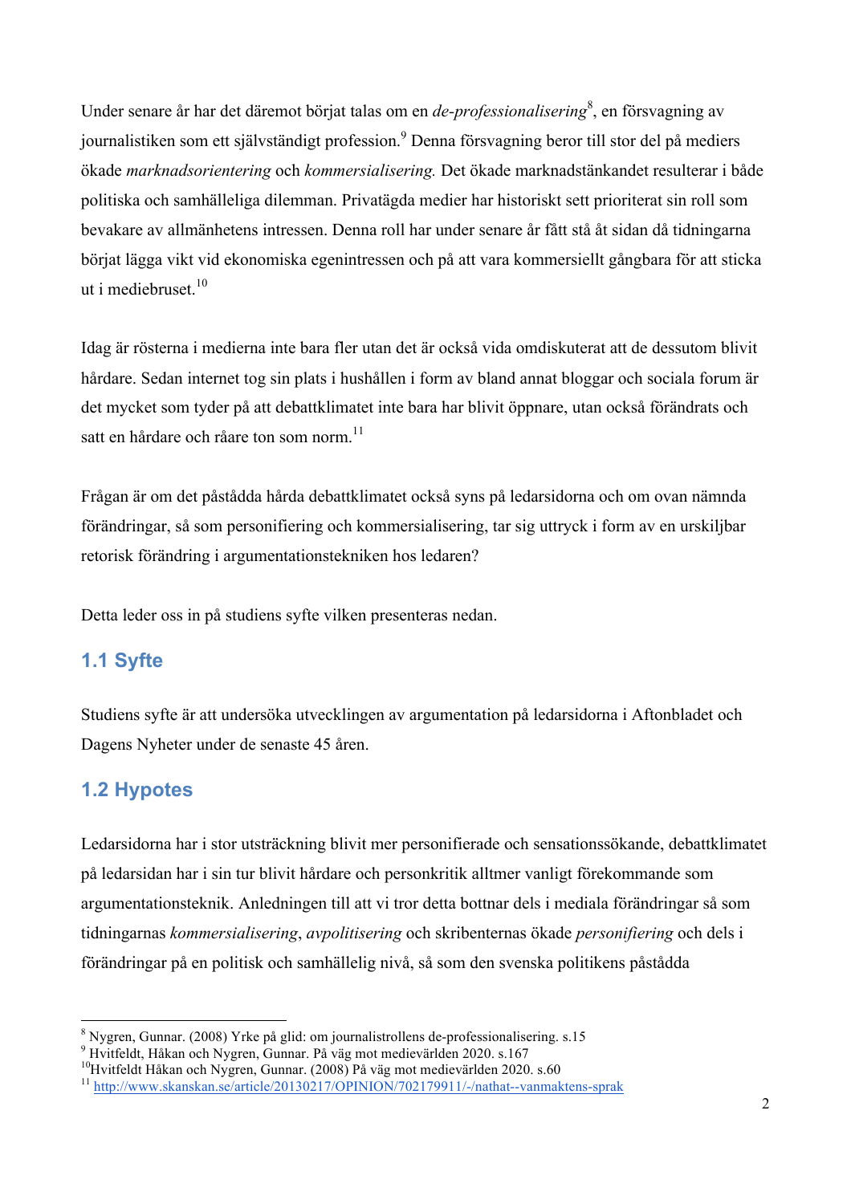Under senare år har det däremot börjat talas om en *de-professionalisering*[8], en försvagning av journalistiken som ett självständigt profession.[9] Denna försvagning beror till stor del på mediers ökade *marknadsorientering* och *kommersialisering.* Det ökade marknadstänkandet resulterar i både politiska och samhälleliga dilemman. Privatägda medier har historiskt sett prioriterat sin roll som bevakare av allmänhetens intressen. Denna roll har under senare år fått stå åt sidan då tidningarna börjat lägga vikt vid ekonomiska egenintressen och på att vara kommersiellt gångbara för att sticka ut i mediebruset.[10]

Idag är rösterna i medierna inte bara fler utan det är också vida omdiskuterat att de dessutom blivit hårdare. Sedan internet tog sin plats i hushållen i form av bland annat bloggar och sociala forum är det mycket som tyder på att debattklimatet inte bara har blivit öppnare, utan också förändrats och satt en hårdare och råare ton som norm.[11]

Frågan är om det påstådda hårda debattklimatet också syns på ledarsidorna och om ovan nämnda förändringar, så som personifiering och kommersialisering, tar sig uttryck i form av en urskiljbar retorisk förändring i argumentationstekniken hos ledaren?

Detta leder oss in på studiens syfte vilken presenteras nedan.

## 1.1 Syfte

Studiens syfte är att undersöka utvecklingen av argumentation på ledarsidorna i Aftonbladet och Dagens Nyheter under de senaste 45 åren.

## 1.2 Hypotes

Ledarsidorna har i stor utsträckning blivit mer personifierade och sensationssökande, debattklimatet på ledarsidan har i sin tur blivit hårdare och personkritik alltmer vanligt förekommande som argumentationsteknik. Anledningen till att vi tror detta bottnar dels i mediala förändringar så som tidningarnas *kommersialisering*, *avpolitisering* och skribenternas ökade *personifiering* och dels i förändringar på en politisk och samhällelig nivå, så som den svenska politikens påstådda

---

[8] Nygren, Gunnar. (2008) Yrke på glid: om journalistrollens de-professionalisering. s.15

[9] Hvitfeldt, Håkan och Nygren, Gunnar. På väg mot medievärlden 2020. s.167

[10] Hvitfeldt Håkan och Nygren, Gunnar. (2008) På väg mot medievärlden 2020. s.60

[11] http://www.skanskan.se/article/20130217/OPINION/702179911/-/nathat--vanmaktens-sprak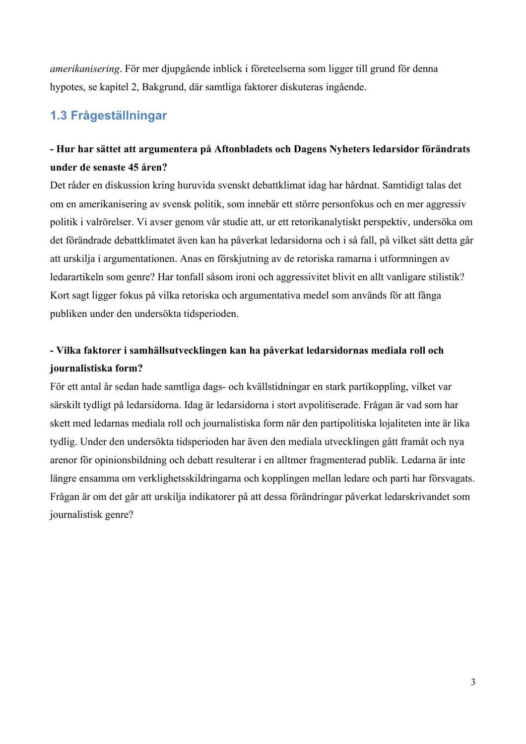*amerikanisering*. För mer djupgående inblick i företeelserna som ligger till grund för denna hypotes, se kapitel 2, Bakgrund, där samtliga faktorer diskuteras ingående.

## 1.3 Frågeställningar

**- Hur har sättet att argumentera på Aftonbladets och Dagens Nyheters ledarsidor förändrats under de senaste 45 åren?**

Det råder en diskussion kring huruvida svenskt debattklimat idag har hårdnat. Samtidigt talas det om en amerikanisering av svensk politik, som innebär ett större personfokus och en mer aggressiv politik i valrörelser. Vi avser genom vår studie att, ur ett retorikanalytiskt perspektiv, undersöka om det förändrade debattklimatet även kan ha påverkat ledarsidorna och i så fall, på vilket sätt detta går att urskilja i argumentationen. Anas en förskjutning av de retoriska ramarna i utformningen av ledarartikeln som genre? Har tonfall såsom ironi och aggressivitet blivit en allt vanligare stilistik? Kort sagt ligger fokus på vilka retoriska och argumentativa medel som används för att fånga publiken under den undersökta tidsperioden.

**- Vilka faktorer i samhällsutvecklingen kan ha påverkat ledarsidornas mediala roll och journalistiska form?**

För ett antal år sedan hade samtliga dags- och kvällstidningar en stark partikoppling, vilket var särskilt tydligt på ledarsidorna. Idag är ledarsidorna i stort avpolitiserade. Frågan är vad som har skett med ledarnas mediala roll och journalistiska form när den partipolitiska lojaliteten inte är lika tydlig. Under den undersökta tidsperioden har även den mediala utvecklingen gått framåt och nya arenor för opinionsbildning och debatt resulterar i en alltmer fragmenterad publik. Ledarna är inte längre ensamma om verklighetsskildringarna och kopplingen mellan ledare och parti har försvagats. Frågan är om det går att urskilja indikatorer på att dessa förändringar påverkat ledarskrivandet som journalistisk genre?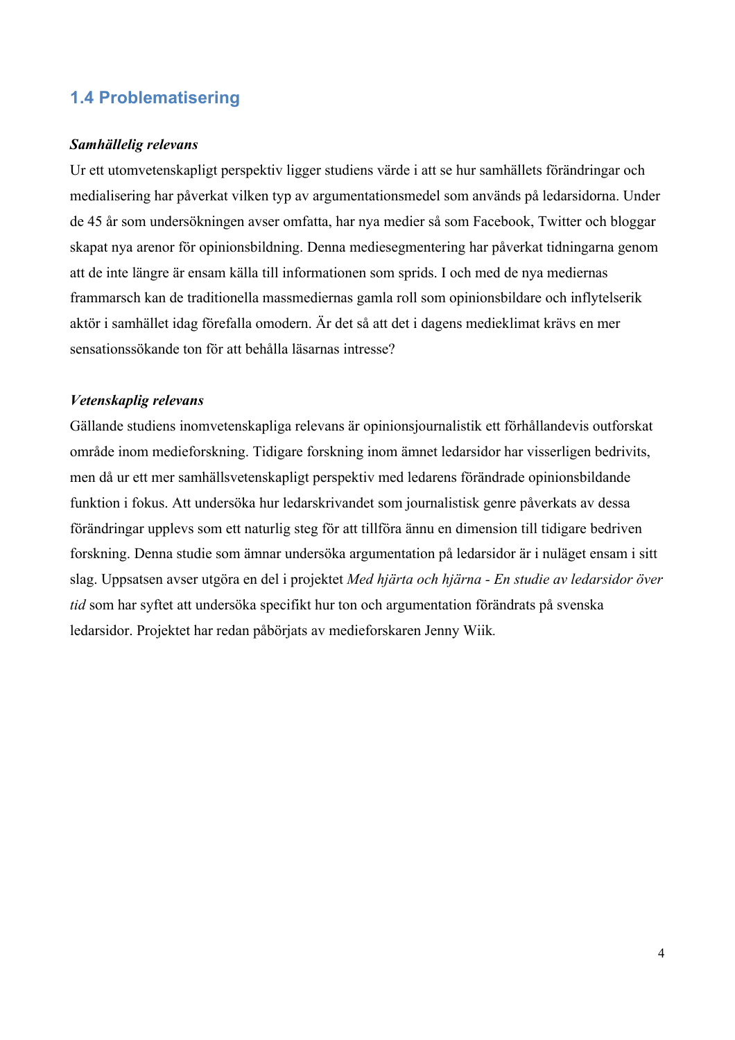## 1.4 Problematisering

***Samhällelig relevans***

Ur ett utomvetenskapligt perspektiv ligger studiens värde i att se hur samhällets förändringar och medialisering har påverkat vilken typ av argumentationsmedel som används på ledarsidorna. Under de 45 år som undersökningen avser omfatta, har nya medier så som Facebook, Twitter och bloggar skapat nya arenor för opinionsbildning. Denna mediesegmentering har påverkat tidningarna genom att de inte längre är ensam källa till informationen som sprids. I och med de nya mediernas frammarsch kan de traditionella massmediernas gamla roll som opinionsbildare och inflytelserik aktör i samhället idag förefalla omodern. Är det så att det i dagens medieklimat krävs en mer sensationssökande ton för att behålla läsarnas intresse?

***Vetenskaplig relevans***

Gällande studiens inomvetenskapliga relevans är opinionsjournalistik ett förhållandevis outforskat område inom medieforskning. Tidigare forskning inom ämnet ledarsidor har visserligen bedrivits, men då ur ett mer samhällsvetenskapligt perspektiv med ledarens förändrade opinionsbildande funktion i fokus. Att undersöka hur ledarskrivandet som journalistisk genre påverkats av dessa förändringar upplevs som ett naturlig steg för att tillföra ännu en dimension till tidigare bedriven forskning. Denna studie som ämnar undersöka argumentation på ledarsidor är i nuläget ensam i sitt slag. Uppsatsen avser utgöra en del i projektet *Med hjärta och hjärna - En studie av ledarsidor över tid* som har syftet att undersöka specifikt hur ton och argumentation förändrats på svenska ledarsidor. Projektet har redan påbörjats av medieforskaren Jenny Wiik.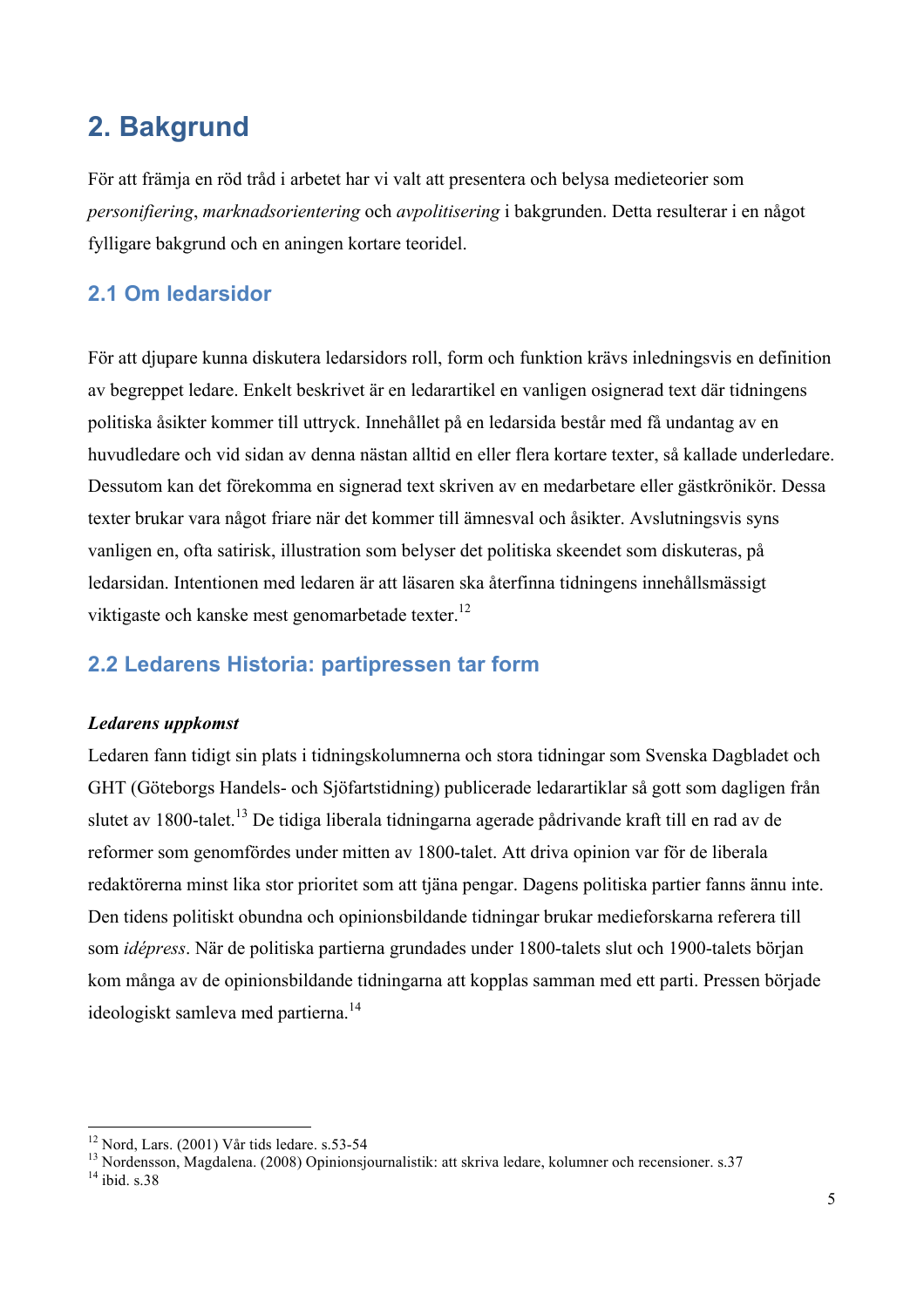## 2. Bakgrund

För att främja en röd tråd i arbetet har vi valt att presentera och belysa medieteorier som *personifiering*, *marknadsorientering* och *avpolitisering* i bakgrunden. Detta resulterar i en något fylligare bakgrund och en aningen kortare teoridel.

### 2.1 Om ledarsidor

För att djupare kunna diskutera ledarsidors roll, form och funktion krävs inledningsvis en definition av begreppet ledare. Enkelt beskrivet är en ledarartikel en vanligen osignerad text där tidningens politiska åsikter kommer till uttryck. Innehållet på en ledarsida består med få undantag av en huvudledare och vid sidan av denna nästan alltid en eller flera kortare texter, så kallade underledare. Dessutom kan det förekomma en signerad text skriven av en medarbetare eller gästkrönikör. Dessa texter brukar vara något friare när det kommer till ämnesval och åsikter. Avslutningsvis syns vanligen en, ofta satirisk, illustration som belyser det politiska skeendet som diskuteras, på ledarsidan. Intentionen med ledaren är att läsaren ska återfinna tidningens innehållsmässigt viktigaste och kanske mest genomarbetade texter.[12]

### 2.2 Ledarens Historia: partipressen tar form

***Ledarens uppkomst***

Ledaren fann tidigt sin plats i tidningskolumnerna och stora tidningar som Svenska Dagbladet och GHT (Göteborgs Handels- och Sjöfartstidning) publicerade ledarartiklar så gott som dagligen från slutet av 1800-talet.[13] De tidiga liberala tidningarna agerade pådrivande kraft till en rad av de reformer som genomfördes under mitten av 1800-talet. Att driva opinion var för de liberala redaktörerna minst lika stor prioritet som att tjäna pengar. Dagens politiska partier fanns ännu inte. Den tidens politiskt obundna och opinionsbildande tidningar brukar medieforskarna referera till som *idépress*. När de politiska partierna grundades under 1800-talets slut och 1900-talets början kom många av de opinionsbildande tidningarna att kopplas samman med ett parti. Pressen började ideologiskt samleva med partierna.[14]

---

[12] Nord, Lars. (2001) Vår tids ledare. s.53-54

[13] Nordensson, Magdalena. (2008) Opinionsjournalistik: att skriva ledare, kolumner och recensioner. s.37

[14] ibid. s.38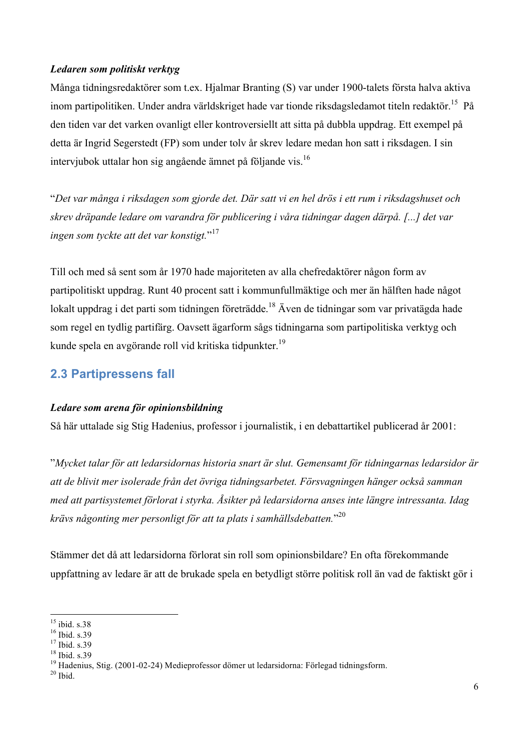***Ledaren som politiskt verktyg***

Många tidningsredaktörer som t.ex. Hjalmar Branting (S) var under 1900-talets första halva aktiva inom partipolitiken. Under andra världskriget hade var tionde riksdagsledamot titeln redaktör.[15] På den tiden var det varken ovanligt eller kontroversiellt att sitta på dubbla uppdrag. Ett exempel på detta är Ingrid Segerstedt (FP) som under tolv år skrev ledare medan hon satt i riksdagen. I sin intervjubok uttalar hon sig angående ämnet på följande vis.[16]

"*Det var många i riksdagen som gjorde det. Där satt vi en hel drös i ett rum i riksdagshuset och skrev dräpande ledare om varandra för publicering i våra tidningar dagen därpå. [...] det var ingen som tyckte att det var konstigt.*"[17]

Till och med så sent som år 1970 hade majoriteten av alla chefredaktörer någon form av partipolitiskt uppdrag. Runt 40 procent satt i kommunfullmäktige och mer än hälften hade något lokalt uppdrag i det parti som tidningen företrädde.[18] Även de tidningar som var privatägda hade som regel en tydlig partifärg. Oavsett ägarform sågs tidningarna som partipolitiska verktyg och kunde spela en avgörande roll vid kritiska tidpunkter.[19]

## 2.3 Partipressens fall

***Ledare som arena för opinionsbildning***

Så här uttalade sig Stig Hadenius, professor i journalistik, i en debattartikel publicerad år 2001:

"*Mycket talar för att ledarsidornas historia snart är slut. Gemensamt för tidningarnas ledarsidor är att de blivit mer isolerade från det övriga tidningsarbetet. Försvagningen hänger också samman med att partisystemet förlorat i styrka. Åsikter på ledarsidorna anses inte längre intressanta. Idag krävs någonting mer personligt för att ta plats i samhällsdebatten.*"[20]

Stämmer det då att ledarsidorna förlorat sin roll som opinionsbildare? En ofta förekommande uppfattning av ledare är att de brukade spela en betydligt större politisk roll än vad de faktiskt gör i

---

[15] ibid. s.38
[16] Ibid. s.39
[17] Ibid. s.39
[18] Ibid. s.39
[19] Hadenius, Stig. (2001-02-24) Medieprofessor dömer ut ledarsidorna: Förlegad tidningsform.
[20] Ibid.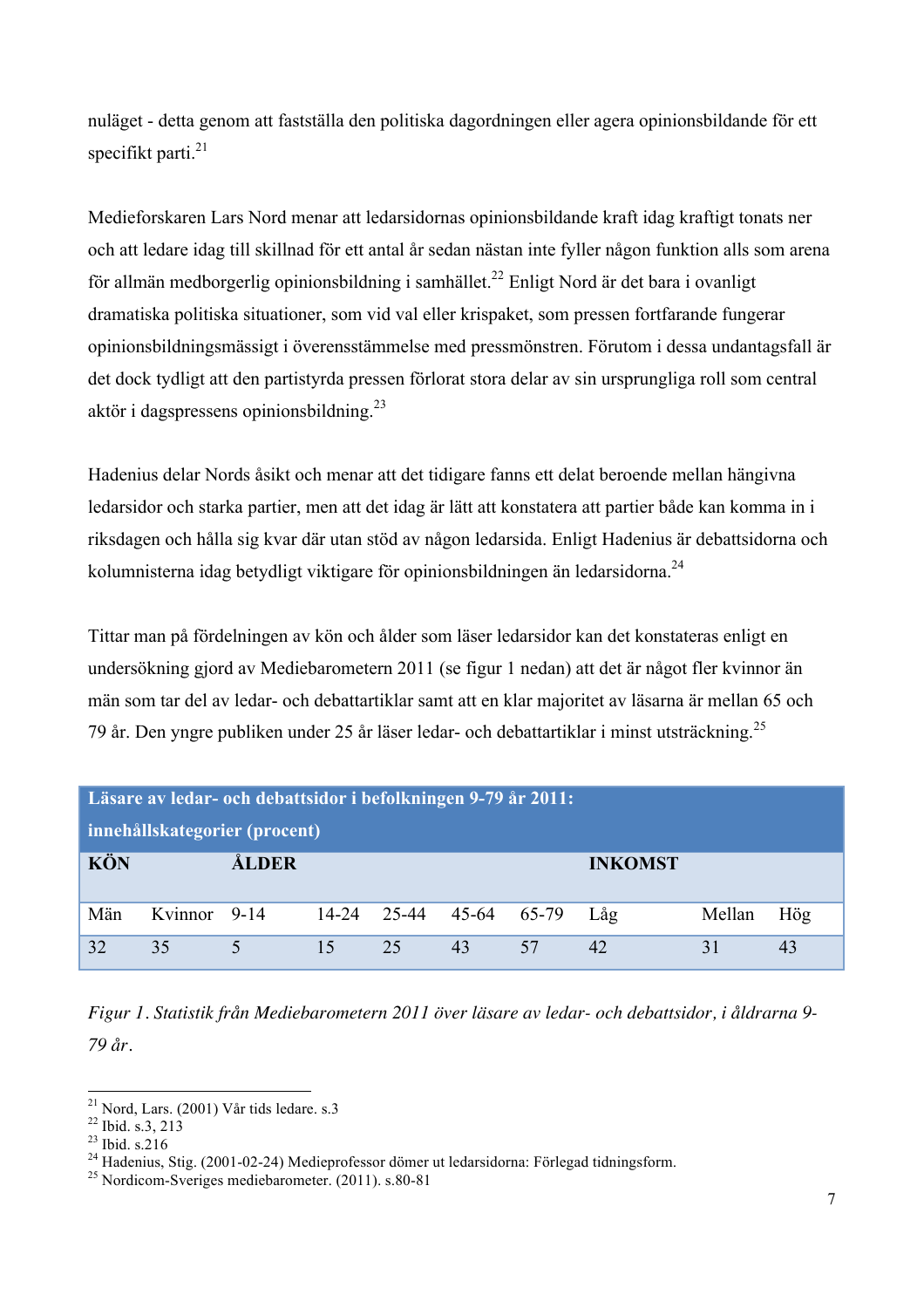nuläget - detta genom att fastställa den politiska dagordningen eller agera opinionsbildande för ett specifikt parti.[21]

Medieforskaren Lars Nord menar att ledarsidornas opinionsbildande kraft idag kraftigt tonats ner och att ledare idag till skillnad för ett antal år sedan nästan inte fyller någon funktion alls som arena för allmän medborgerlig opinionsbildning i samhället.[22] Enligt Nord är det bara i ovanligt dramatiska politiska situationer, som vid val eller krispaket, som pressen fortfarande fungerar opinionsbildningsmässigt i överensstämmelse med pressmönstren. Förutom i dessa undantagsfall är det dock tydligt att den partistyrda pressen förlorat stora delar av sin ursprungliga roll som central aktör i dagspressens opinionsbildning.[23]

Hadenius delar Nords åsikt och menar att det tidigare fanns ett delat beroende mellan hängivna ledarsidor och starka partier, men att det idag är lätt att konstatera att partier både kan komma in i riksdagen och hålla sig kvar där utan stöd av någon ledarsida. Enligt Hadenius är debattsidorna och kolumnisterna idag betydligt viktigare för opinionsbildningen än ledarsidorna.[24]

Tittar man på fördelningen av kön och ålder som läser ledarsidor kan det konstateras enligt en undersökning gjord av Mediebarometern 2011 (se figur 1 nedan) att det är något fler kvinnor än män som tar del av ledar- och debattartiklar samt att en klar majoritet av läsarna är mellan 65 och 79 år. Den yngre publiken under 25 år läser ledar- och debattartiklar i minst utsträckning.[25]

| **Läsare av ledar- och debattsidor i befolkningen 9-79 år 2011: innehållskategorier (procent)** | | | | | | | | | |
|---|---|---|---|---|---|---|---|---|---|
| **KÖN** | | **ÅLDER** | | | | | **INKOMST** | | |
| Män | Kvinnor | 9-14 | 14-24 | 25-44 | 45-64 | 65-79 | Låg | Mellan | Hög |
| 32 | 35 | 5 | 15 | 25 | 43 | 57 | 42 | 31 | 43 |

*Figur 1. Statistik från Mediebarometern 2011 över läsare av ledar- och debattsidor, i åldrarna 9-79 år.*

---

[21] Nord, Lars. (2001) Vår tids ledare. s.3
[22] Ibid. s.3, 213
[23] Ibid. s.216
[24] Hadenius, Stig. (2001-02-24) Medieprofessor dömer ut ledarsidorna: Förlegad tidningsform.
[25] Nordicom-Sveriges mediebarometer. (2011). s.80-81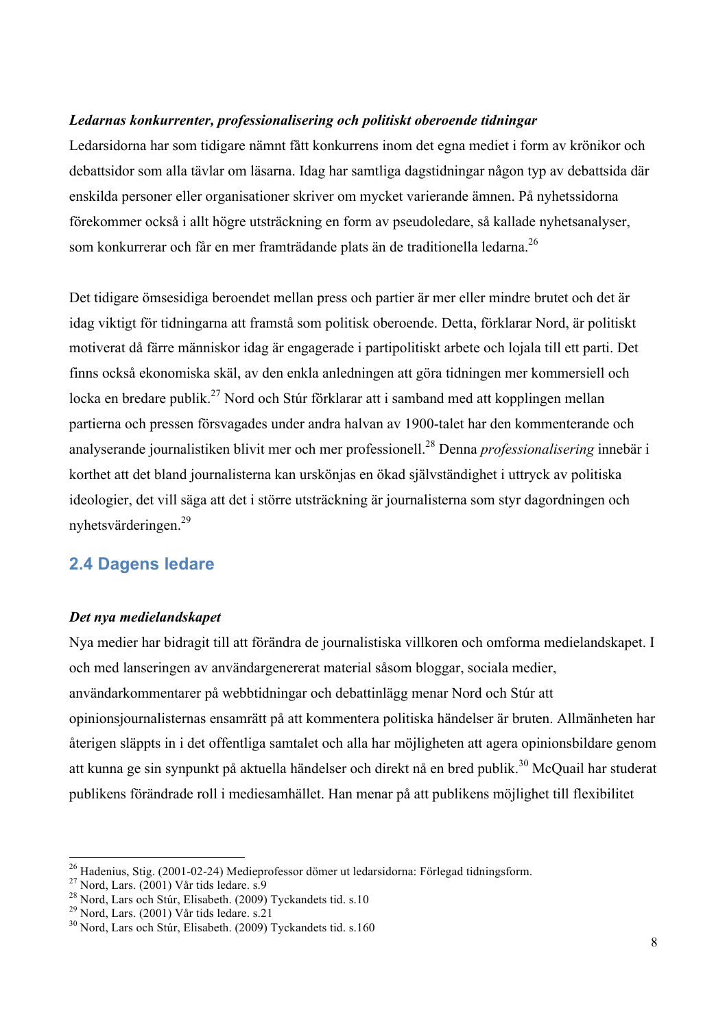***Ledarnas konkurrenter, professionalisering och politiskt oberoende tidningar***

Ledarsidorna har som tidigare nämnt fått konkurrens inom det egna mediet i form av krönikor och debattsidor som alla tävlar om läsarna. Idag har samtliga dagstidningar någon typ av debattsida där enskilda personer eller organisationer skriver om mycket varierande ämnen. På nyhetssidorna förekommer också i allt högre utsträckning en form av pseudoledare, så kallade nyhetsanalyser, som konkurrerar och får en mer framträdande plats än de traditionella ledarna.[26]

Det tidigare ömsesidiga beroendet mellan press och partier är mer eller mindre brutet och det är idag viktigt för tidningarna att framstå som politisk oberoende. Detta, förklarar Nord, är politiskt motiverat då färre människor idag är engagerade i partipolitiskt arbete och lojala till ett parti. Det finns också ekonomiska skäl, av den enkla anledningen att göra tidningen mer kommersiell och locka en bredare publik.[27] Nord och Stúr förklarar att i samband med att kopplingen mellan partierna och pressen försvagades under andra halvan av 1900-talet har den kommenterande och analyserande journalistiken blivit mer och mer professionell.[28] Denna *professionalisering* innebär i korthet att det bland journalisterna kan urskönjas en ökad självständighet i uttryck av politiska ideologier, det vill säga att det i större utsträckning är journalisterna som styr dagordningen och nyhetsvärderingen.[29]

## 2.4 Dagens ledare

***Det nya medielandskapet***

Nya medier har bidragit till att förändra de journalistiska villkoren och omforma medielandskapet. I och med lanseringen av användargenererat material såsom bloggar, sociala medier, användarkommentarer på webbtidningar och debattinlägg menar Nord och Stúr att opinionsjournalisternas ensamrätt på att kommentera politiska händelser är bruten. Allmänheten har återigen släppts in i det offentliga samtalet och alla har möjligheten att agera opinionsbildare genom att kunna ge sin synpunkt på aktuella händelser och direkt nå en bred publik.[30] McQuail har studerat publikens förändrade roll i mediesamhället. Han menar på att publikens möjlighet till flexibilitet

---

[26] Hadenius, Stig. (2001-02-24) Medieprofessor dömer ut ledarsidorna: Förlegad tidningsform.
[27] Nord, Lars. (2001) Vår tids ledare. s.9
[28] Nord, Lars och Stúr, Elisabeth. (2009) Tyckandets tid. s.10
[29] Nord, Lars. (2001) Vår tids ledare. s.21
[30] Nord, Lars och Stúr, Elisabeth. (2009) Tyckandets tid. s.160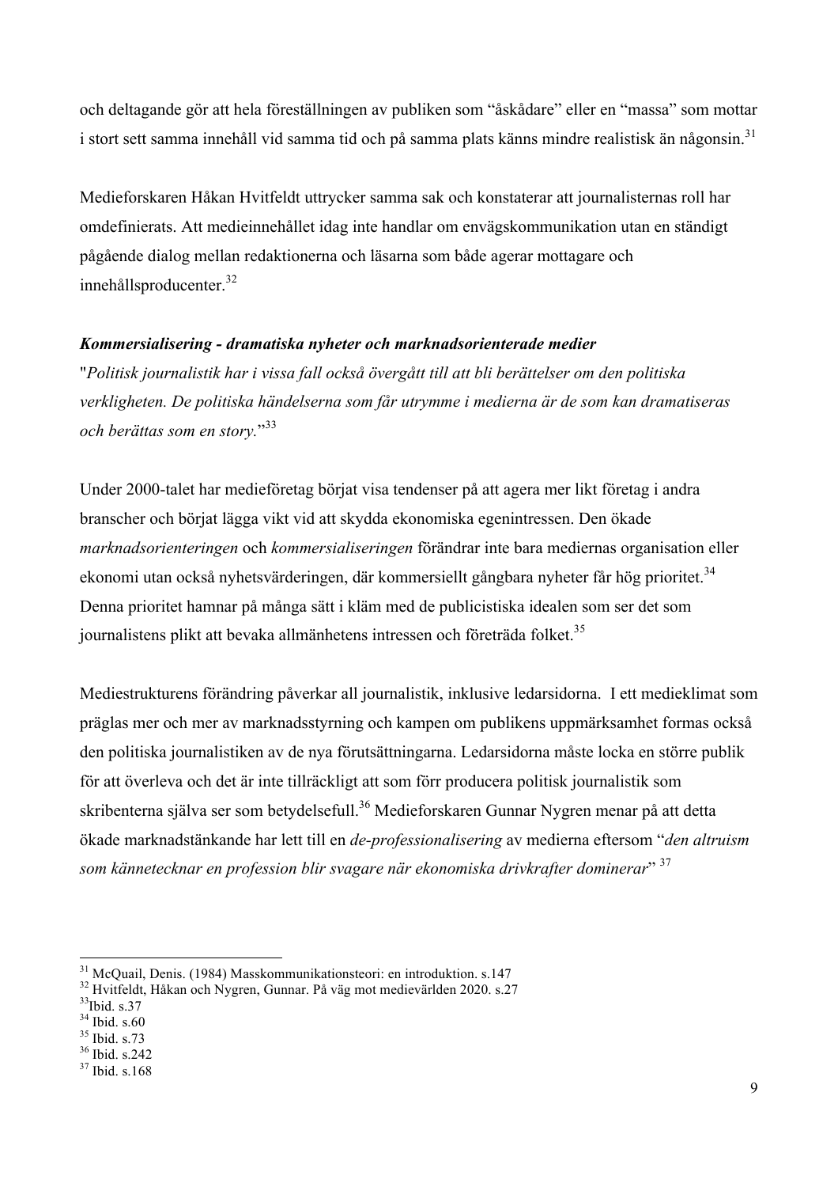och deltagande gör att hela föreställningen av publiken som "åskådare" eller en "massa" som mottar i stort sett samma innehåll vid samma tid och på samma plats känns mindre realistisk än någonsin.[31]

Medieforskaren Håkan Hvitfeldt uttrycker samma sak och konstaterar att journalisternas roll har omdefinierats. Att medieinnehållet idag inte handlar om envägskommunikation utan en ständigt pågående dialog mellan redaktionerna och läsarna som både agerar mottagare och innehållsproducenter.[32]

***Kommersialisering - dramatiska nyheter och marknadsorienterade medier***

"*Politisk journalistik har i vissa fall också övergått till att bli berättelser om den politiska verkligheten. De politiska händelserna som får utrymme i medierna är de som kan dramatiseras och berättas som en story.*"[33]

Under 2000-talet har medieföretag börjat visa tendenser på att agera mer likt företag i andra branscher och börjat lägga vikt vid att skydda ekonomiska egenintressen. Den ökade *marknadsorienteringen* och *kommersialiseringen* förändrar inte bara mediernas organisation eller ekonomi utan också nyhetsvärderingen, där kommersiellt gångbara nyheter får hög prioritet.[34] Denna prioritet hamnar på många sätt i kläm med de publicistiska idealen som ser det som journalistens plikt att bevaka allmänhetens intressen och företräda folket.[35]

Mediestrukturens förändring påverkar all journalistik, inklusive ledarsidorna. I ett medieklimat som präglas mer och mer av marknadsstyrning och kampen om publikens uppmärksamhet formas också den politiska journalistiken av de nya förutsättningarna. Ledarsidorna måste locka en större publik för att överleva och det är inte tillräckligt att som förr producera politisk journalistik som skribenterna själva ser som betydelsefull.[36] Medieforskaren Gunnar Nygren menar på att detta ökade marknadstänkande har lett till en *de-professionalisering* av medierna eftersom "*den altruism som kännetecknar en profession blir svagare när ekonomiska drivkrafter dominerar*" [37]

---

[31] McQuail, Denis. (1984) Masskommunikationsteori: en introduktion. s.147
[32] Hvitfeldt, Håkan och Nygren, Gunnar. På väg mot medievärlden 2020. s.27
[33] Ibid. s.37
[34] Ibid. s.60
[35] Ibid. s.73
[36] Ibid. s.242
[37] Ibid. s.168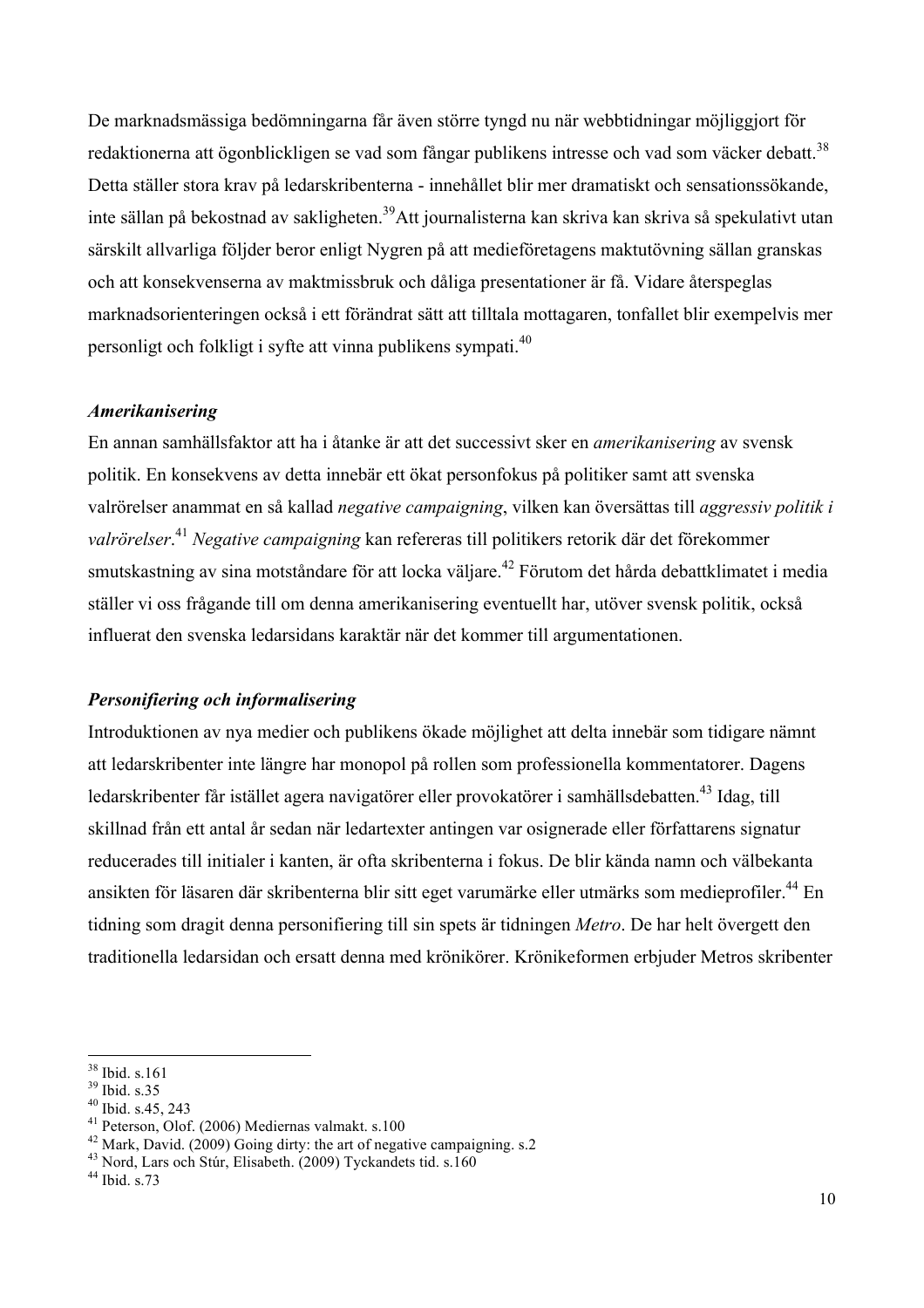De marknadsmässiga bedömningarna får även större tyngd nu när webbtidningar möjliggjort för redaktionerna att ögonblickligen se vad som fångar publikens intresse och vad som väcker debatt.[38] Detta ställer stora krav på ledarskribenterna - innehållet blir mer dramatiskt och sensationssökande, inte sällan på bekostnad av sakligheten.[39]Att journalisterna kan skriva kan skriva så spekulativt utan särskilt allvarliga följder beror enligt Nygren på att medieföretagens maktutövning sällan granskas och att konsekvenserna av maktmissbruk och dåliga presentationer är få. Vidare återspeglas marknadsorienteringen också i ett förändrat sätt att tilltala mottagaren, tonfallet blir exempelvis mer personligt och folkligt i syfte att vinna publikens sympati.[40]

### *Amerikanisering*

En annan samhällsfaktor att ha i åtanke är att det successivt sker en *amerikanisering* av svensk politik. En konsekvens av detta innebär ett ökat personfokus på politiker samt att svenska valrörelser anammat en så kallad *negative campaigning*, vilken kan översättas till *aggressiv politik i valrörelser*.[41] *Negative campaigning* kan refereras till politikers retorik där det förekommer smutskastning av sina motståndare för att locka väljare.[42] Förutom det hårda debattklimatet i media ställer vi oss frågande till om denna amerikanisering eventuellt har, utöver svensk politik, också influerat den svenska ledarsidans karaktär när det kommer till argumentationen.

### *Personifiering och informalisering*

Introduktionen av nya medier och publikens ökade möjlighet att delta innebär som tidigare nämnt att ledarskribenter inte längre har monopol på rollen som professionella kommentatorer. Dagens ledarskribenter får istället agera navigatörer eller provokatörer i samhällsdebatten.[43] Idag, till skillnad från ett antal år sedan när ledartexter antingen var osignerade eller författarens signatur reducerades till initialer i kanten, är ofta skribenterna i fokus. De blir kända namn och välbekanta ansikten för läsaren där skribenterna blir sitt eget varumärke eller utmärks som medieprofiler.[44] En tidning som dragit denna personifiering till sin spets är tidningen *Metro*. De har helt övergett den traditionella ledarsidan och ersatt denna med krönikörer. Krönikeformen erbjuder Metros skribenter

---

[38] Ibid. s.161
[39] Ibid. s.35
[40] Ibid. s.45, 243
[41] Peterson, Olof. (2006) Mediernas valmakt. s.100
[42] Mark, David. (2009) Going dirty: the art of negative campaigning. s.2
[43] Nord, Lars och Stúr, Elisabeth. (2009) Tyckandets tid. s.160
[44] Ibid. s.73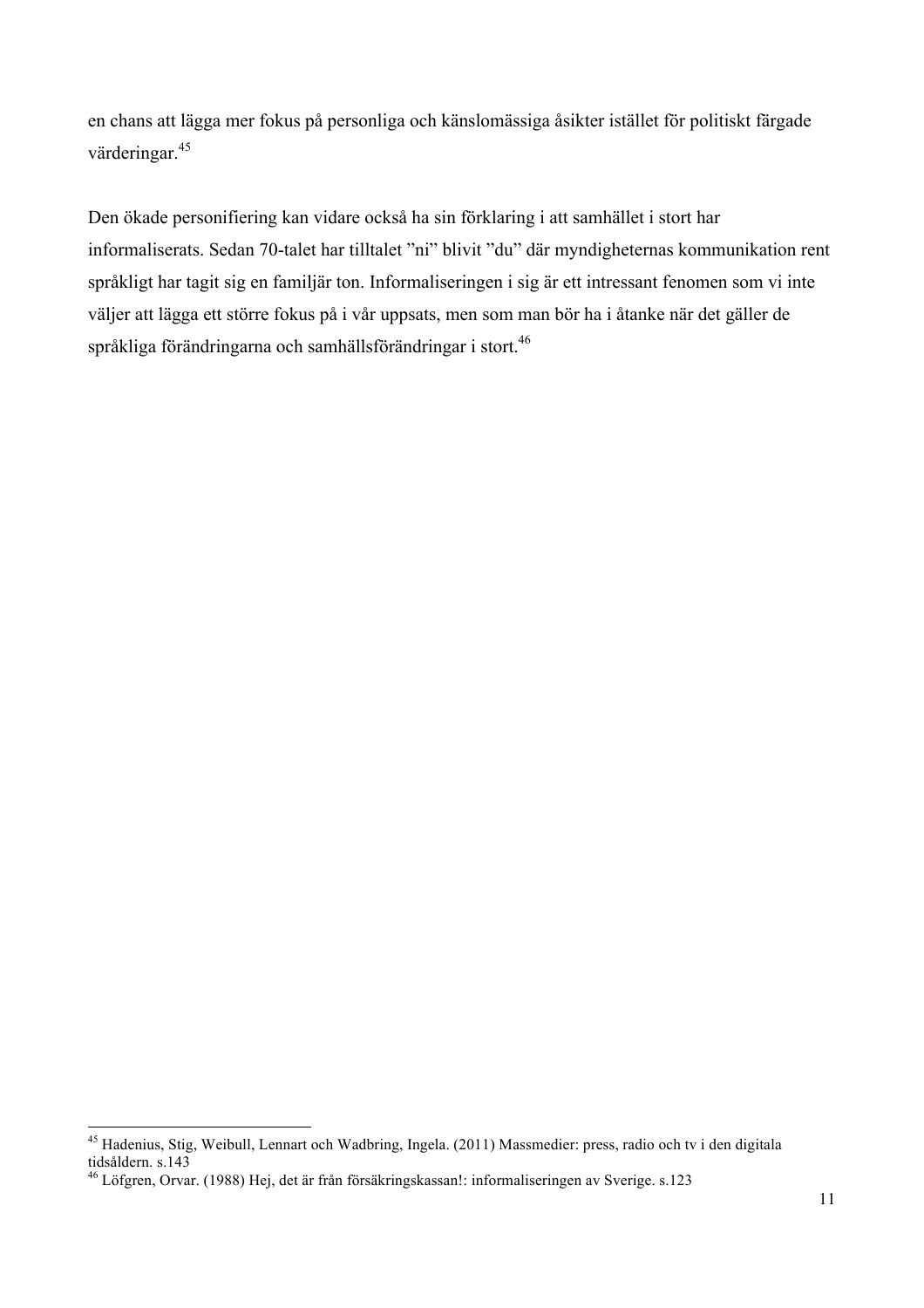en chans att lägga mer fokus på personliga och känslomässiga åsikter istället för politiskt färgade värderingar.[45]

Den ökade personifiering kan vidare också ha sin förklaring i att samhället i stort har informaliserats. Sedan 70-talet har tilltalet ”ni” blivit ”du” där myndigheternas kommunikation rent språkligt har tagit sig en familjär ton. Informaliseringen i sig är ett intressant fenomen som vi inte väljer att lägga ett större fokus på i vår uppsats, men som man bör ha i åtanke när det gäller de språkliga förändringarna och samhällsförändringar i stort.[46]

---

[45] Hadenius, Stig, Weibull, Lennart och Wadbring, Ingela. (2011) Massmedier: press, radio och tv i den digitala tidsåldern. s.143

[46] Löfgren, Orvar. (1988) Hej, det är från försäkringskassan!: informaliseringen av Sverige. s.123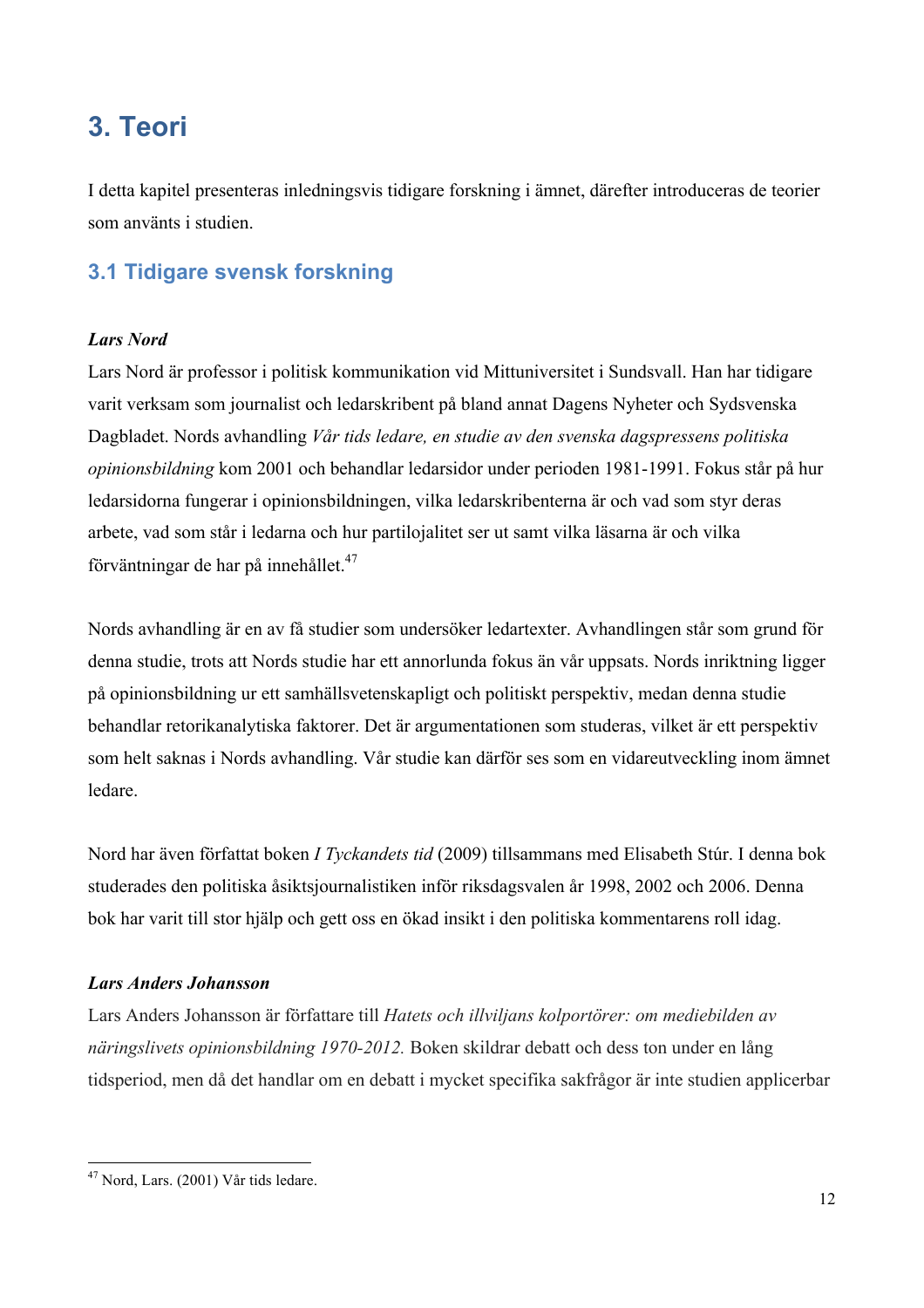# 3. Teori

I detta kapitel presenteras inledningsvis tidigare forskning i ämnet, därefter introduceras de teorier som använts i studien.

## 3.1 Tidigare svensk forskning

***Lars Nord***

Lars Nord är professor i politisk kommunikation vid Mittuniversitet i Sundsvall. Han har tidigare varit verksam som journalist och ledarskribent på bland annat Dagens Nyheter och Sydsvenska Dagbladet. Nords avhandling *Vår tids ledare, en studie av den svenska dagspressens politiska opinionsbildning* kom 2001 och behandlar ledarsidor under perioden 1981-1991. Fokus står på hur ledarsidorna fungerar i opinionsbildningen, vilka ledarskribenterna är och vad som styr deras arbete, vad som står i ledarna och hur partilojalitet ser ut samt vilka läsarna är och vilka förväntningar de har på innehållet.[47]

Nords avhandling är en av få studier som undersöker ledartexter. Avhandlingen står som grund för denna studie, trots att Nords studie har ett annorlunda fokus än vår uppsats. Nords inriktning ligger på opinionsbildning ur ett samhällsvetenskapligt och politiskt perspektiv, medan denna studie behandlar retorikanalytiska faktorer. Det är argumentationen som studeras, vilket är ett perspektiv som helt saknas i Nords avhandling. Vår studie kan därför ses som en vidareutveckling inom ämnet ledare.

Nord har även författat boken *I Tyckandets tid* (2009) tillsammans med Elisabeth Stúr. I denna bok studerades den politiska åsiktsjournalistiken inför riksdagsvalen år 1998, 2002 och 2006. Denna bok har varit till stor hjälp och gett oss en ökad insikt i den politiska kommentarens roll idag.

***Lars Anders Johansson***

Lars Anders Johansson är författare till *Hatets och illviljans kolportörer: om mediebilden av näringslivets opinionsbildning 1970-2012.* Boken skildrar debatt och dess ton under en lång tidsperiod, men då det handlar om en debatt i mycket specifika sakfrågor är inte studien applicerbar

[47] Nord, Lars. (2001) Vår tids ledare.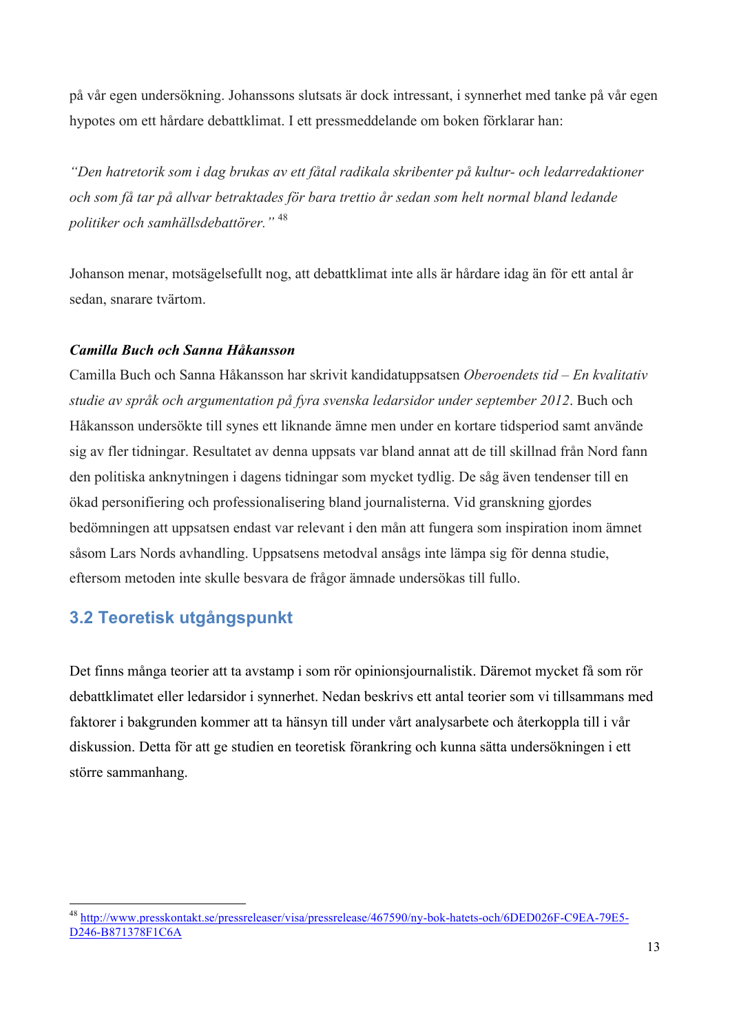på vår egen undersökning. Johanssons slutsats är dock intressant, i synnerhet med tanke på vår egen hypotes om ett hårdare debattklimat. I ett pressmeddelande om boken förklarar han:

*"Den hatretorik som i dag brukas av ett fåtal radikala skribenter på kultur- och ledarredaktioner och som få tar på allvar betraktades för bara trettio år sedan som helt normal bland ledande politiker och samhällsdebattörer."* [48]

Johanson menar, motsägelsefullt nog, att debattklimat inte alls är hårdare idag än för ett antal år sedan, snarare tvärtom.

***Camilla Buch och Sanna Håkansson***

Camilla Buch och Sanna Håkansson har skrivit kandidatuppsatsen *Oberoendets tid – En kvalitativ studie av språk och argumentation på fyra svenska ledarsidor under september 2012*. Buch och Håkansson undersökte till synes ett liknande ämne men under en kortare tidsperiod samt använde sig av fler tidningar. Resultatet av denna uppsats var bland annat att de till skillnad från Nord fann den politiska anknytningen i dagens tidningar som mycket tydlig. De såg även tendenser till en ökad personifiering och professionalisering bland journalisterna. Vid granskning gjordes bedömningen att uppsatsen endast var relevant i den mån att fungera som inspiration inom ämnet såsom Lars Nords avhandling. Uppsatsens metodval ansågs inte lämpa sig för denna studie, eftersom metoden inte skulle besvara de frågor ämnade undersökas till fullo.

## 3.2 Teoretisk utgångspunkt

Det finns många teorier att ta avstamp i som rör opinionsjournalistik. Däremot mycket få som rör debattklimatet eller ledarsidor i synnerhet. Nedan beskrivs ett antal teorier som vi tillsammans med faktorer i bakgrunden kommer att ta hänsyn till under vårt analysarbete och återkoppla till i vår diskussion. Detta för att ge studien en teoretisk förankring och kunna sätta undersökningen i ett större sammanhang.

---

[48] http://www.presskontakt.se/pressreleaser/visa/pressrelease/467590/ny-bok-hatets-och/6DED026F-C9EA-79E5-D246-B871378F1C6A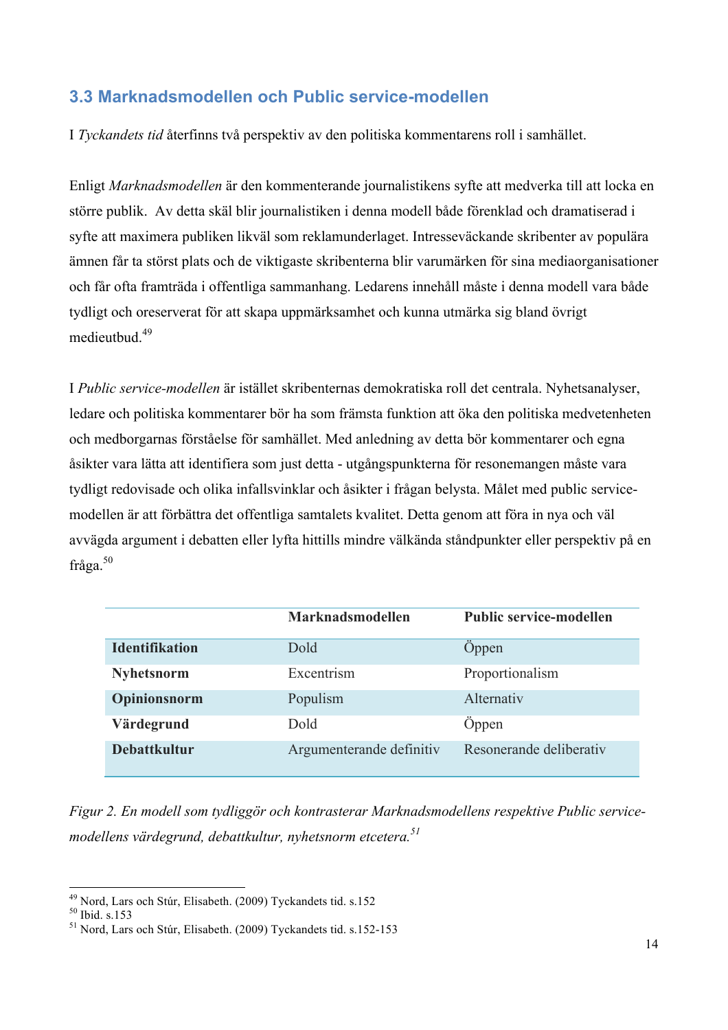## 3.3 Marknadsmodellen och Public service-modellen

I *Tyckandets tid* återfinns två perspektiv av den politiska kommentarens roll i samhället.

Enligt *Marknadsmodellen* är den kommenterande journalistikens syfte att medverka till att locka en större publik.  Av detta skäl blir journalistiken i denna modell både förenklad och dramatiserad i syfte att maximera publiken likväl som reklamunderlaget. Intresseväckande skribenter av populära ämnen får ta störst plats och de viktigaste skribenterna blir varumärken för sina mediaorganisationer och får ofta framträda i offentliga sammanhang. Ledarens innehåll måste i denna modell vara både tydligt och oreserverat för att skapa uppmärksamhet och kunna utmärka sig bland övrigt medieutbud.[49]

I *Public service-modellen* är istället skribenternas demokratiska roll det centrala. Nyhetsanalyser, ledare och politiska kommentarer bör ha som främsta funktion att öka den politiska medvetenheten och medborgarnas förståelse för samhället. Med anledning av detta bör kommentarer och egna åsikter vara lätta att identifiera som just detta - utgångspunkterna för resonemangen måste vara tydligt redovisade och olika infallsvinklar och åsikter i frågan belysta. Målet med public service-modellen är att förbättra det offentliga samtalets kvalitet. Detta genom att föra in nya och väl avvägda argument i debatten eller lyfta hittills mindre välkända ståndpunkter eller perspektiv på en fråga.[50]

| | **Marknadsmodellen** | **Public service-modellen** |
|---|---|---|
| **Identifikation** | Dold | Öppen |
| **Nyhetsnorm** | Excentrism | Proportionalism |
| **Opinionsnorm** | Populism | Alternativ |
| **Värdegrund** | Dold | Öppen |
| **Debattkultur** | Argumenterande definitiv | Resonerande deliberativ |

*Figur 2. En modell som tydliggör och kontrasterar Marknadsmodellens respektive Public service-modellens värdegrund, debattkultur, nyhetsnorm etcetera.*[51]

---

[49] Nord, Lars och Stúr, Elisabeth. (2009) Tyckandets tid. s.152
[50] Ibid. s.153
[51] Nord, Lars och Stúr, Elisabeth. (2009) Tyckandets tid. s.152-153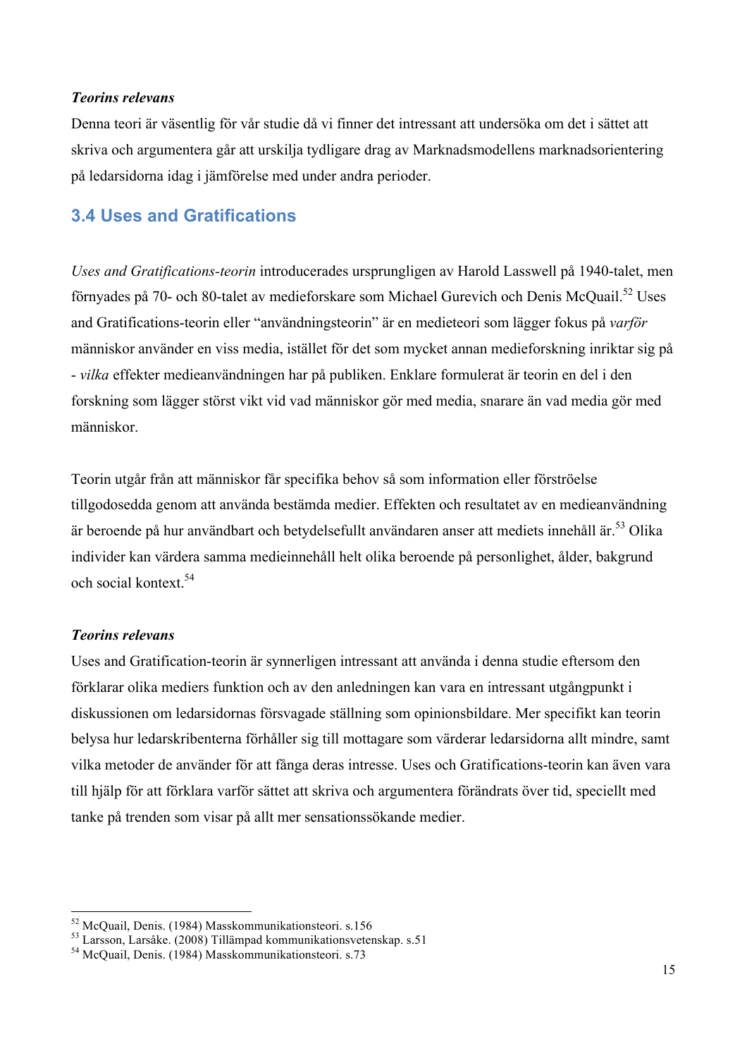***Teorins relevans***

Denna teori är väsentlig för vår studie då vi finner det intressant att undersöka om det i sättet att skriva och argumentera går att urskilja tydligare drag av Marknadsmodellens marknadsorientering på ledarsidorna idag i jämförelse med under andra perioder.

## 3.4 Uses and Gratifications

*Uses and Gratifications-teorin* introducerades ursprungligen av Harold Lasswell på 1940-talet, men förnyades på 70- och 80-talet av medieforskare som Michael Gurevich och Denis McQuail.[52] Uses and Gratifications-teorin eller "användningsteorin" är en medieteori som lägger fokus på *varför* människor använder en viss media, istället för det som mycket annan medieforskning inriktar sig på - *vilka* effekter medieanvändningen har på publiken. Enklare formulerat är teorin en del i den forskning som lägger störst vikt vid vad människor gör med media, snarare än vad media gör med människor.

Teorin utgår från att människor får specifika behov så som information eller förströelse tillgodosedda genom att använda bestämda medier. Effekten och resultatet av en medieanvändning är beroende på hur användbart och betydelsefullt användaren anser att mediets innehåll är.[53] Olika individer kan värdera samma medieinnehåll helt olika beroende på personlighet, ålder, bakgrund och social kontext.[54]

***Teorins relevans***

Uses and Gratification-teorin är synnerligen intressant att använda i denna studie eftersom den förklarar olika mediers funktion och av den anledningen kan vara en intressant utgångpunkt i diskussionen om ledarsidornas försvagade ställning som opinionsbildare. Mer specifikt kan teorin belysa hur ledarskribenterna förhåller sig till mottagare som värderar ledarsidorna allt mindre, samt vilka metoder de använder för att fånga deras intresse. Uses och Gratifications-teorin kan även vara till hjälp för att förklara varför sättet att skriva och argumentera förändrats över tid, speciellt med tanke på trenden som visar på allt mer sensationssökande medier.

---

[52] McQuail, Denis. (1984) Masskommunikationsteori. s.156

[53] Larsson, Larsåke. (2008) Tillämpad kommunikationsvetenskap. s.51

[54] McQuail, Denis. (1984) Masskommunikationsteori. s.73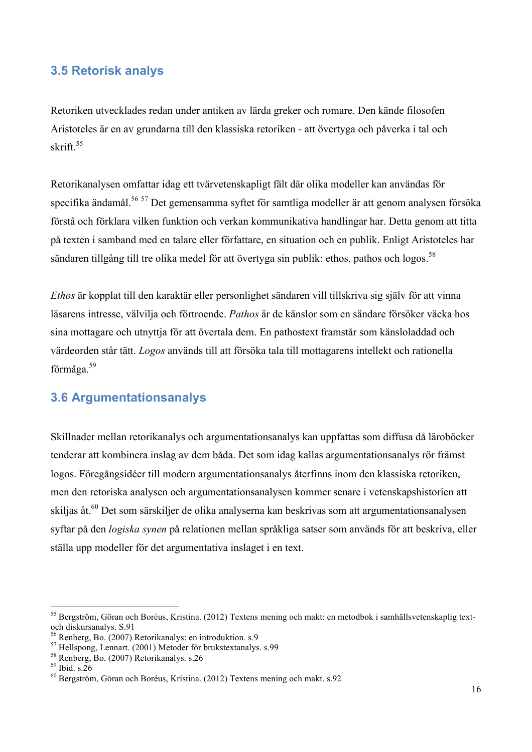## 3.5 Retorisk analys

Retoriken utvecklades redan under antiken av lärda greker och romare. Den kände filosofen Aristoteles är en av grundarna till den klassiska retoriken - att övertyga och påverka i tal och skrift.[55]

Retorikanalysen omfattar idag ett tvärvetenskapligt fält där olika modeller kan användas för specifika ändamål.[56] [57] Det gemensamma syftet för samtliga modeller är att genom analysen försöka förstå och förklara vilken funktion och verkan kommunikativa handlingar har. Detta genom att titta på texten i samband med en talare eller författare, en situation och en publik. Enligt Aristoteles har sändaren tillgång till tre olika medel för att övertyga sin publik: ethos, pathos och logos.[58]

*Ethos* är kopplat till den karaktär eller personlighet sändaren vill tillskriva sig själv för att vinna läsarens intresse, välvilja och förtroende. *Pathos* är de känslor som en sändare försöker väcka hos sina mottagare och utnyttja för att övertala dem. En pathostext framstår som känsloladdad och värdeorden står tätt. *Logos* används till att försöka tala till mottagarens intellekt och rationella förmåga.[59]

## 3.6 Argumentationsanalys

Skillnader mellan retorikanalys och argumentationsanalys kan uppfattas som diffusa då läroböcker tenderar att kombinera inslag av dem båda. Det som idag kallas argumentationsanalys rör främst logos. Föregångsidéer till modern argumentationsanalys återfinns inom den klassiska retoriken, men den retoriska analysen och argumentationsanalysen kommer senare i vetenskapshistorien att skiljas åt.[60] Det som särskiljer de olika analyserna kan beskrivas som att argumentationsanalysen syftar på den *logiska synen* på relationen mellan språkliga satser som används för att beskriva, eller ställa upp modeller för det argumentativa inslaget i en text.

---

[55] Bergström, Göran och Boréus, Kristina. (2012) Textens mening och makt: en metodbok i samhällsvetenskaplig text- och diskursanalys. S.91

[56] Renberg, Bo. (2007) Retorikanalys: en introduktion. s.9

[57] Hellspong, Lennart. (2001) Metoder för brukstextanalys. s.99

[58] Renberg, Bo. (2007) Retorikanalys. s.26

[59] Ibid. s.26

[60] Bergström, Göran och Boréus, Kristina. (2012) Textens mening och makt. s.92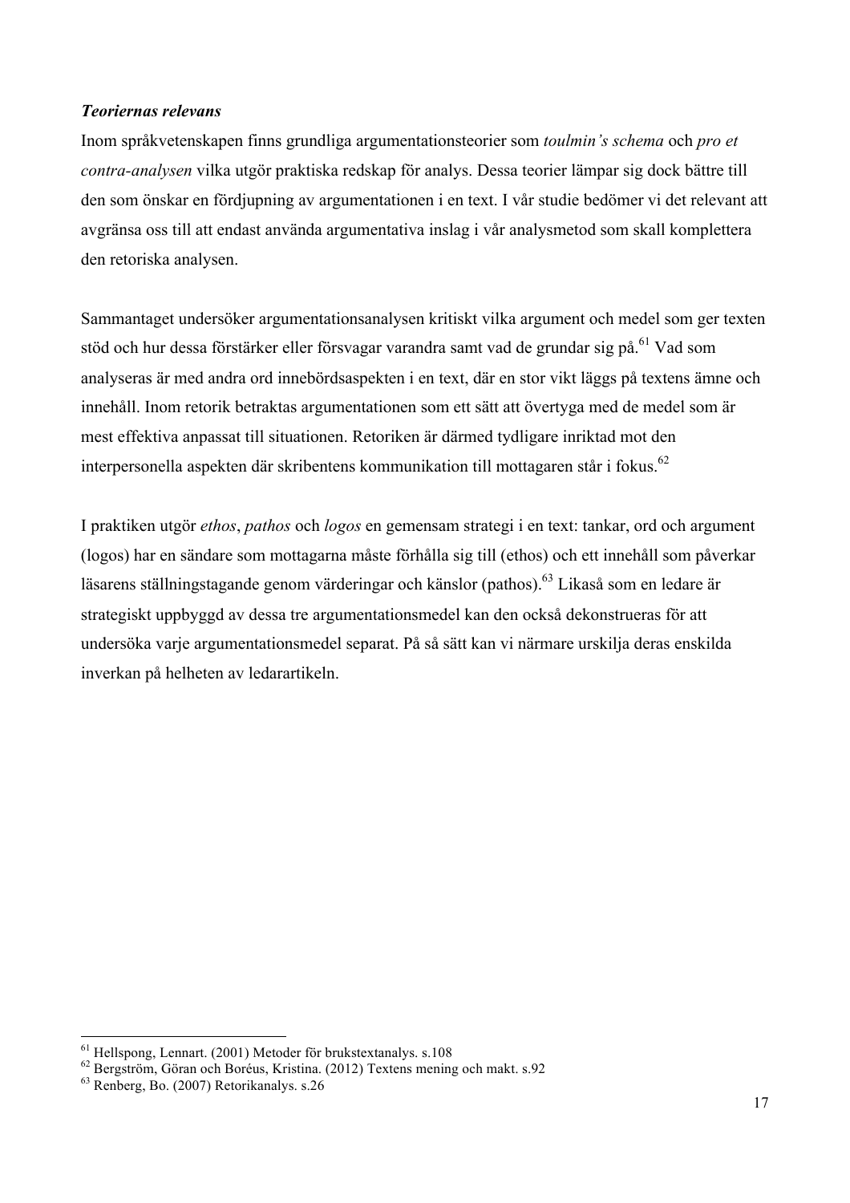***Teoriernas relevans***

Inom språkvetenskapen finns grundliga argumentationsteorier som *toulmin's schema* och *pro et contra-analysen* vilka utgör praktiska redskap för analys. Dessa teorier lämpar sig dock bättre till den som önskar en fördjupning av argumentationen i en text. I vår studie bedömer vi det relevant att avgränsa oss till att endast använda argumentativa inslag i vår analysmetod som skall komplettera den retoriska analysen.

Sammantaget undersöker argumentationsanalysen kritiskt vilka argument och medel som ger texten stöd och hur dessa förstärker eller försvagar varandra samt vad de grundar sig på.[61] Vad som analyseras är med andra ord innebördsaspekten i en text, där en stor vikt läggs på textens ämne och innehåll. Inom retorik betraktas argumentationen som ett sätt att övertyga med de medel som är mest effektiva anpassat till situationen. Retoriken är därmed tydligare inriktad mot den interpersonella aspekten där skribentens kommunikation till mottagaren står i fokus.[62]

I praktiken utgör *ethos*, *pathos* och *logos* en gemensam strategi i en text: tankar, ord och argument (logos) har en sändare som mottagarna måste förhålla sig till (ethos) och ett innehåll som påverkar läsarens ställningstagande genom värderingar och känslor (pathos).[63] Likaså som en ledare är strategiskt uppbyggd av dessa tre argumentationsmedel kan den också dekonstrueras för att undersöka varje argumentationsmedel separat. På så sätt kan vi närmare urskilja deras enskilda inverkan på helheten av ledarartikeln.

---

[61] Hellspong, Lennart. (2001) Metoder för brukstextanalys. s.108
[62] Bergström, Göran och Boréus, Kristina. (2012) Textens mening och makt. s.92
[63] Renberg, Bo. (2007) Retorikanalys. s.26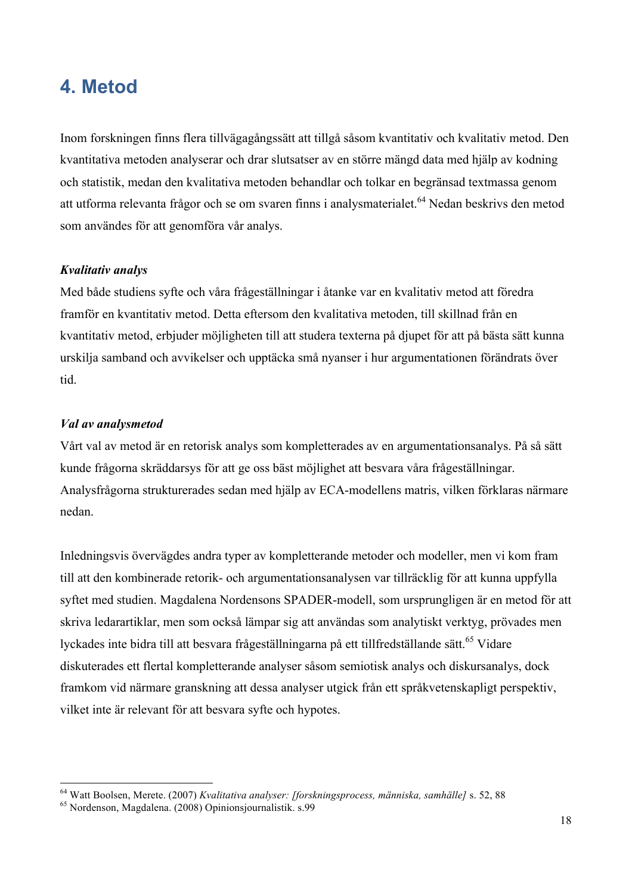# 4. Metod

Inom forskningen finns flera tillvägagångssätt att tillgå såsom kvantitativ och kvalitativ metod. Den kvantitativa metoden analyserar och drar slutsatser av en större mängd data med hjälp av kodning och statistik, medan den kvalitativa metoden behandlar och tolkar en begränsad textmassa genom att utforma relevanta frågor och se om svaren finns i analysmaterialet.[64] Nedan beskrivs den metod som användes för att genomföra vår analys.

***Kvalitativ analys***

Med både studiens syfte och våra frågeställningar i åtanke var en kvalitativ metod att föredra framför en kvantitativ metod. Detta eftersom den kvalitativa metoden, till skillnad från en kvantitativ metod, erbjuder möjligheten till att studera texterna på djupet för att på bästa sätt kunna urskilja samband och avvikelser och upptäcka små nyanser i hur argumentationen förändrats över tid.

***Val av analysmetod***

Vårt val av metod är en retorisk analys som kompletterades av en argumentationsanalys. På så sätt kunde frågorna skräddarsys för att ge oss bäst möjlighet att besvara våra frågeställningar. Analysfrågorna strukturerades sedan med hjälp av ECA-modellens matris, vilken förklaras närmare nedan.

Inledningsvis övervägdes andra typer av kompletterande metoder och modeller, men vi kom fram till att den kombinerade retorik- och argumentationsanalysen var tillräcklig för att kunna uppfylla syftet med studien. Magdalena Nordensons SPADER-modell, som ursprungligen är en metod för att skriva ledarartiklar, men som också lämpar sig att användas som analytiskt verktyg, prövades men lyckades inte bidra till att besvara frågeställningarna på ett tillfredställande sätt.[65] Vidare diskuterades ett flertal kompletterande analyser såsom semiotisk analys och diskursanalys, dock framkom vid närmare granskning att dessa analyser utgick från ett språkvetenskapligt perspektiv, vilket inte är relevant för att besvara syfte och hypotes.

---

[64] Watt Boolsen, Merete. (2007) *Kvalitativa analyser: [forskningsprocess, människa, samhälle]* s. 52, 88

[65] Nordenson, Magdalena. (2008) Opinionsjournalistik. s.99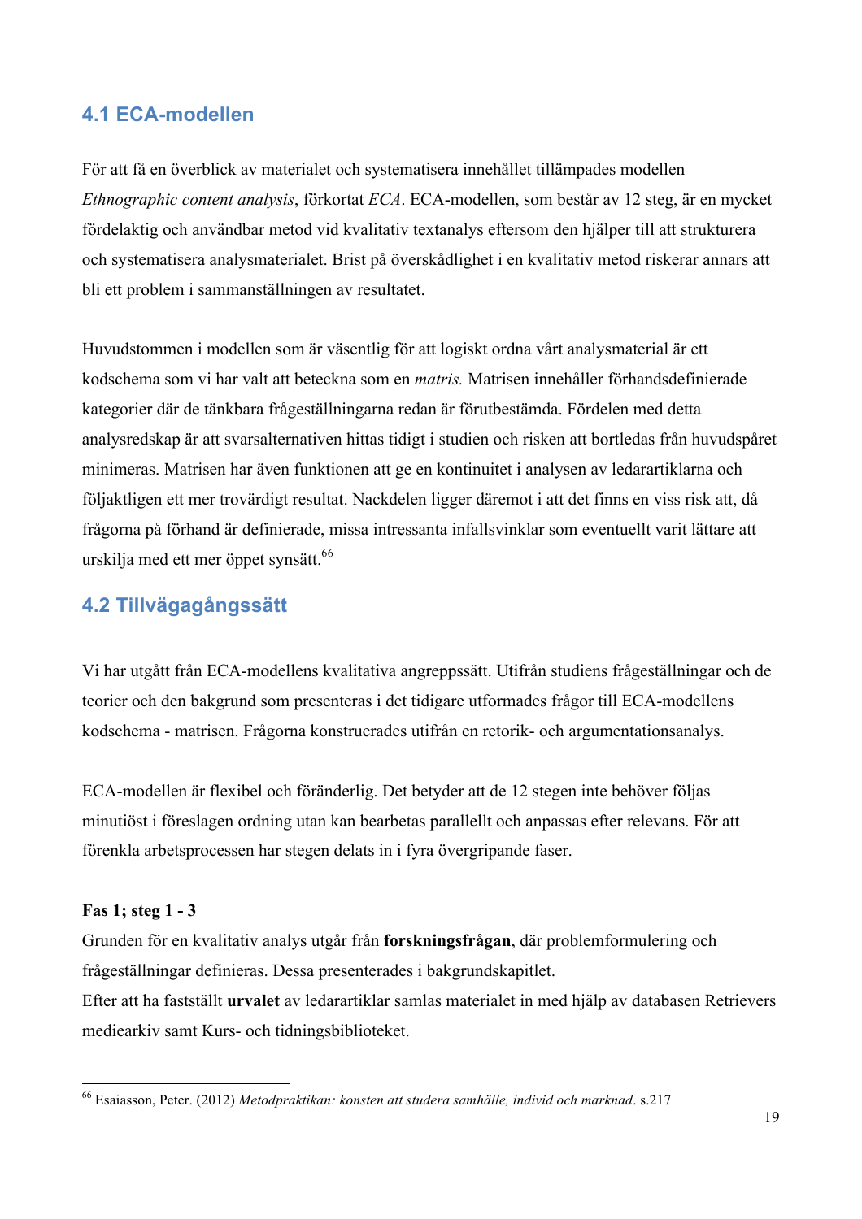## 4.1 ECA-modellen

För att få en överblick av materialet och systematisera innehållet tillämpades modellen *Ethnographic content analysis*, förkortat *ECA*. ECA-modellen, som består av 12 steg, är en mycket fördelaktig och användbar metod vid kvalitativ textanalys eftersom den hjälper till att strukturera och systematisera analysmaterialet. Brist på överskådlighet i en kvalitativ metod riskerar annars att bli ett problem i sammanställningen av resultatet.

Huvudstommen i modellen som är väsentlig för att logiskt ordna vårt analysmaterial är ett kodschema som vi har valt att beteckna som en *matris.* Matrisen innehåller förhandsdefinierade kategorier där de tänkbara frågeställningarna redan är förutbestämda. Fördelen med detta analysredskap är att svarsalternativen hittas tidigt i studien och risken att bortledas från huvudspåret minimeras. Matrisen har även funktionen att ge en kontinuitet i analysen av ledarartiklarna och följaktligen ett mer trovärdigt resultat. Nackdelen ligger däremot i att det finns en viss risk att, då frågorna på förhand är definierade, missa intressanta infallsvinklar som eventuellt varit lättare att urskilja med ett mer öppet synsätt.[66]

## 4.2 Tillvägagångssätt

Vi har utgått från ECA-modellens kvalitativa angreppssätt. Utifrån studiens frågeställningar och de teorier och den bakgrund som presenteras i det tidigare utformades frågor till ECA-modellens kodschema - matrisen. Frågorna konstruerades utifrån en retorik- och argumentationsanalys.

ECA-modellen är flexibel och föränderlig. Det betyder att de 12 stegen inte behöver följas minutiöst i föreslagen ordning utan kan bearbetas parallellt och anpassas efter relevans. För att förenkla arbetsprocessen har stegen delats in i fyra övergripande faser.

**Fas 1; steg 1 - 3**

Grunden för en kvalitativ analys utgår från **forskningsfrågan**, där problemformulering och frågeställningar definieras. Dessa presenterades i bakgrundskapitlet.

Efter att ha fastställt **urvalet** av ledarartiklar samlas materialet in med hjälp av databasen Retrievers mediearkiv samt Kurs- och tidningsbiblioteket.

---

[66] Esaiasson, Peter. (2012) *Metodpraktikan: konsten att studera samhälle, individ och marknad*. s.217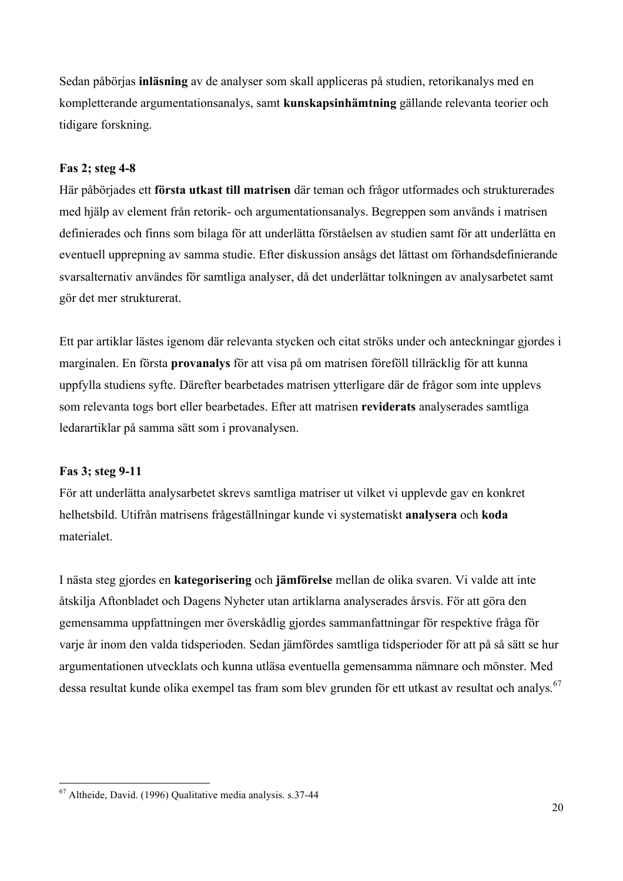Sedan påbörjas **inläsning** av de analyser som skall appliceras på studien, retorikanalys med en kompletterande argumentationsanalys, samt **kunskapsinhämtning** gällande relevanta teorier och tidigare forskning.

**Fas 2; steg 4-8**

Här påbörjades ett **första utkast till matrisen** där teman och frågor utformades och strukturerades med hjälp av element från retorik- och argumentationsanalys. Begreppen som används i matrisen definierades och finns som bilaga för att underlätta förståelsen av studien samt för att underlätta en eventuell upprepning av samma studie. Efter diskussion ansågs det lättast om förhandsdefinierande svarsalternativ användes för samtliga analyser, då det underlättar tolkningen av analysarbetet samt gör det mer strukturerat.

Ett par artiklar lästes igenom där relevanta stycken och citat ströks under och anteckningar gjordes i marginalen. En första **provanalys** för att visa på om matrisen föreföll tillräcklig för att kunna uppfylla studiens syfte. Därefter bearbetades matrisen ytterligare där de frågor som inte upplevs som relevanta togs bort eller bearbetades. Efter att matrisen **reviderats** analyserades samtliga ledarartiklar på samma sätt som i provanalysen.

**Fas 3; steg 9-11**

För att underlätta analysarbetet skrevs samtliga matriser ut vilket vi upplevde gav en konkret helhetsbild. Utifrån matrisens frågeställningar kunde vi systematiskt **analysera** och **koda** materialet.

I nästa steg gjordes en **kategorisering** och **jämförelse** mellan de olika svaren. Vi valde att inte åtskilja Aftonbladet och Dagens Nyheter utan artiklarna analyserades årsvis. För att göra den gemensamma uppfattningen mer överskådlig gjordes sammanfattningar för respektive fråga för varje år inom den valda tidsperioden. Sedan jämfördes samtliga tidsperioder för att på så sätt se hur argumentationen utvecklats och kunna utläsa eventuella gemensamma nämnare och mönster. Med dessa resultat kunde olika exempel tas fram som blev grunden för ett utkast av resultat och analys.[67]

---

[67] Altheide, David. (1996) Qualitative media analysis. s.37-44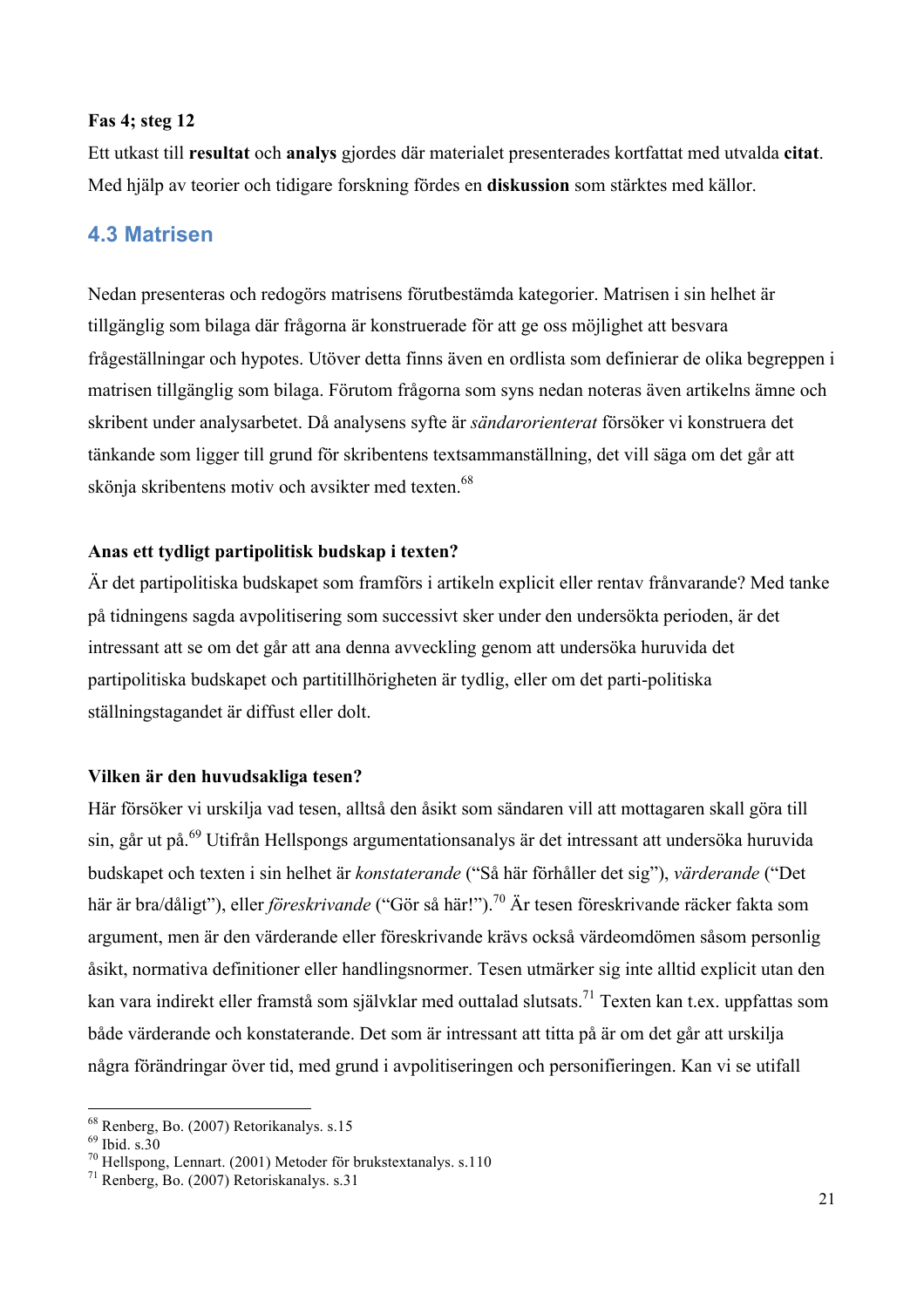**Fas 4; steg 12**

Ett utkast till **resultat** och **analys** gjordes där materialet presenterades kortfattat med utvalda **citat**. Med hjälp av teorier och tidigare forskning fördes en **diskussion** som stärktes med källor.

## 4.3 Matrisen

Nedan presenteras och redogörs matrisens förutbestämda kategorier. Matrisen i sin helhet är tillgänglig som bilaga där frågorna är konstruerade för att ge oss möjlighet att besvara frågeställningar och hypotes. Utöver detta finns även en ordlista som definierar de olika begreppen i matrisen tillgänglig som bilaga. Förutom frågorna som syns nedan noteras även artikelns ämne och skribent under analysarbetet. Då analysens syfte är *sändarorienterat* försöker vi konstruera det tänkande som ligger till grund för skribentens textsammanställning, det vill säga om det går att skönja skribentens motiv och avsikter med texten.[68]

**Anas ett tydligt partipolitisk budskap i texten?**

Är det partipolitiska budskapet som framförs i artikeln explicit eller rentav frånvarande? Med tanke på tidningens sagda avpolitisering som successivt sker under den undersökta perioden, är det intressant att se om det går att ana denna avveckling genom att undersöka huruvida det partipolitiska budskapet och partitillhörigheten är tydlig, eller om det parti-politiska ställningstagandet är diffust eller dolt.

**Vilken är den huvudsakliga tesen?**

Här försöker vi urskilja vad tesen, alltså den åsikt som sändaren vill att mottagaren skall göra till sin, går ut på.[69] Utifrån Hellspongs argumentationsanalys är det intressant att undersöka huruvida budskapet och texten i sin helhet är *konstaterande* ("Så här förhåller det sig"), *värderande* ("Det här är bra/dåligt"), eller *föreskrivande* ("Gör så här!").[70] Är tesen föreskrivande räcker fakta som argument, men är den värderande eller föreskrivande krävs också värdeomdömen såsom personlig åsikt, normativa definitioner eller handlingsnormer. Tesen utmärker sig inte alltid explicit utan den kan vara indirekt eller framstå som självklar med outtalad slutsats.[71] Texten kan t.ex. uppfattas som både värderande och konstaterande. Det som är intressant att titta på är om det går att urskilja några förändringar över tid, med grund i avpolitiseringen och personifieringen. Kan vi se utifall

---

[68] Renberg, Bo. (2007) Retorikanalys. s.15
[69] Ibid. s.30
[70] Hellspong, Lennart. (2001) Metoder för brukstextanalys. s.110
[71] Renberg, Bo. (2007) Retoriskanalys. s.31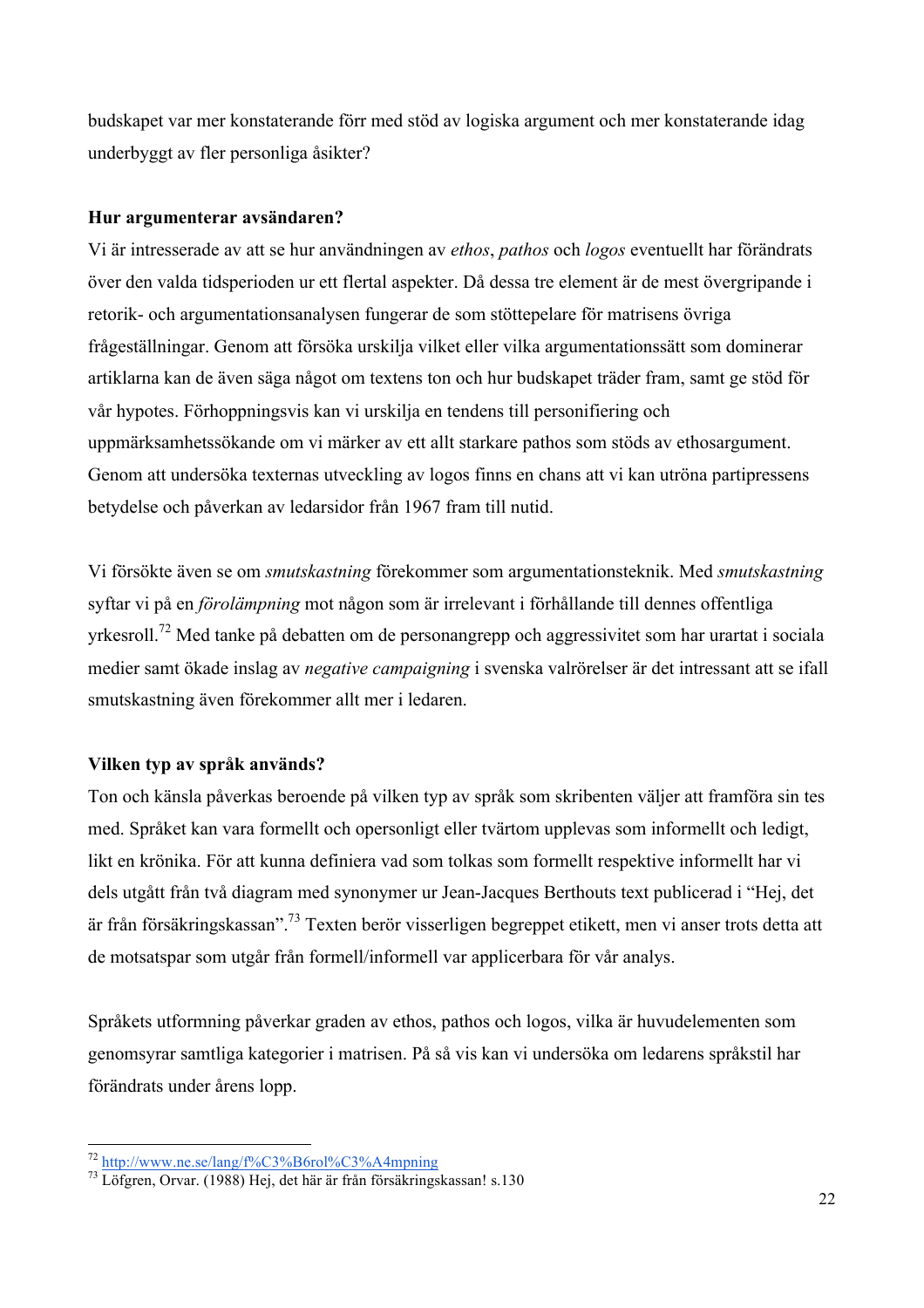budskapet var mer konstaterande förr med stöd av logiska argument och mer konstaterande idag underbyggt av fler personliga åsikter?

**Hur argumenterar avsändaren?**

Vi är intresserade av att se hur användningen av *ethos*, *pathos* och *logos* eventuellt har förändrats över den valda tidsperioden ur ett flertal aspekter. Då dessa tre element är de mest övergripande i retorik- och argumentationsanalysen fungerar de som stöttepelare för matrisens övriga frågeställningar. Genom att försöka urskilja vilket eller vilka argumentationssätt som dominerar artiklarna kan de även säga något om textens ton och hur budskapet träder fram, samt ge stöd för vår hypotes. Förhoppningsvis kan vi urskilja en tendens till personifiering och uppmärksamhetssökande om vi märker av ett allt starkare pathos som stöds av ethosargument. Genom att undersöka texternas utveckling av logos finns en chans att vi kan utröna partipressens betydelse och påverkan av ledarsidor från 1967 fram till nutid.

Vi försökte även se om *smutskastning* förekommer som argumentationsteknik. Med *smutskastning* syftar vi på en *förolämpning* mot någon som är irrelevant i förhållande till dennes offentliga yrkesroll.[72] Med tanke på debatten om de personangrepp och aggressivitet som har urartat i sociala medier samt ökade inslag av *negative campaigning* i svenska valrörelser är det intressant att se ifall smutskastning även förekommer allt mer i ledaren.

**Vilken typ av språk används?**

Ton och känsla påverkas beroende på vilken typ av språk som skribenten väljer att framföra sin tes med. Språket kan vara formellt och opersonligt eller tvärtom upplevas som informellt och ledigt, likt en krönika. För att kunna definiera vad som tolkas som formellt respektive informellt har vi dels utgått från två diagram med synonymer ur Jean-Jacques Berthouts text publicerad i "Hej, det är från försäkringskassan".[73] Texten berör visserligen begreppet etikett, men vi anser trots detta att de motsatspar som utgår från formell/informell var applicerbara för vår analys.

Språkets utformning påverkar graden av ethos, pathos och logos, vilka är huvudelementen som genomsyrar samtliga kategorier i matrisen. På så vis kan vi undersöka om ledarens språkstil har förändrats under årens lopp.

---

[72] http://www.ne.se/lang/f%C3%B6rol%C3%A4mpning

[73] Löfgren, Orvar. (1988) Hej, det här är från försäkringskassan! s.130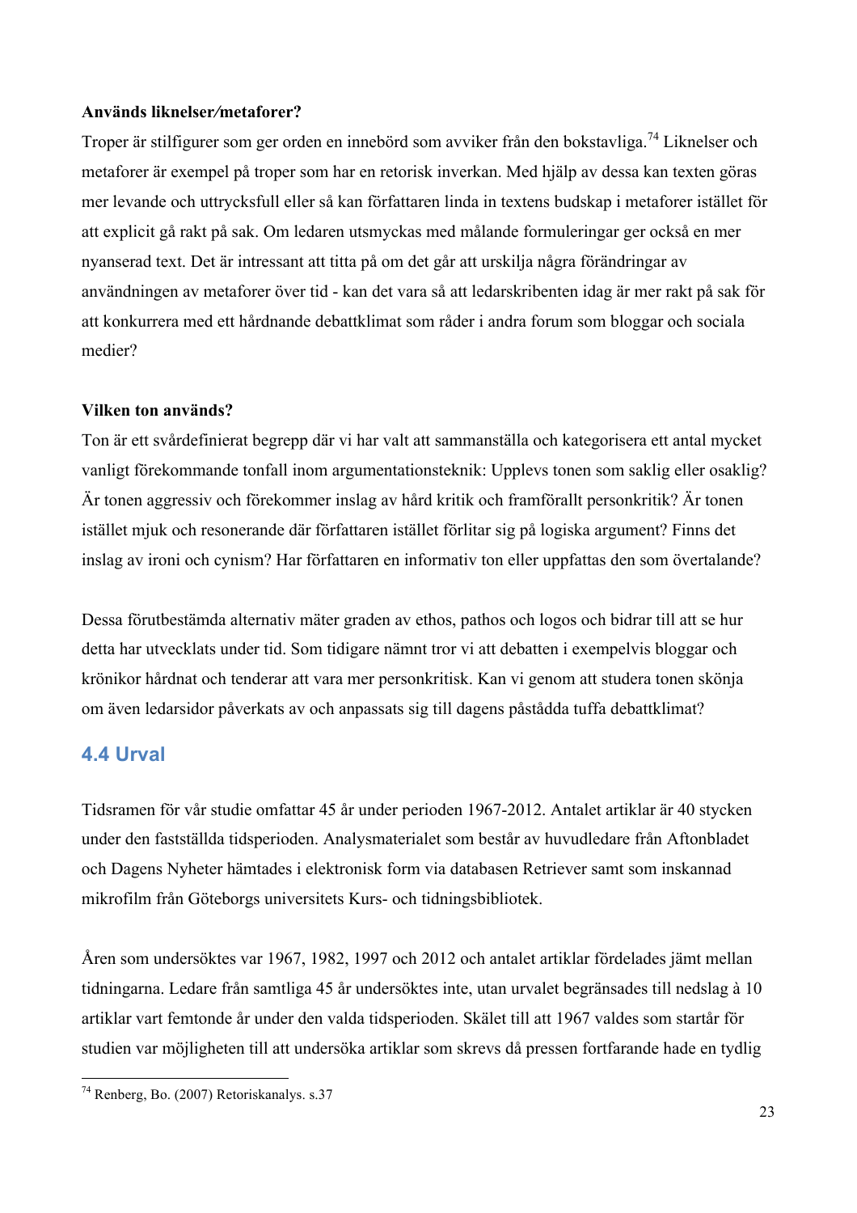**Används liknelser/metaforer?**

Troper är stilfigurer som ger orden en innebörd som avviker från den bokstavliga.[74] Liknelser och metaforer är exempel på troper som har en retorisk inverkan. Med hjälp av dessa kan texten göras mer levande och uttrycksfull eller så kan författaren linda in textens budskap i metaforer istället för att explicit gå rakt på sak. Om ledaren utsmyckas med målande formuleringar ger också en mer nyanserad text. Det är intressant att titta på om det går att urskilja några förändringar av användningen av metaforer över tid - kan det vara så att ledarskribenten idag är mer rakt på sak för att konkurrera med ett hårdnande debattklimat som råder i andra forum som bloggar och sociala medier?

**Vilken ton används?**

Ton är ett svårdefinierat begrepp där vi har valt att sammanställa och kategorisera ett antal mycket vanligt förekommande tonfall inom argumentationsteknik: Upplevs tonen som saklig eller osaklig? Är tonen aggressiv och förekommer inslag av hård kritik och framförallt personkritik? Är tonen istället mjuk och resonerande där författaren istället förlitar sig på logiska argument? Finns det inslag av ironi och cynism? Har författaren en informativ ton eller uppfattas den som övertalande?

Dessa förutbestämda alternativ mäter graden av ethos, pathos och logos och bidrar till att se hur detta har utvecklats under tid. Som tidigare nämnt tror vi att debatten i exempelvis bloggar och krönikor hårdnat och tenderar att vara mer personkritisk. Kan vi genom att studera tonen skönja om även ledarsidor påverkats av och anpassats sig till dagens påstådda tuffa debattklimat?

## 4.4 Urval

Tidsramen för vår studie omfattar 45 år under perioden 1967-2012. Antalet artiklar är 40 stycken under den fastställda tidsperioden. Analysmaterialet som består av huvudledare från Aftonbladet och Dagens Nyheter hämtades i elektronisk form via databasen Retriever samt som inskannad mikrofilm från Göteborgs universitets Kurs- och tidningsbibliotek.

Åren som undersöktes var 1967, 1982, 1997 och 2012 och antalet artiklar fördelades jämt mellan tidningarna. Ledare från samtliga 45 år undersöktes inte, utan urvalet begränsades till nedslag à 10 artiklar vart femtonde år under den valda tidsperioden. Skälet till att 1967 valdes som startår för studien var möjligheten till att undersöka artiklar som skrevs då pressen fortfarande hade en tydlig

---

[74] Renberg, Bo. (2007) Retoriskanalys. s.37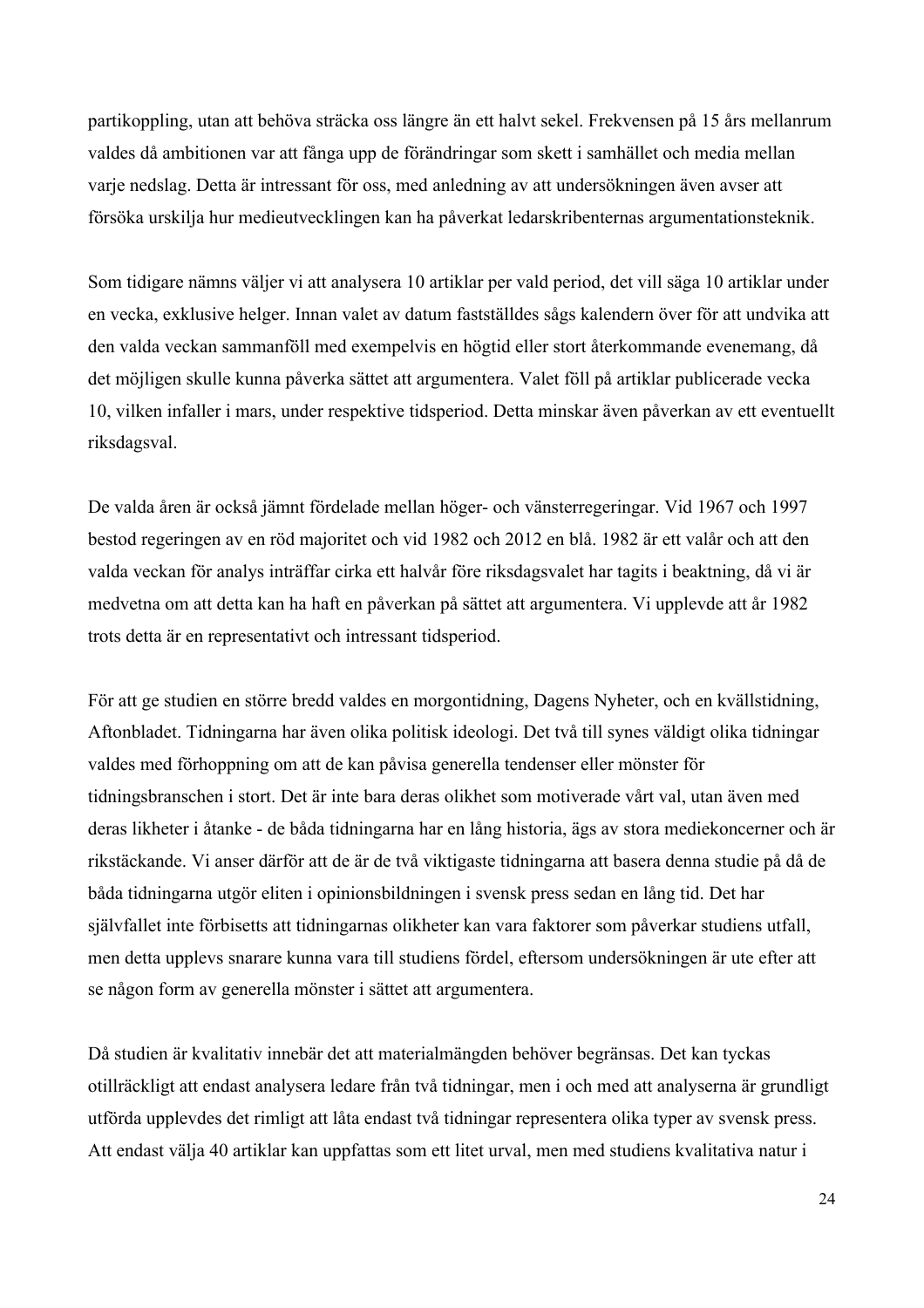partikoppling, utan att behöva sträcka oss längre än ett halvt sekel. Frekvensen på 15 års mellanrum valdes då ambitionen var att fånga upp de förändringar som skett i samhället och media mellan varje nedslag. Detta är intressant för oss, med anledning av att undersökningen även avser att försöka urskilja hur medieutvecklingen kan ha påverkat ledarskribenternas argumentationsteknik.

Som tidigare nämns väljer vi att analysera 10 artiklar per vald period, det vill säga 10 artiklar under en vecka, exklusive helger. Innan valet av datum fastställdes sågs kalendern över för att undvika att den valda veckan sammanföll med exempelvis en högtid eller stort återkommande evenemang, då det möjligen skulle kunna påverka sättet att argumentera. Valet föll på artiklar publicerade vecka 10, vilken infaller i mars, under respektive tidsperiod. Detta minskar även påverkan av ett eventuellt riksdagsval.

De valda åren är också jämnt fördelade mellan höger- och vänsterregeringar. Vid 1967 och 1997 bestod regeringen av en röd majoritet och vid 1982 och 2012 en blå. 1982 är ett valår och att den valda veckan för analys inträffar cirka ett halvår före riksdagsvalet har tagits i beaktning, då vi är medvetna om att detta kan ha haft en påverkan på sättet att argumentera. Vi upplevde att år 1982 trots detta är en representativt och intressant tidsperiod.

För att ge studien en större bredd valdes en morgontidning, Dagens Nyheter, och en kvällstidning, Aftonbladet. Tidningarna har även olika politisk ideologi. Det två till synes väldigt olika tidningar valdes med förhoppning om att de kan påvisa generella tendenser eller mönster för tidningsbranschen i stort. Det är inte bara deras olikhet som motiverade vårt val, utan även med deras likheter i åtanke - de båda tidningarna har en lång historia, ägs av stora mediekoncerner och är rikstäckande. Vi anser därför att de är de två viktigaste tidningarna att basera denna studie på då de båda tidningarna utgör eliten i opinionsbildningen i svensk press sedan en lång tid. Det har självfallet inte förbisetts att tidningarnas olikheter kan vara faktorer som påverkar studiens utfall, men detta upplevs snarare kunna vara till studiens fördel, eftersom undersökningen är ute efter att se någon form av generella mönster i sättet att argumentera.

Då studien är kvalitativ innebär det att materialmängden behöver begränsas. Det kan tyckas otillräckligt att endast analysera ledare från två tidningar, men i och med att analyserna är grundligt utförda upplevdes det rimligt att låta endast två tidningar representera olika typer av svensk press. Att endast välja 40 artiklar kan uppfattas som ett litet urval, men med studiens kvalitativa natur i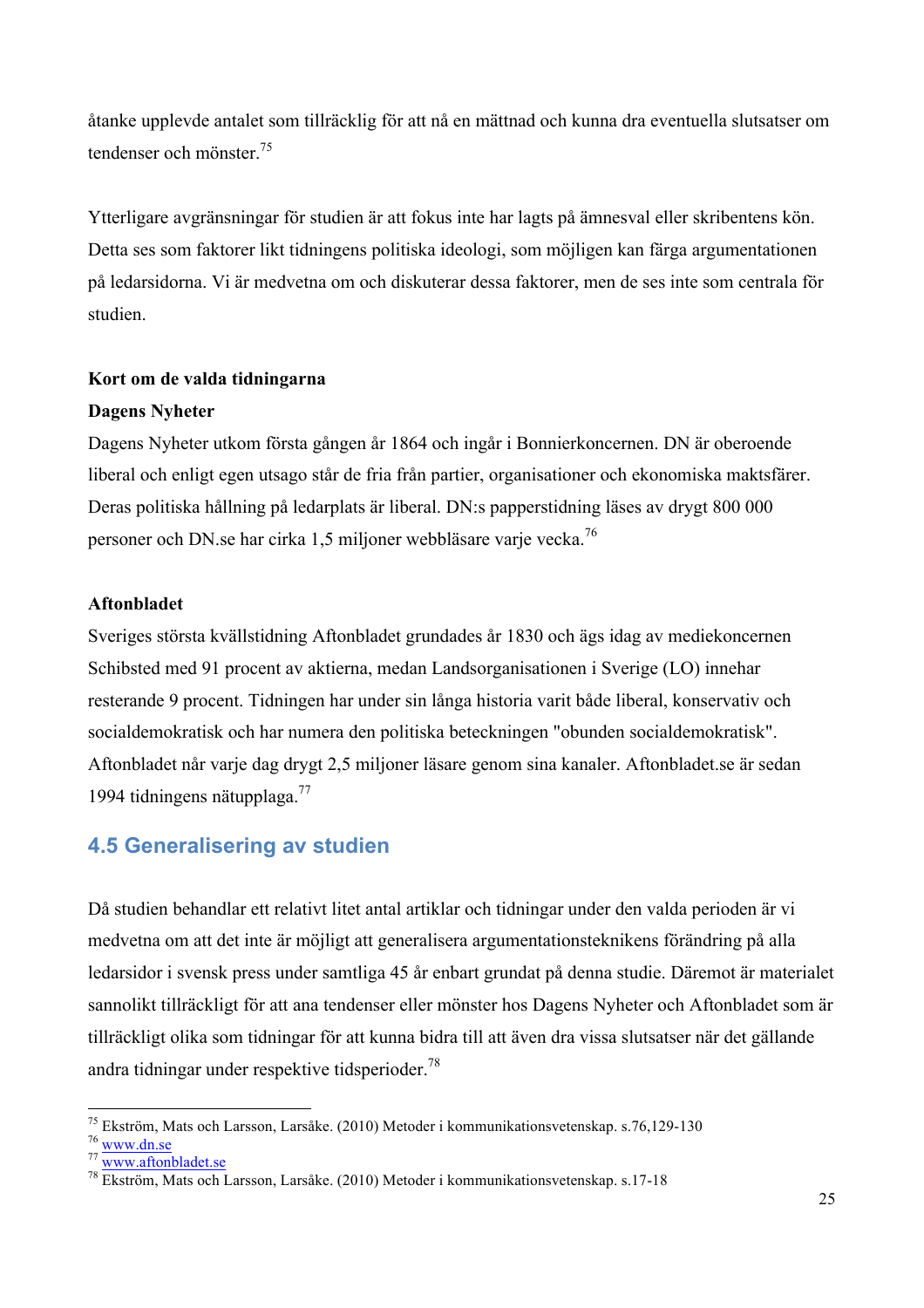åtanke upplevde antalet som tillräcklig för att nå en mättnad och kunna dra eventuella slutsatser om tendenser och mönster.[75]

Ytterligare avgränsningar för studien är att fokus inte har lagts på ämnesval eller skribentens kön. Detta ses som faktorer likt tidningens politiska ideologi, som möjligen kan färga argumentationen på ledarsidorna. Vi är medvetna om och diskuterar dessa faktorer, men de ses inte som centrala för studien.

**Kort om de valda tidningarna**

**Dagens Nyheter**

Dagens Nyheter utkom första gången år 1864 och ingår i Bonnierkoncernen. DN är oberoende liberal och enligt egen utsago står de fria från partier, organisationer och ekonomiska maktsfärer. Deras politiska hållning på ledarplats är liberal. DN:s papperstidning läses av drygt 800 000 personer och DN.se har cirka 1,5 miljoner webbläsare varje vecka.[76]

**Aftonbladet**

Sveriges största kvällstidning Aftonbladet grundades år 1830 och ägs idag av mediekoncernen Schibsted med 91 procent av aktierna, medan Landsorganisationen i Sverige (LO) innehar resterande 9 procent. Tidningen har under sin långa historia varit både liberal, konservativ och socialdemokratisk och har numera den politiska beteckningen "obunden socialdemokratisk". Aftonbladet når varje dag drygt 2,5 miljoner läsare genom sina kanaler. Aftonbladet.se är sedan 1994 tidningens nätupplaga.[77]

## 4.5 Generalisering av studien

Då studien behandlar ett relativt litet antal artiklar och tidningar under den valda perioden är vi medvetna om att det inte är möjligt att generalisera argumentationsteknikens förändring på alla ledarsidor i svensk press under samtliga 45 år enbart grundat på denna studie. Däremot är materialet sannolikt tillräckligt för att ana tendenser eller mönster hos Dagens Nyheter och Aftonbladet som är tillräckligt olika som tidningar för att kunna bidra till att även dra vissa slutsatser när det gällande andra tidningar under respektive tidsperioder.[78]

---

[75] Ekström, Mats och Larsson, Larsåke. (2010) Metoder i kommunikationsvetenskap. s.76,129-130

[76] www.dn.se

[77] www.aftonbladet.se

[78] Ekström, Mats och Larsson, Larsåke. (2010) Metoder i kommunikationsvetenskap. s.17-18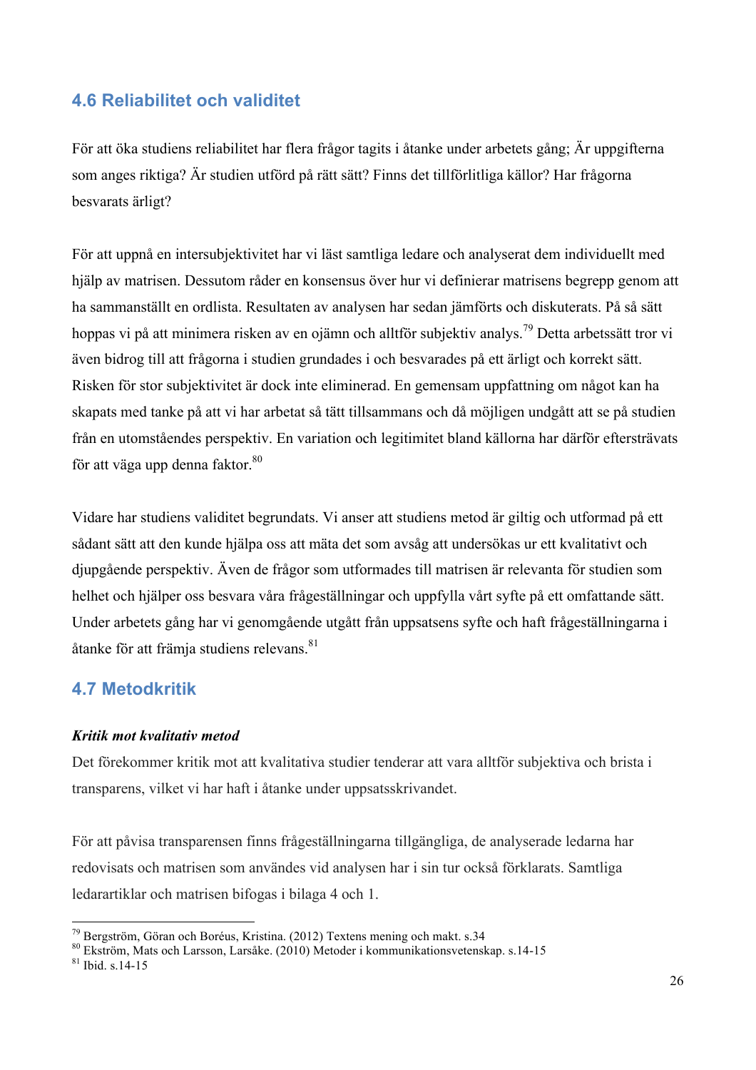## 4.6 Reliabilitet och validitet

För att öka studiens reliabilitet har flera frågor tagits i åtanke under arbetets gång; Är uppgifterna som anges riktiga? Är studien utförd på rätt sätt? Finns det tillförlitliga källor? Har frågorna besvarats ärligt?

För att uppnå en intersubjektivitet har vi läst samtliga ledare och analyserat dem individuellt med hjälp av matrisen. Dessutom råder en konsensus över hur vi definierar matrisens begrepp genom att ha sammanställt en ordlista. Resultaten av analysen har sedan jämförts och diskuterats. På så sätt hoppas vi på att minimera risken av en ojämn och alltför subjektiv analys.[79] Detta arbetssätt tror vi även bidrog till att frågorna i studien grundades i och besvarades på ett ärligt och korrekt sätt. Risken för stor subjektivitet är dock inte eliminerad. En gemensam uppfattning om något kan ha skapats med tanke på att vi har arbetat så tätt tillsammans och då möjligen undgått att se på studien från en utomståendes perspektiv. En variation och legitimitet bland källorna har därför eftersträvats för att väga upp denna faktor.[80]

Vidare har studiens validitet begrundats. Vi anser att studiens metod är giltig och utformad på ett sådant sätt att den kunde hjälpa oss att mäta det som avsåg att undersökas ur ett kvalitativt och djupgående perspektiv. Även de frågor som utformades till matrisen är relevanta för studien som helhet och hjälper oss besvara våra frågeställningar och uppfylla vårt syfte på ett omfattande sätt. Under arbetets gång har vi genomgående utgått från uppsatsens syfte och haft frågeställningarna i åtanke för att främja studiens relevans.[81]

## 4.7 Metodkritik

***Kritik mot kvalitativ metod***

Det förekommer kritik mot att kvalitativa studier tenderar att vara alltför subjektiva och brista i transparens, vilket vi har haft i åtanke under uppsatsskrivandet.

För att påvisa transparensen finns frågeställningarna tillgängliga, de analyserade ledarna har redovisats och matrisen som användes vid analysen har i sin tur också förklarats. Samtliga ledarartiklar och matrisen bifogas i bilaga 4 och 1.

---

[79] Bergström, Göran och Boréus, Kristina. (2012) Textens mening och makt. s.34

[80] Ekström, Mats och Larsson, Larsåke. (2010) Metoder i kommunikationsvetenskap. s.14-15

[81] Ibid. s.14-15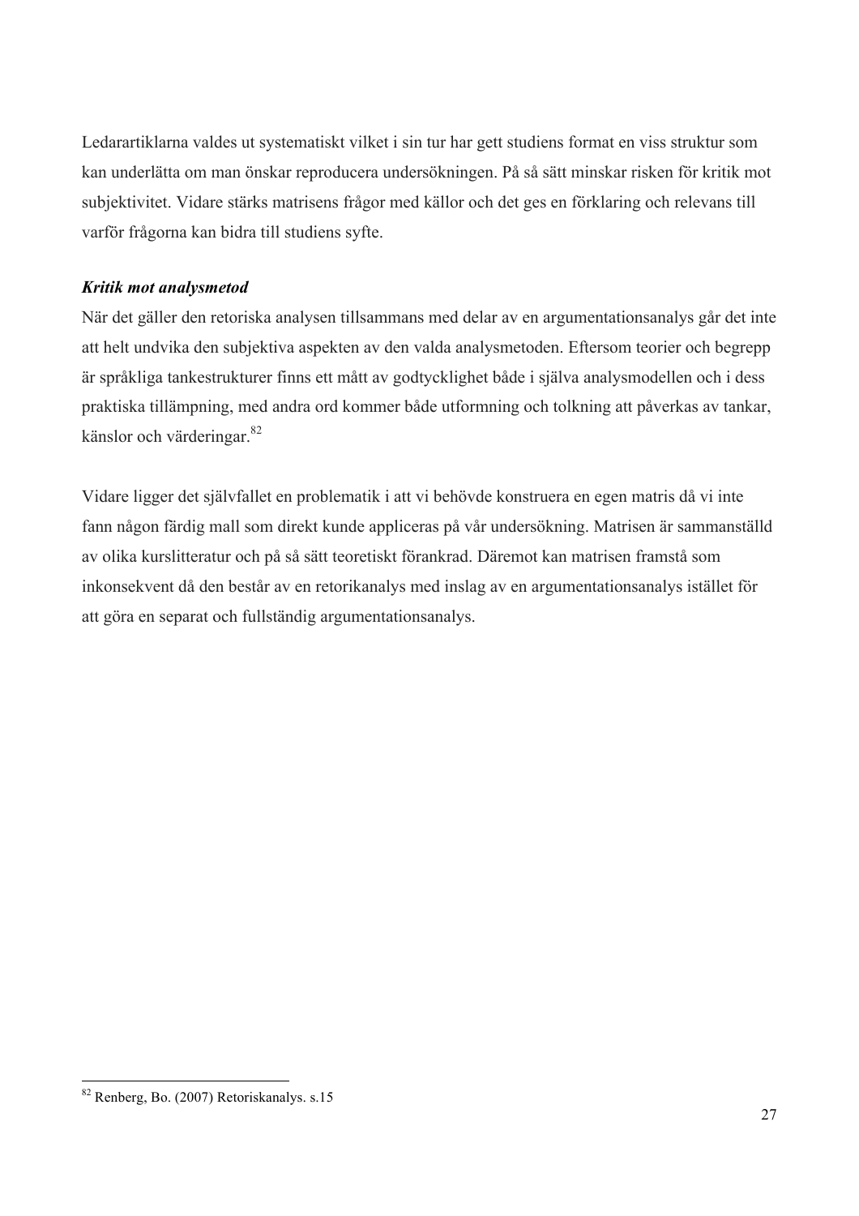Ledarartiklarna valdes ut systematiskt vilket i sin tur har gett studiens format en viss struktur som kan underlätta om man önskar reproducera undersökningen. På så sätt minskar risken för kritik mot subjektivitet. Vidare stärks matrisens frågor med källor och det ges en förklaring och relevans till varför frågorna kan bidra till studiens syfte.

***Kritik mot analysmetod***

När det gäller den retoriska analysen tillsammans med delar av en argumentationsanalys går det inte att helt undvika den subjektiva aspekten av den valda analysmetoden. Eftersom teorier och begrepp är språkliga tankestrukturer finns ett mått av godtycklighet både i själva analysmodellen och i dess praktiska tillämpning, med andra ord kommer både utformning och tolkning att påverkas av tankar, känslor och värderingar.[82]

Vidare ligger det självfallet en problematik i att vi behövde konstruera en egen matris då vi inte fann någon färdig mall som direkt kunde appliceras på vår undersökning. Matrisen är sammanställd av olika kurslitteratur och på så sätt teoretiskt förankrad. Däremot kan matrisen framstå som inkonsekvent då den består av en retorikanalys med inslag av en argumentationsanalys istället för att göra en separat och fullständig argumentationsanalys.

---

[82] Renberg, Bo. (2007) Retoriskanalys. s.15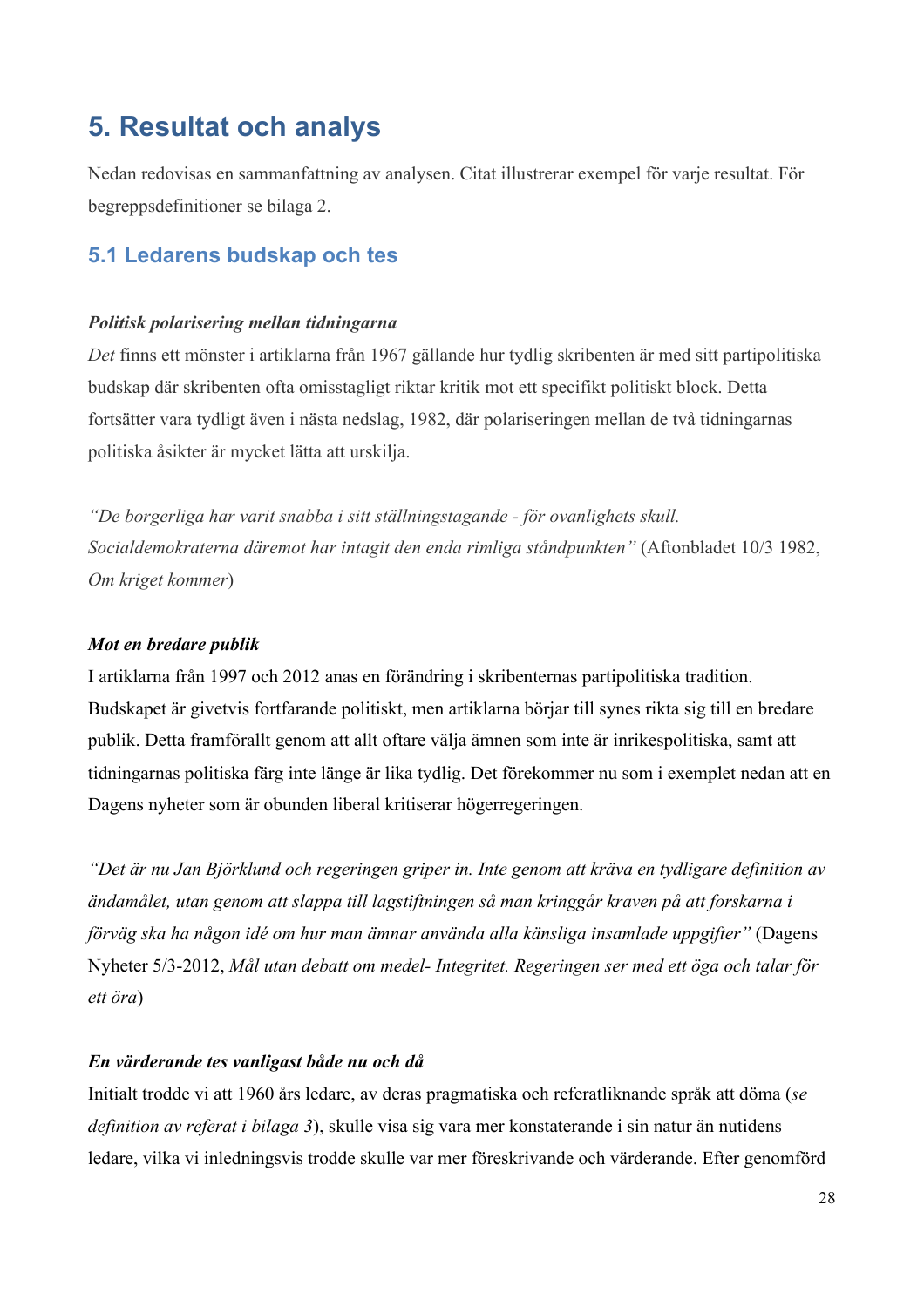# 5. Resultat och analys

Nedan redovisas en sammanfattning av analysen. Citat illustrerar exempel för varje resultat. För begreppsdefinitioner se bilaga 2.

## 5.1 Ledarens budskap och tes

***Politisk polarisering mellan tidningarna***

*Det* finns ett mönster i artiklarna från 1967 gällande hur tydlig skribenten är med sitt partipolitiska budskap där skribenten ofta omisstagligt riktar kritik mot ett specifikt politiskt block. Detta fortsätter vara tydligt även i nästa nedslag, 1982, där polariseringen mellan de två tidningarnas politiska åsikter är mycket lätta att urskilja.

*"De borgerliga har varit snabba i sitt ställningstagande - för ovanlighets skull. Socialdemokraterna däremot har intagit den enda rimliga ståndpunkten"* (Aftonbladet 10/3 1982, *Om kriget kommer*)

***Mot en bredare publik***

I artiklarna från 1997 och 2012 anas en förändring i skribenternas partipolitiska tradition. Budskapet är givetvis fortfarande politiskt, men artiklarna börjar till synes rikta sig till en bredare publik. Detta framförallt genom att allt oftare välja ämnen som inte är inrikespolitiska, samt att tidningarnas politiska färg inte länge är lika tydlig. Det förekommer nu som i exemplet nedan att en Dagens nyheter som är obunden liberal kritiserar högerregeringen.

*"Det är nu Jan Björklund och regeringen griper in. Inte genom att kräva en tydligare definition av ändamålet, utan genom att slappa till lagstiftningen så man kringgår kraven på att forskarna i förväg ska ha någon idé om hur man ämnar använda alla känsliga insamlade uppgifter"* (Dagens Nyheter 5/3-2012, *Mål utan debatt om medel- Integritet. Regeringen ser med ett öga och talar för ett öra*)

***En värderande tes vanligast både nu och då***

Initialt trodde vi att 1960 års ledare, av deras pragmatiska och referatliknande språk att döma (*se definition av referat i bilaga 3*), skulle visa sig vara mer konstaterande i sin natur än nutidens ledare, vilka vi inledningsvis trodde skulle var mer föreskrivande och värderande. Efter genomförd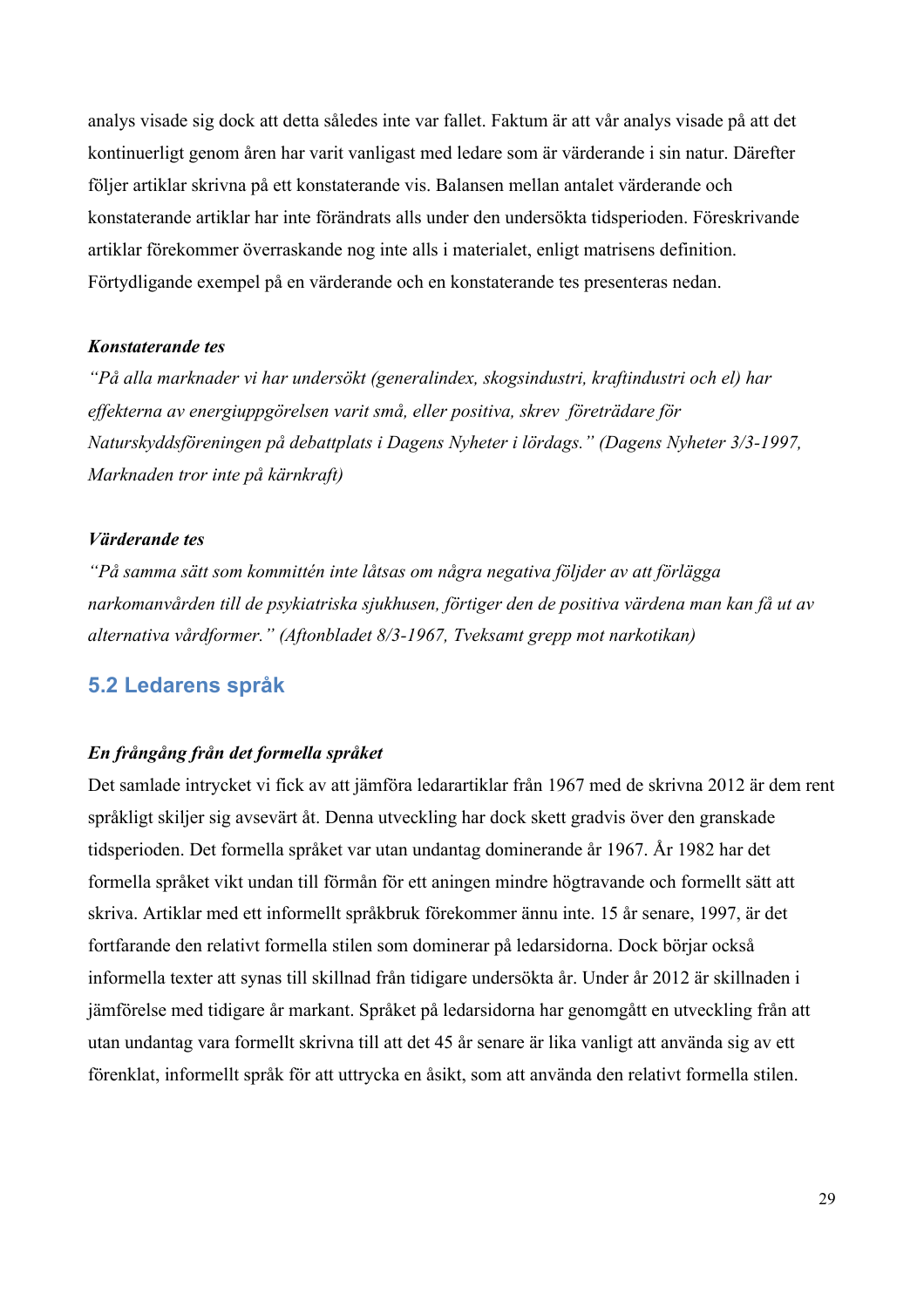analys visade sig dock att detta således inte var fallet. Faktum är att vår analys visade på att det kontinuerligt genom åren har varit vanligast med ledare som är värderande i sin natur. Därefter följer artiklar skrivna på ett konstaterande vis. Balansen mellan antalet värderande och konstaterande artiklar har inte förändrats alls under den undersökta tidsperioden. Föreskrivande artiklar förekommer överraskande nog inte alls i materialet, enligt matrisens definition. Förtydligande exempel på en värderande och en konstaterande tes presenteras nedan.

***Konstaterande tes***

*"På alla marknader vi har undersökt (generalindex, skogsindustri, kraftindustri och el) har effekterna av energiuppgörelsen varit små, eller positiva, skrev företrädare för Naturskyddsföreningen på debattplats i Dagens Nyheter i lördags." (Dagens Nyheter 3/3-1997, Marknaden tror inte på kärnkraft)*

***Värderande tes***

*"På samma sätt som kommittén inte låtsas om några negativa följder av att förlägga narkomanvården till de psykiatriska sjukhusen, förtiger den de positiva värdena man kan få ut av alternativa vårdformer." (Aftonbladet 8/3-1967, Tveksamt grepp mot narkotikan)*

## 5.2 Ledarens språk

***En frångång från det formella språket***

Det samlade intrycket vi fick av att jämföra ledarartiklar från 1967 med de skrivna 2012 är dem rent språkligt skiljer sig avsevärt åt. Denna utveckling har dock skett gradvis över den granskade tidsperioden. Det formella språket var utan undantag dominerande år 1967. År 1982 har det formella språket vikt undan till förmån för ett aningen mindre högtravande och formellt sätt att skriva. Artiklar med ett informellt språkbruk förekommer ännu inte. 15 år senare, 1997, är det fortfarande den relativt formella stilen som dominerar på ledarsidorna. Dock börjar också informella texter att synas till skillnad från tidigare undersökta år. Under år 2012 är skillnaden i jämförelse med tidigare år markant. Språket på ledarsidorna har genomgått en utveckling från att utan undantag vara formellt skrivna till att det 45 år senare är lika vanligt att använda sig av ett förenklat, informellt språk för att uttrycka en åsikt, som att använda den relativt formella stilen.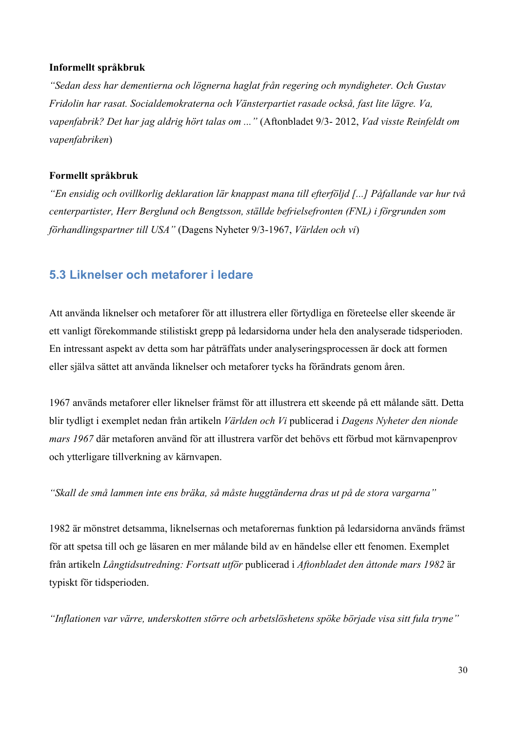**Informellt språkbruk**

*"Sedan dess har dementierna och lögnerna haglat från regering och myndigheter. Och Gustav Fridolin har rasat. Socialdemokraterna och Vänsterpartiet rasade också, fast lite lägre. Va, vapenfabrik? Det har jag aldrig hört talas om ..."* (Aftonbladet 9/3- 2012, *Vad visste Reinfeldt om vapenfabriken*)

**Formellt språkbruk**

*"En ensidig och ovillkorlig deklaration lär knappast mana till efterföljd [...] Påfallande var hur två centerpartister, Herr Berglund och Bengtsson, ställde befrielsefronten (FNL) i förgrunden som förhandlingspartner till USA"* (Dagens Nyheter 9/3-1967, *Världen och vi*)

## 5.3 Liknelser och metaforer i ledare

Att använda liknelser och metaforer för att illustrera eller förtydliga en företeelse eller skeende är ett vanligt förekommande stilistiskt grepp på ledarsidorna under hela den analyserade tidsperioden. En intressant aspekt av detta som har påträffats under analyseringsprocessen är dock att formen eller själva sättet att använda liknelser och metaforer tycks ha förändrats genom åren.

1967 används metaforer eller liknelser främst för att illustrera ett skeende på ett målande sätt. Detta blir tydligt i exemplet nedan från artikeln *Världen och Vi* publicerad i *Dagens Nyheter den nionde mars 1967* där metaforen använd för att illustrera varför det behövs ett förbud mot kärnvapenprov och ytterligare tillverkning av kärnvapen.

*"Skall de små lammen inte ens bräka, så måste huggtänderna dras ut på de stora vargarna"*

1982 är mönstret detsamma, liknelsernas och metaforernas funktion på ledarsidorna används främst för att spetsa till och ge läsaren en mer målande bild av en händelse eller ett fenomen. Exemplet från artikeln *Långtidsutredning: Fortsatt utför* publicerad i *Aftonbladet den åttonde mars 1982* är typiskt för tidsperioden.

*"Inflationen var värre, underskotten större och arbetslöshetens spöke började visa sitt fula tryne"*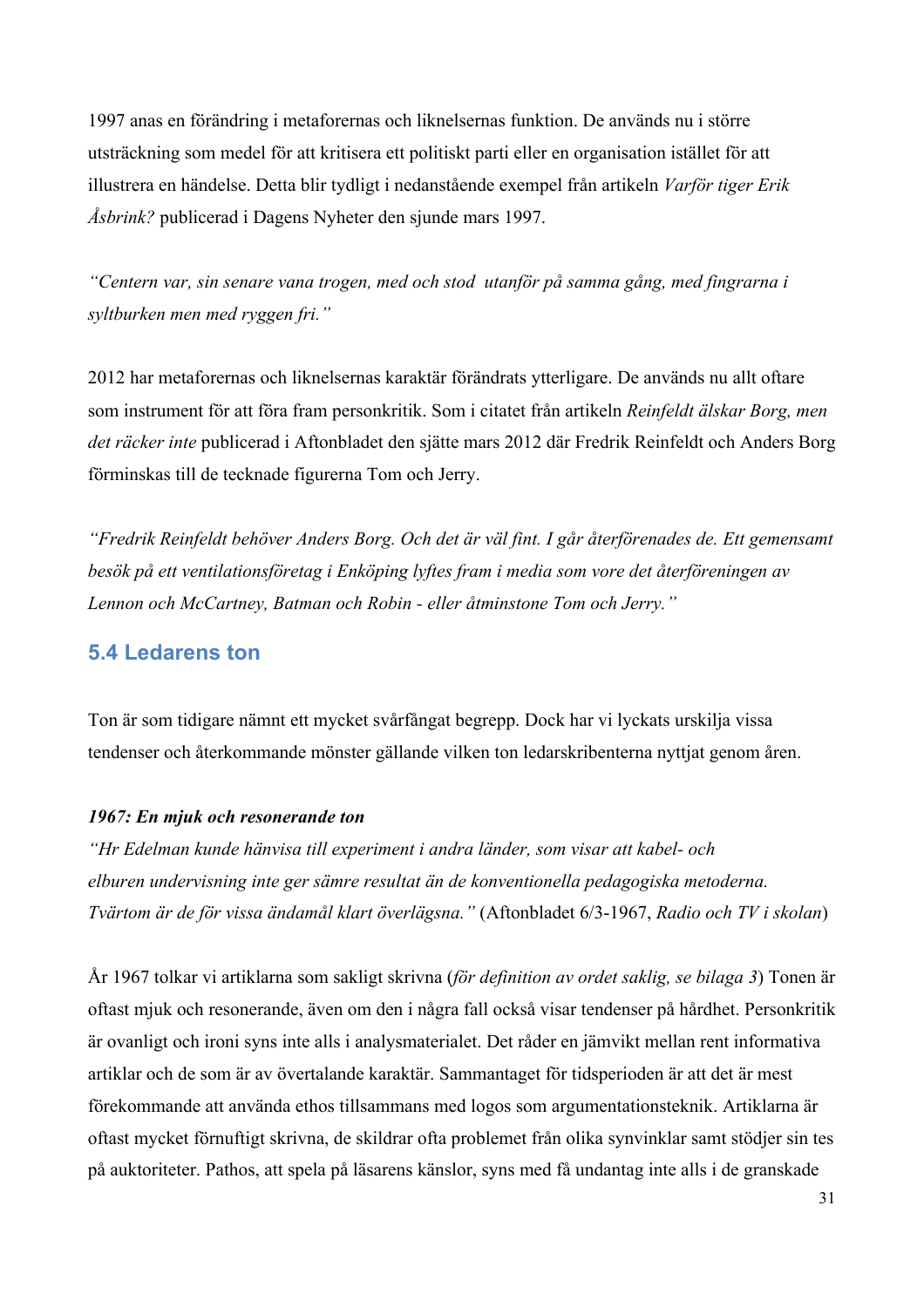1997 anas en förändring i metaforernas och liknelsernas funktion. De används nu i större utsträckning som medel för att kritisera ett politiskt parti eller en organisation istället för att illustrera en händelse. Detta blir tydligt i nedanstående exempel från artikeln *Varför tiger Erik Åsbrink?* publicerad i Dagens Nyheter den sjunde mars 1997.

*"Centern var, sin senare vana trogen, med och stod utanför på samma gång, med fingrarna i syltburken men med ryggen fri."*

2012 har metaforernas och liknelsernas karaktär förändrats ytterligare. De används nu allt oftare som instrument för att föra fram personkritik. Som i citatet från artikeln *Reinfeldt älskar Borg, men det räcker inte* publicerad i Aftonbladet den sjätte mars 2012 där Fredrik Reinfeldt och Anders Borg förminskas till de tecknade figurerna Tom och Jerry.

*"Fredrik Reinfeldt behöver Anders Borg. Och det är väl fint. I går återförenades de. Ett gemensamt besök på ett ventilationsföretag i Enköping lyftes fram i media som vore det återföreningen av Lennon och McCartney, Batman och Robin - eller åtminstone Tom och Jerry."*

## 5.4 Ledarens ton

Ton är som tidigare nämnt ett mycket svårfångat begrepp. Dock har vi lyckats urskilja vissa tendenser och återkommande mönster gällande vilken ton ledarskribenterna nyttjat genom åren.

***1967: En mjuk och resonerande ton***

*"Hr Edelman kunde hänvisa till experiment i andra länder, som visar att kabel- och elburen undervisning inte ger sämre resultat än de konventionella pedagogiska metoderna. Tvärtom är de för vissa ändamål klart överlägsna."* (Aftonbladet 6/3-1967, *Radio och TV i skolan*)

År 1967 tolkar vi artiklarna som sakligt skrivna (*för definition av ordet saklig, se bilaga 3*) Tonen är oftast mjuk och resonerande, även om den i några fall också visar tendenser på hårdhet. Personkritik är ovanligt och ironi syns inte alls i analysmaterialet. Det råder en jämvikt mellan rent informativa artiklar och de som är av övertalande karaktär. Sammantaget för tidsperioden är att det är mest förekommande att använda ethos tillsammans med logos som argumentationsteknik. Artiklarna är oftast mycket förnuftigt skrivna, de skildrar ofta problemet från olika synvinklar samt stödjer sin tes på auktoriteter. Pathos, att spela på läsarens känslor, syns med få undantag inte alls i de granskade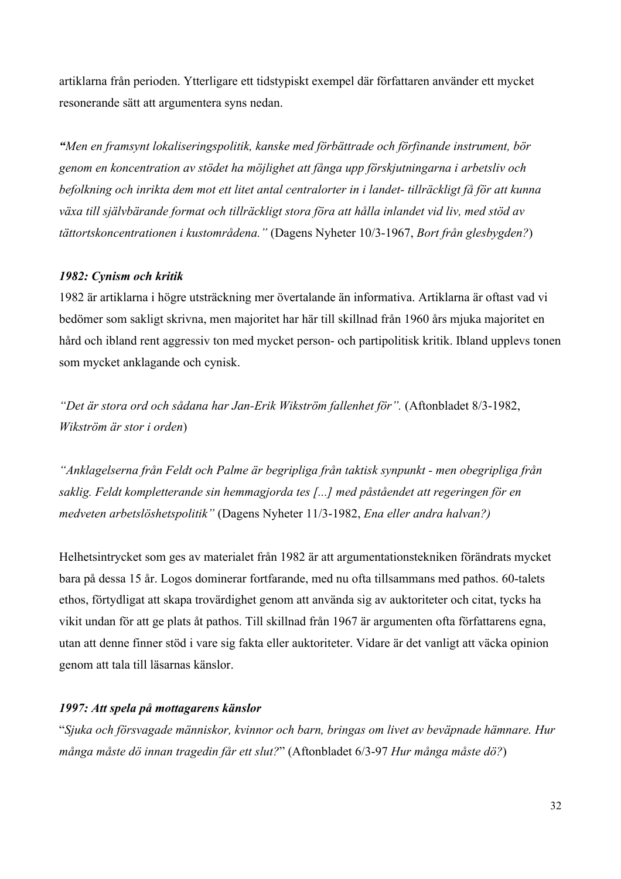artiklarna från perioden. Ytterligare ett tidstypiskt exempel där författaren använder ett mycket resonerande sätt att argumentera syns nedan.

***"****Men en framsynt lokaliseringspolitik, kanske med förbättrade och förfinande instrument, bör genom en koncentration av stödet ha möjlighet att fånga upp förskjutningarna i arbetsliv och befolkning och inrikta dem mot ett litet antal centralorter in i landet- tillräckligt få för att kunna växa till självbärande format och tillräckligt stora föra att hålla inlandet vid liv, med stöd av tättortskoncentrationen i kustområdena."* (Dagens Nyheter 10/3-1967, *Bort från glesbygden?*)

### *1982: Cynism och kritik*

1982 är artiklarna i högre utsträckning mer övertalande än informativa. Artiklarna är oftast vad vi bedömer som sakligt skrivna, men majoritet har här till skillnad från 1960 års mjuka majoritet en hård och ibland rent aggressiv ton med mycket person- och partipolitisk kritik. Ibland upplevs tonen som mycket anklagande och cynisk.

*"Det är stora ord och sådana har Jan-Erik Wikström fallenhet för".* (Aftonbladet 8/3-1982, *Wikström är stor i orden*)

*"Anklagelserna från Feldt och Palme är begripliga från taktisk synpunkt - men obegripliga från saklig. Feldt kompletterande sin hemmagjorda tes [...] med påståendet att regeringen för en medveten arbetslöshetspolitik"* (Dagens Nyheter 11/3-1982, *Ena eller andra halvan?)*

Helhetsintrycket som ges av materialet från 1982 är att argumentationstekniken förändrats mycket bara på dessa 15 år. Logos dominerar fortfarande, med nu ofta tillsammans med pathos. 60-talets ethos, förtydligat att skapa trovärdighet genom att använda sig av auktoriteter och citat, tycks ha vikit undan för att ge plats åt pathos. Till skillnad från 1967 är argumenten ofta författarens egna, utan att denne finner stöd i vare sig fakta eller auktoriteter. Vidare är det vanligt att väcka opinion genom att tala till läsarnas känslor.

### *1997: Att spela på mottagarens känslor*

"*Sjuka och försvagade människor, kvinnor och barn, bringas om livet av beväpnade hämnare. Hur många måste dö innan tragedin får ett slut?*" (Aftonbladet 6/3-97 *Hur många måste dö?*)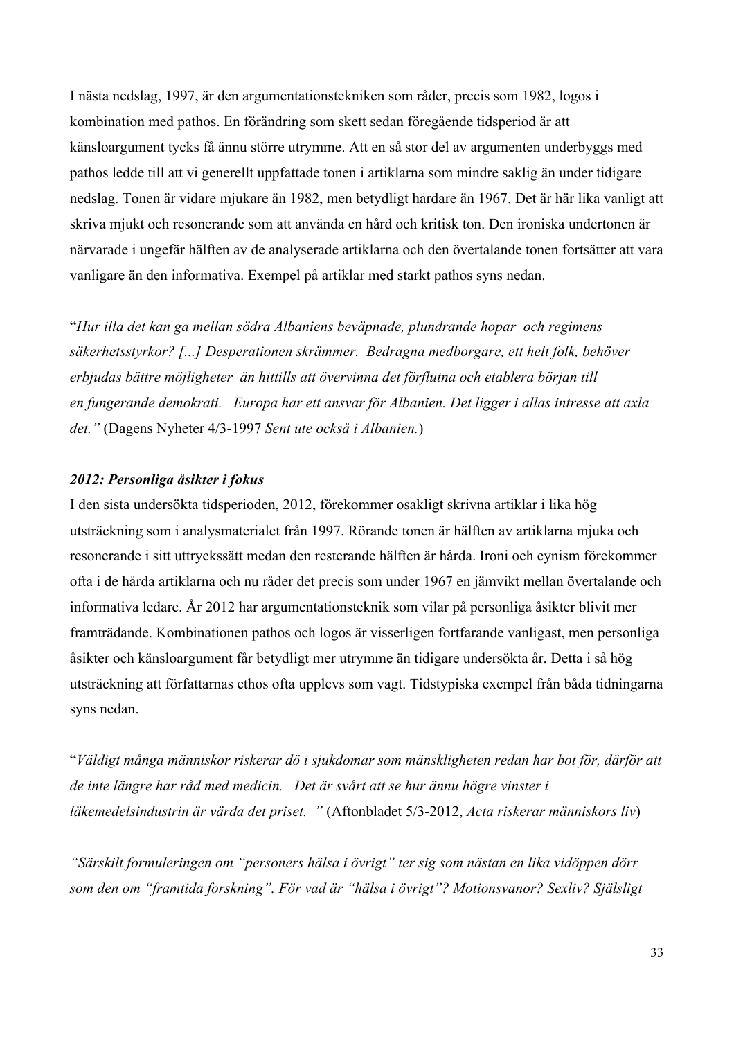I nästa nedslag, 1997, är den argumentationstekniken som råder, precis som 1982, logos i kombination med pathos. En förändring som skett sedan föregående tidsperiod är att känsloargument tycks få ännu större utrymme. Att en så stor del av argumenten underbyggs med pathos ledde till att vi generellt uppfattade tonen i artiklarna som mindre saklig än under tidigare nedslag. Tonen är vidare mjukare än 1982, men betydligt hårdare än 1967. Det är här lika vanligt att skriva mjukt och resonerande som att använda en hård och kritisk ton. Den ironiska undertonen är närvarade i ungefär hälften av de analyserade artiklarna och den övertalande tonen fortsätter att vara vanligare än den informativa. Exempel på artiklar med starkt pathos syns nedan.

"*Hur illa det kan gå mellan södra Albaniens beväpnade, plundrande hopar och regimens säkerhetsstyrkor? [...] Desperationen skrämmer. Bedragna medborgare, ett helt folk, behöver erbjudas bättre möjligheter än hittills att övervinna det förflutna och etablera början till en fungerande demokrati. Europa har ett ansvar för Albanien. Det ligger i allas intresse att axla det."* (Dagens Nyheter 4/3-1997 *Sent ute också i Albanien.*)

### *2012: Personliga åsikter i fokus*

I den sista undersökta tidsperioden, 2012, förekommer osakligt skrivna artiklar i lika hög utsträckning som i analysmaterialet från 1997. Rörande tonen är hälften av artiklarna mjuka och resonerande i sitt uttryckssätt medan den resterande hälften är hårda. Ironi och cynism förekommer ofta i de hårda artiklarna och nu råder det precis som under 1967 en jämvikt mellan övertalande och informativa ledare. År 2012 har argumentationsteknik som vilar på personliga åsikter blivit mer framträdande. Kombinationen pathos och logos är visserligen fortfarande vanligast, men personliga åsikter och känsloargument får betydligt mer utrymme än tidigare undersökta år. Detta i så hög utsträckning att författarnas ethos ofta upplevs som vagt. Tidstypiska exempel från båda tidningarna syns nedan.

"*Väldigt många människor riskerar dö i sjukdomar som mänskligheten redan har bot för, därför att de inte längre har råd med medicin. Det är svårt att se hur ännu högre vinster i läkemedelsindustrin är värda det priset. "* (Aftonbladet 5/3-2012, *Acta riskerar människors liv*)

*"Särskilt formuleringen om "personers hälsa i övrigt" ter sig som nästan en lika vidöppen dörr som den om "framtida forskning". För vad är "hälsa i övrigt"? Motionsvanor? Sexliv? Själsligt*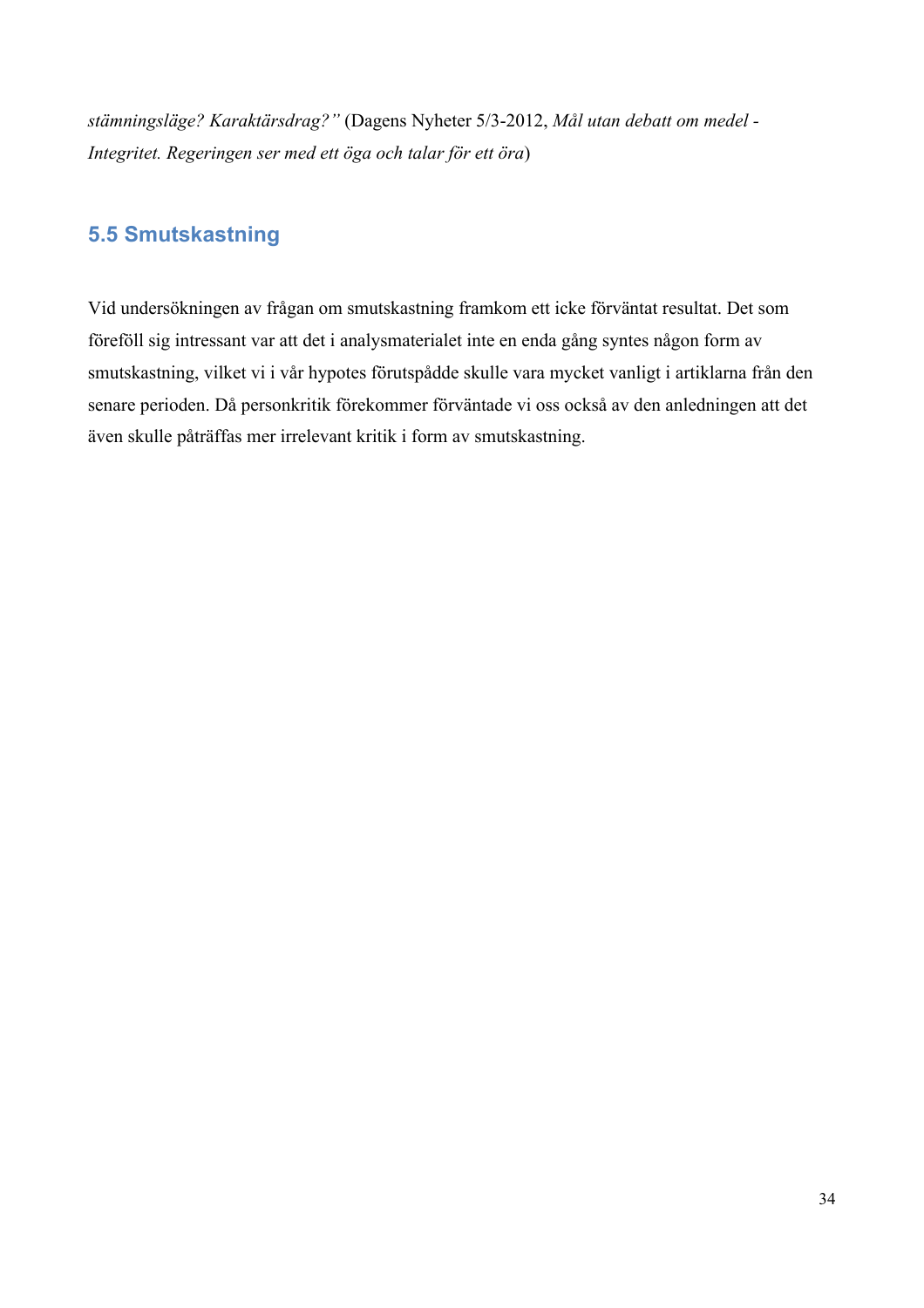*stämningsläge? Karaktärsdrag?"* (Dagens Nyheter 5/3-2012, *Mål utan debatt om medel - Integritet. Regeringen ser med ett öga och talar för ett öra*)

## 5.5 Smutskastning

Vid undersökningen av frågan om smutskastning framkom ett icke förväntat resultat. Det som föreföll sig intressant var att det i analysmaterialet inte en enda gång syntes någon form av smutskastning, vilket vi i vår hypotes förutspådde skulle vara mycket vanligt i artiklarna från den senare perioden. Då personkritik förekommer förväntade vi oss också av den anledningen att det även skulle påträffas mer irrelevant kritik i form av smutskastning.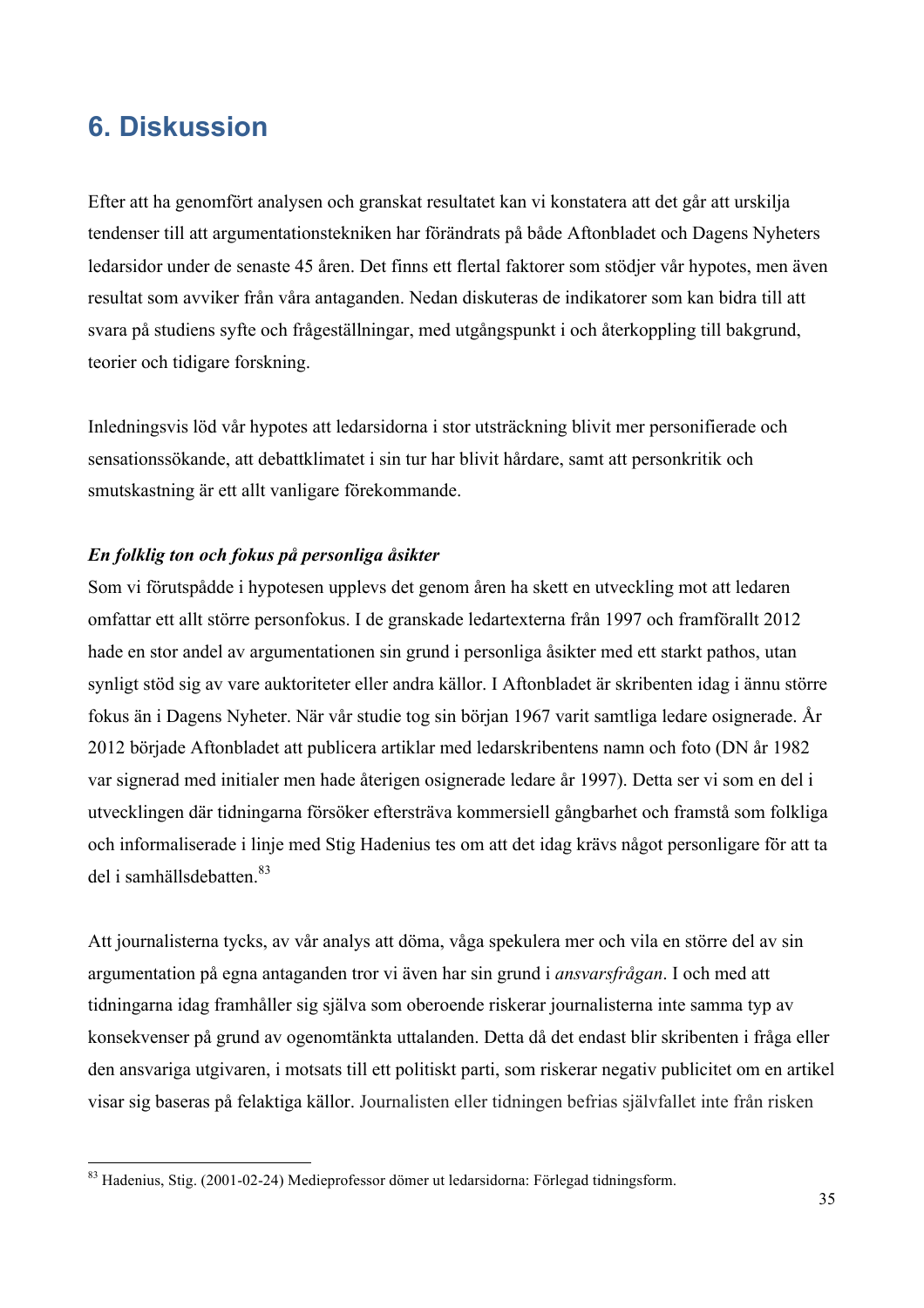# 6. Diskussion

Efter att ha genomfört analysen och granskat resultatet kan vi konstatera att det går att urskilja tendenser till att argumentationstekniken har förändrats på både Aftonbladet och Dagens Nyheters ledarsidor under de senaste 45 åren. Det finns ett flertal faktorer som stödjer vår hypotes, men även resultat som avviker från våra antaganden. Nedan diskuteras de indikatorer som kan bidra till att svara på studiens syfte och frågeställningar, med utgångspunkt i och återkoppling till bakgrund, teorier och tidigare forskning.

Inledningsvis löd vår hypotes att ledarsidorna i stor utsträckning blivit mer personifierade och sensationssökande, att debattklimatet i sin tur har blivit hårdare, samt att personkritik och smutskastning är ett allt vanligare förekommande.

***En folklig ton och fokus på personliga åsikter***

Som vi förutspådde i hypotesen upplevs det genom åren ha skett en utveckling mot att ledaren omfattar ett allt större personfokus. I de granskade ledartexterna från 1997 och framförallt 2012 hade en stor andel av argumentationen sin grund i personliga åsikter med ett starkt pathos, utan synligt stöd sig av vare auktoriteter eller andra källor. I Aftonbladet är skribenten idag i ännu större fokus än i Dagens Nyheter. När vår studie tog sin början 1967 varit samtliga ledare osignerade. År 2012 började Aftonbladet att publicera artiklar med ledarskribentens namn och foto (DN år 1982 var signerad med initialer men hade återigen osignerade ledare år 1997). Detta ser vi som en del i utvecklingen där tidningarna försöker eftersträva kommersiell gångbarhet och framstå som folkliga och informaliserade i linje med Stig Hadenius tes om att det idag krävs något personligare för att ta del i samhällsdebatten.[83]

Att journalisterna tycks, av vår analys att döma, våga spekulera mer och vila en större del av sin argumentation på egna antaganden tror vi även har sin grund i *ansvarsfrågan*. I och med att tidningarna idag framhåller sig själva som oberoende riskerar journalisterna inte samma typ av konsekvenser på grund av ogenomtänkta uttalanden. Detta då det endast blir skribenten i fråga eller den ansvariga utgivaren, i motsats till ett politiskt parti, som riskerar negativ publicitet om en artikel visar sig baseras på felaktiga källor. Journalisten eller tidningen befrias självfallet inte från risken

[83] Hadenius, Stig. (2001-02-24) Medieprofessor dömer ut ledarsidorna: Förlegad tidningsform.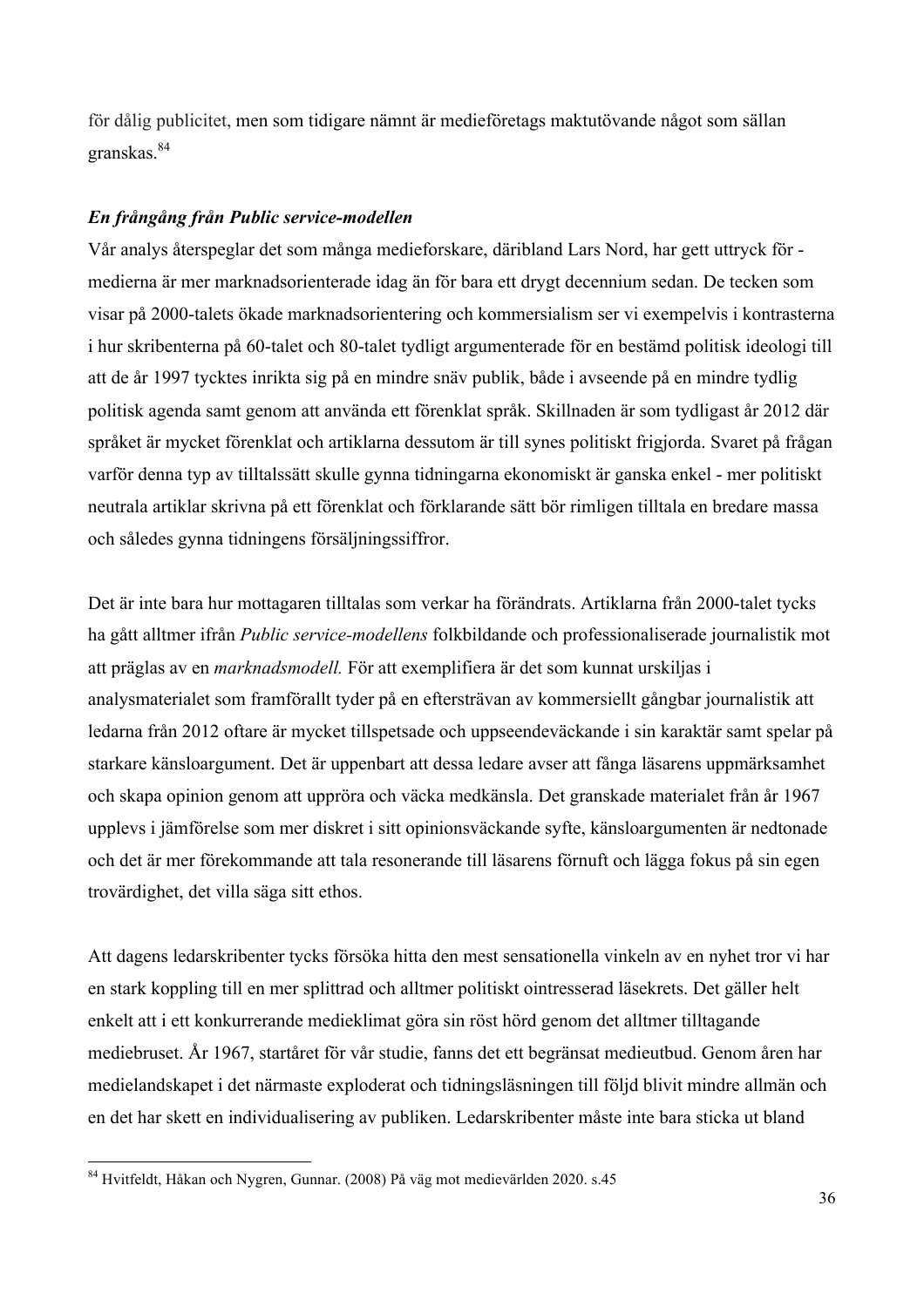för dålig publicitet, men som tidigare nämnt är medieföretags maktutövande något som sällan granskas.[84]

***En frångång från Public service-modellen***

Vår analys återspeglar det som många medieforskare, däribland Lars Nord, har gett uttryck för - medierna är mer marknadsorienterade idag än för bara ett drygt decennium sedan. De tecken som visar på 2000-talets ökade marknadsorientering och kommersialism ser vi exempelvis i kontrasterna i hur skribenterna på 60-talet och 80-talet tydligt argumenterade för en bestämd politisk ideologi till att de år 1997 tycktes inrikta sig på en mindre snäv publik, både i avseende på en mindre tydlig politisk agenda samt genom att använda ett förenklat språk. Skillnaden är som tydligast år 2012 där språket är mycket förenklat och artiklarna dessutom är till synes politiskt frigjorda. Svaret på frågan varför denna typ av tilltalssätt skulle gynna tidningarna ekonomiskt är ganska enkel - mer politiskt neutrala artiklar skrivna på ett förenklat och förklarande sätt bör rimligen tilltala en bredare massa och således gynna tidningens försäljningssiffror.

Det är inte bara hur mottagaren tilltalas som verkar ha förändrats. Artiklarna från 2000-talet tycks ha gått alltmer ifrån *Public service-modellens* folkbildande och professionaliserade journalistik mot att präglas av en *marknadsmodell.* För att exemplifiera är det som kunnat urskiljas i analysmaterialet som framförallt tyder på en eftersträvan av kommersiellt gångbar journalistik att ledarna från 2012 oftare är mycket tillspetsade och uppseendeväckande i sin karaktär samt spelar på starkare känsloargument. Det är uppenbart att dessa ledare avser att fånga läsarens uppmärksamhet och skapa opinion genom att uppröra och väcka medkänsla. Det granskade materialet från år 1967 upplevs i jämförelse som mer diskret i sitt opinionsväckande syfte, känsloargumenten är nedtonade och det är mer förekommande att tala resonerande till läsarens förnuft och lägga fokus på sin egen trovärdighet, det villa säga sitt ethos.

Att dagens ledarskribenter tycks försöka hitta den mest sensationella vinkeln av en nyhet tror vi har en stark koppling till en mer splittrad och alltmer politiskt ointresserad läsekrets. Det gäller helt enkelt att i ett konkurrerande medieklimat göra sin röst hörd genom det alltmer tilltagande mediebruset. År 1967, startåret för vår studie, fanns det ett begränsat medieutbud. Genom åren har medielandskapet i det närmaste exploderat och tidningsläsningen till följd blivit mindre allmän och en det har skett en individualisering av publiken. Ledarskribenter måste inte bara sticka ut bland

---

[84] Hvitfeldt, Håkan och Nygren, Gunnar. (2008) På väg mot medievärlden 2020. s.45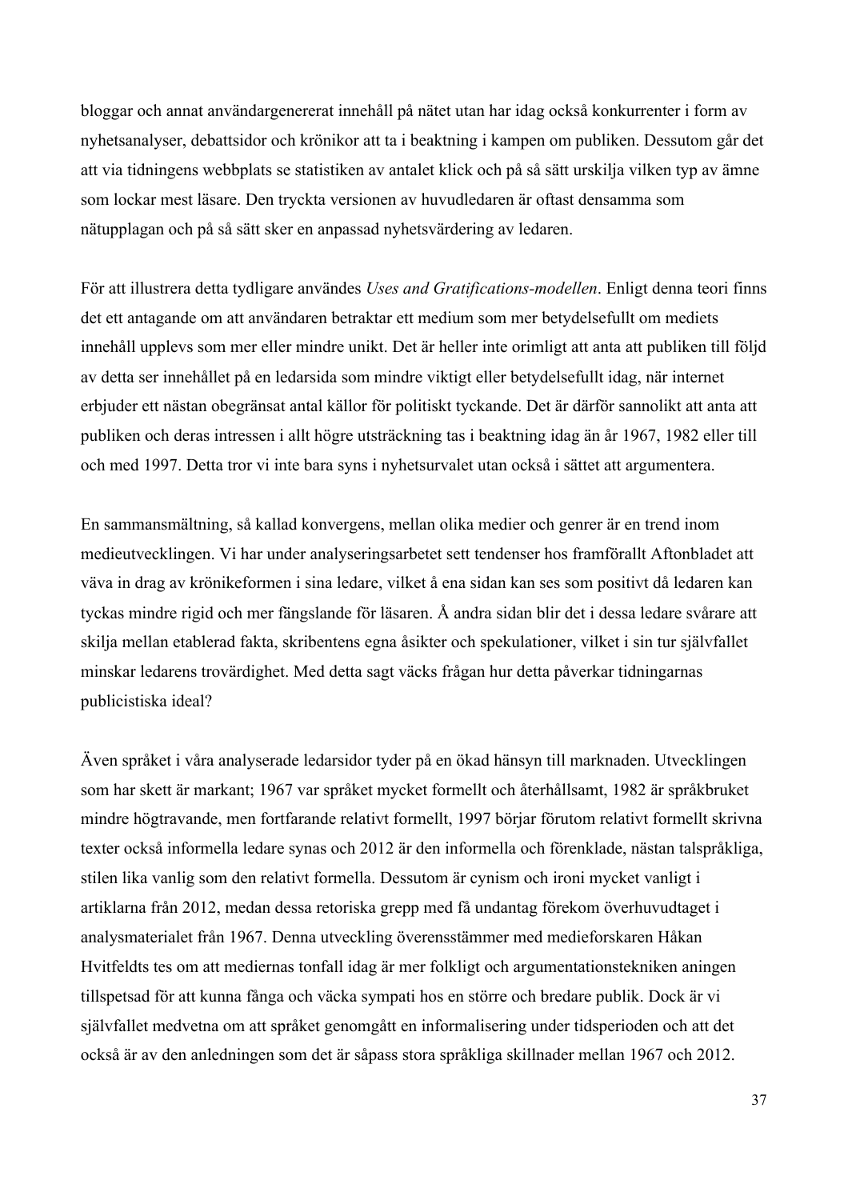bloggar och annat användargenererat innehåll på nätet utan har idag också konkurrenter i form av nyhetsanalyser, debattsidor och krönikor att ta i beaktning i kampen om publiken. Dessutom går det att via tidningens webbplats se statistiken av antalet klick och på så sätt urskilja vilken typ av ämne som lockar mest läsare. Den tryckta versionen av huvudledaren är oftast densamma som nätupplagan och på så sätt sker en anpassad nyhetsvärdering av ledaren.

För att illustrera detta tydligare användes *Uses and Gratifications-modellen*. Enligt denna teori finns det ett antagande om att användaren betraktar ett medium som mer betydelsefullt om mediets innehåll upplevs som mer eller mindre unikt. Det är heller inte orimligt att anta att publiken till följd av detta ser innehållet på en ledarsida som mindre viktigt eller betydelsefullt idag, när internet erbjuder ett nästan obegränsat antal källor för politiskt tyckande. Det är därför sannolikt att anta att publiken och deras intressen i allt högre utsträckning tas i beaktning idag än år 1967, 1982 eller till och med 1997. Detta tror vi inte bara syns i nyhetsurvalet utan också i sättet att argumentera.

En sammansmältning, så kallad konvergens, mellan olika medier och genrer är en trend inom medieutvecklingen. Vi har under analyseringsarbetet sett tendenser hos framförallt Aftonbladet att väva in drag av krönikeformen i sina ledare, vilket å ena sidan kan ses som positivt då ledaren kan tyckas mindre rigid och mer fängslande för läsaren. Å andra sidan blir det i dessa ledare svårare att skilja mellan etablerad fakta, skribentens egna åsikter och spekulationer, vilket i sin tur självfallet minskar ledarens trovärdighet. Med detta sagt väcks frågan hur detta påverkar tidningarnas publicistiska ideal?

Även språket i våra analyserade ledarsidor tyder på en ökad hänsyn till marknaden. Utvecklingen som har skett är markant; 1967 var språket mycket formellt och återhållsamt, 1982 är språkbruket mindre högtravande, men fortfarande relativt formellt, 1997 börjar förutom relativt formellt skrivna texter också informella ledare synas och 2012 är den informella och förenklade, nästan talspråkliga, stilen lika vanlig som den relativt formella. Dessutom är cynism och ironi mycket vanligt i artiklarna från 2012, medan dessa retoriska grepp med få undantag förekom överhuvudtaget i analysmaterialet från 1967. Denna utveckling överensstämmer med medieforskaren Håkan Hvitfeldts tes om att mediernas tonfall idag är mer folkligt och argumentationstekniken aningen tillspetsad för att kunna fånga och väcka sympati hos en större och bredare publik. Dock är vi självfallet medvetna om att språket genomgått en informalisering under tidsperioden och att det också är av den anledningen som det är såpass stora språkliga skillnader mellan 1967 och 2012.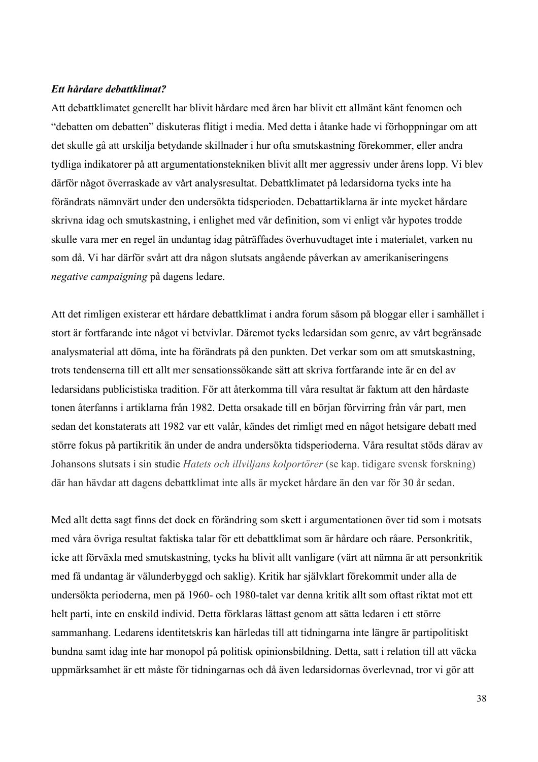***Ett hårdare debattklimat?***

Att debattklimatet generellt har blivit hårdare med åren har blivit ett allmänt känt fenomen och "debatten om debatten" diskuteras flitigt i media. Med detta i åtanke hade vi förhoppningar om att det skulle gå att urskilja betydande skillnader i hur ofta smutskastning förekommer, eller andra tydliga indikatorer på att argumentationstekniken blivit allt mer aggressiv under årens lopp. Vi blev därför något överraskade av vårt analysresultat. Debattklimatet på ledarsidorna tycks inte ha förändrats nämnvärt under den undersökta tidsperioden. Debattartiklarna är inte mycket hårdare skrivna idag och smutskastning, i enlighet med vår definition, som vi enligt vår hypotes trodde skulle vara mer en regel än undantag idag påträffades överhuvudtaget inte i materialet, varken nu som då. Vi har därför svårt att dra någon slutsats angående påverkan av amerikaniseringens *negative campaigning* på dagens ledare.

Att det rimligen existerar ett hårdare debattklimat i andra forum såsom på bloggar eller i samhället i stort är fortfarande inte något vi betvivlar. Däremot tycks ledarsidan som genre, av vårt begränsade analysmaterial att döma, inte ha förändrats på den punkten. Det verkar som om att smutskastning, trots tendenserna till ett allt mer sensationssökande sätt att skriva fortfarande inte är en del av ledarsidans publicistiska tradition. För att återkomma till våra resultat är faktum att den hårdaste tonen återfanns i artiklarna från 1982. Detta orsakade till en början förvirring från vår part, men sedan det konstaterats att 1982 var ett valår, kändes det rimligt med en något hetsigare debatt med större fokus på partikritik än under de andra undersökta tidsperioderna. Våra resultat stöds därav av Johansons slutsats i sin studie *Hatets och illviljans kolportörer* (se kap. tidigare svensk forskning) där han hävdar att dagens debattklimat inte alls är mycket hårdare än den var för 30 år sedan.

Med allt detta sagt finns det dock en förändring som skett i argumentationen över tid som i motsats med våra övriga resultat faktiska talar för ett debattklimat som är hårdare och råare. Personkritik, icke att förväxla med smutskastning, tycks ha blivit allt vanligare (värt att nämna är att personkritik med få undantag är välunderbyggd och saklig). Kritik har självklart förekommit under alla de undersökta perioderna, men på 1960- och 1980-talet var denna kritik allt som oftast riktat mot ett helt parti, inte en enskild individ. Detta förklaras lättast genom att sätta ledaren i ett större sammanhang. Ledarens identitetskris kan härledas till att tidningarna inte längre är partipolitiskt bundna samt idag inte har monopol på politisk opinionsbildning. Detta, satt i relation till att väcka uppmärksamhet är ett måste för tidningarnas och då även ledarsidornas överlevnad, tror vi gör att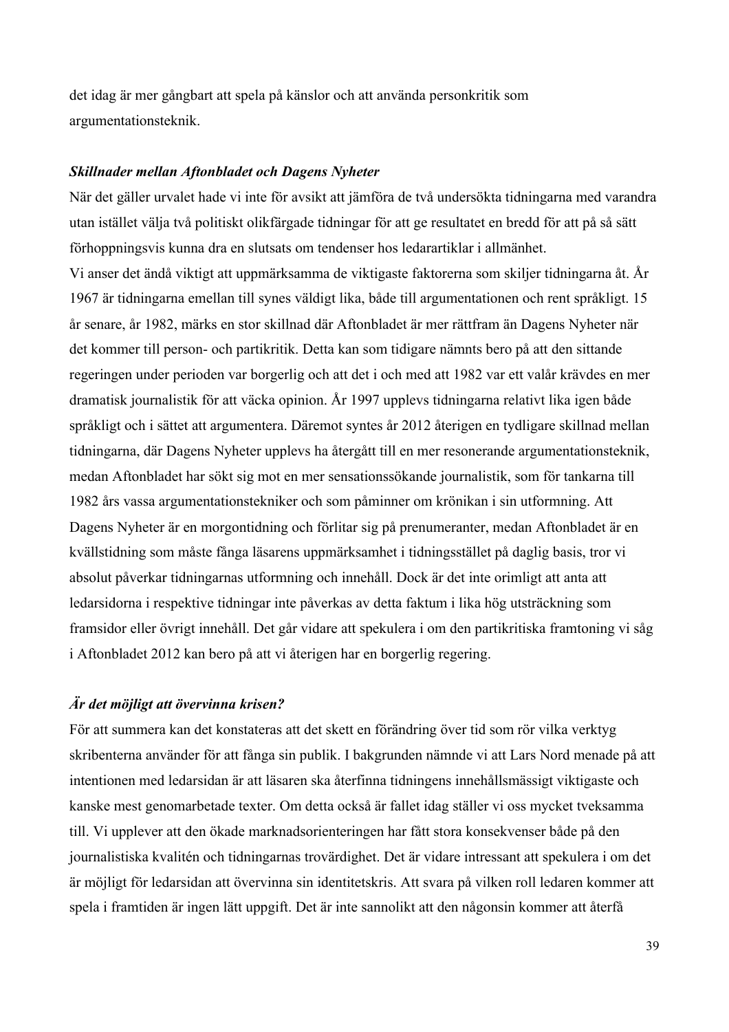det idag är mer gångbart att spela på känslor och att använda personkritik som argumentationsteknik.

### *Skillnader mellan Aftonbladet och Dagens Nyheter*

När det gäller urvalet hade vi inte för avsikt att jämföra de två undersökta tidningarna med varandra utan istället välja två politiskt olikfärgade tidningar för att ge resultatet en bredd för att på så sätt förhoppningsvis kunna dra en slutsats om tendenser hos ledarartiklar i allmänhet.
Vi anser det ändå viktigt att uppmärksamma de viktigaste faktorerna som skiljer tidningarna åt. År 1967 är tidningarna emellan till synes väldigt lika, både till argumentationen och rent språkligt. 15 år senare, år 1982, märks en stor skillnad där Aftonbladet är mer rättfram än Dagens Nyheter när det kommer till person- och partikritik. Detta kan som tidigare nämnts bero på att den sittande regeringen under perioden var borgerlig och att det i och med att 1982 var ett valår krävdes en mer dramatisk journalistik för att väcka opinion. År 1997 upplevs tidningarna relativt lika igen både språkligt och i sättet att argumentera. Däremot syntes år 2012 återigen en tydligare skillnad mellan tidningarna, där Dagens Nyheter upplevs ha återgått till en mer resonerande argumentationsteknik, medan Aftonbladet har sökt sig mot en mer sensationssökande journalistik, som för tankarna till 1982 års vassa argumentationstekniker och som påminner om krönikan i sin utformning. Att Dagens Nyheter är en morgontidning och förlitar sig på prenumeranter, medan Aftonbladet är en kvällstidning som måste fånga läsarens uppmärksamhet i tidningsstället på daglig basis, tror vi absolut påverkar tidningarnas utformning och innehåll. Dock är det inte orimligt att anta att ledarsidorna i respektive tidningar inte påverkas av detta faktum i lika hög utsträckning som framsidor eller övrigt innehåll. Det går vidare att spekulera i om den partikritiska framtoning vi såg i Aftonbladet 2012 kan bero på att vi återigen har en borgerlig regering.

### *Är det möjligt att övervinna krisen?*

För att summera kan det konstateras att det skett en förändring över tid som rör vilka verktyg skribenterna använder för att fånga sin publik. I bakgrunden nämnde vi att Lars Nord menade på att intentionen med ledarsidan är att läsaren ska återfinna tidningens innehållsmässigt viktigaste och kanske mest genomarbetade texter. Om detta också är fallet idag ställer vi oss mycket tveksamma till. Vi upplever att den ökade marknadsorienteringen har fått stora konsekvenser både på den journalistiska kvalitén och tidningarnas trovärdighet. Det är vidare intressant att spekulera i om det är möjligt för ledarsidan att övervinna sin identitetskris. Att svara på vilken roll ledaren kommer att spela i framtiden är ingen lätt uppgift. Det är inte sannolikt att den någonsin kommer att återfå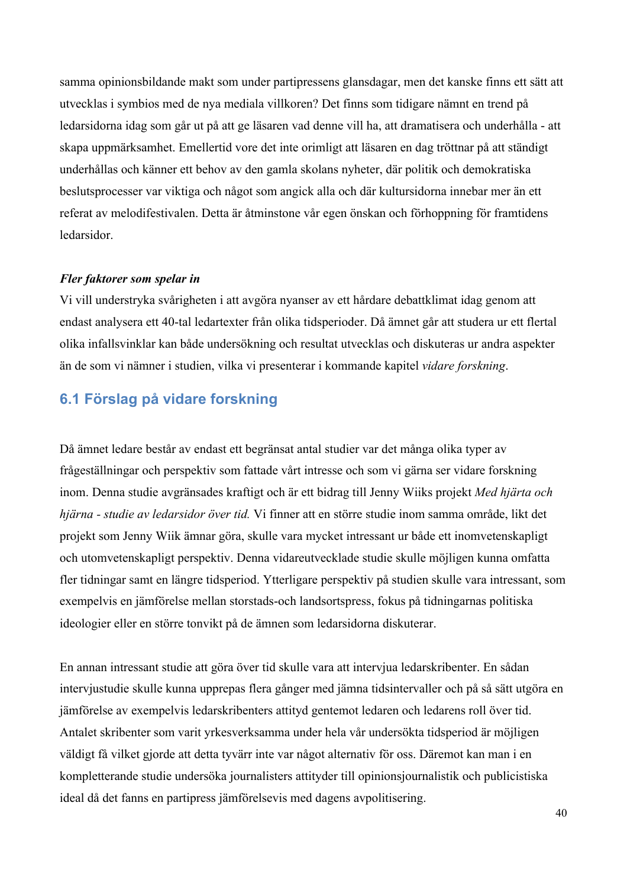samma opinionsbildande makt som under partipressens glansdagar, men det kanske finns ett sätt att utvecklas i symbios med de nya mediala villkoren? Det finns som tidigare nämnt en trend på ledarsidorna idag som går ut på att ge läsaren vad denne vill ha, att dramatisera och underhålla - att skapa uppmärksamhet. Emellertid vore det inte orimligt att läsaren en dag tröttnar på att ständigt underhållas och känner ett behov av den gamla skolans nyheter, där politik och demokratiska beslutsprocesser var viktiga och något som angick alla och där kultursidorna innebar mer än ett referat av melodifestivalen. Detta är åtminstone vår egen önskan och förhoppning för framtidens ledarsidor.

***Fler faktorer som spelar in***

Vi vill understryka svårigheten i att avgöra nyanser av ett hårdare debattklimat idag genom att endast analysera ett 40-tal ledartexter från olika tidsperioder. Då ämnet går att studera ur ett flertal olika infallsvinklar kan både undersökning och resultat utvecklas och diskuteras ur andra aspekter än de som vi nämner i studien, vilka vi presenterar i kommande kapitel *vidare forskning*.

## 6.1 Förslag på vidare forskning

Då ämnet ledare består av endast ett begränsat antal studier var det många olika typer av frågeställningar och perspektiv som fattade vårt intresse och som vi gärna ser vidare forskning inom. Denna studie avgränsades kraftigt och är ett bidrag till Jenny Wiiks projekt *Med hjärta och hjärna - studie av ledarsidor över tid.* Vi finner att en större studie inom samma område, likt det projekt som Jenny Wiik ämnar göra, skulle vara mycket intressant ur både ett inomvetenskapligt och utomvetenskapligt perspektiv. Denna vidareutvecklade studie skulle möjligen kunna omfatta fler tidningar samt en längre tidsperiod. Ytterligare perspektiv på studien skulle vara intressant, som exempelvis en jämförelse mellan storstads-och landsortspress, fokus på tidningarnas politiska ideologier eller en större tonvikt på de ämnen som ledarsidorna diskuterar.

En annan intressant studie att göra över tid skulle vara att intervjua ledarskribenter. En sådan intervjustudie skulle kunna upprepas flera gånger med jämna tidsintervaller och på så sätt utgöra en jämförelse av exempelvis ledarskribenters attityd gentemot ledaren och ledarens roll över tid. Antalet skribenter som varit yrkesverksamma under hela vår undersökta tidsperiod är möjligen väldigt få vilket gjorde att detta tyvärr inte var något alternativ för oss. Däremot kan man i en kompletterande studie undersöka journalisters attityder till opinionsjournalistik och publicistiska ideal då det fanns en partipress jämförelsevis med dagens avpolitisering.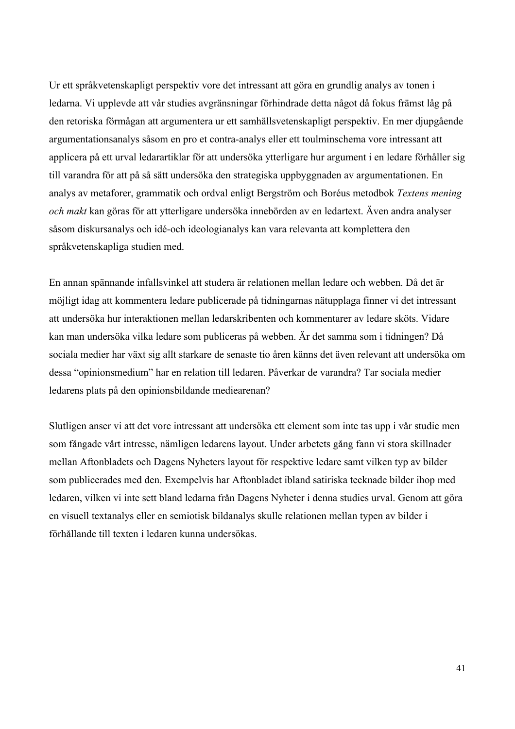Ur ett språkvetenskapligt perspektiv vore det intressant att göra en grundlig analys av tonen i ledarna. Vi upplevde att vår studies avgränsningar förhindrade detta något då fokus främst låg på den retoriska förmågan att argumentera ur ett samhällsvetenskapligt perspektiv. En mer djupgående argumentationsanalys såsom en pro et contra-analys eller ett toulminschema vore intressant att applicera på ett urval ledarartiklar för att undersöka ytterligare hur argument i en ledare förhåller sig till varandra för att på så sätt undersöka den strategiska uppbyggnaden av argumentationen. En analys av metaforer, grammatik och ordval enligt Bergström och Boréus metodbok *Textens mening och makt* kan göras för att ytterligare undersöka innebörden av en ledartext. Även andra analyser såsom diskursanalys och idé-och ideologianalys kan vara relevanta att komplettera den språkvetenskapliga studien med.

En annan spännande infallsvinkel att studera är relationen mellan ledare och webben. Då det är möjligt idag att kommentera ledare publicerade på tidningarnas nätupplaga finner vi det intressant att undersöka hur interaktionen mellan ledarskribenten och kommentarer av ledare sköts. Vidare kan man undersöka vilka ledare som publiceras på webben. Är det samma som i tidningen? Då sociala medier har växt sig allt starkare de senaste tio åren känns det även relevant att undersöka om dessa "opinionsmedium" har en relation till ledaren. Påverkar de varandra? Tar sociala medier ledarens plats på den opinionsbildande mediearenan?

Slutligen anser vi att det vore intressant att undersöka ett element som inte tas upp i vår studie men som fångade vårt intresse, nämligen ledarens layout. Under arbetets gång fann vi stora skillnader mellan Aftonbladets och Dagens Nyheters layout för respektive ledare samt vilken typ av bilder som publicerades med den. Exempelvis har Aftonbladet ibland satiriska tecknade bilder ihop med ledaren, vilken vi inte sett bland ledarna från Dagens Nyheter i denna studies urval. Genom att göra en visuell textanalys eller en semiotisk bildanalys skulle relationen mellan typen av bilder i förhållande till texten i ledaren kunna undersökas.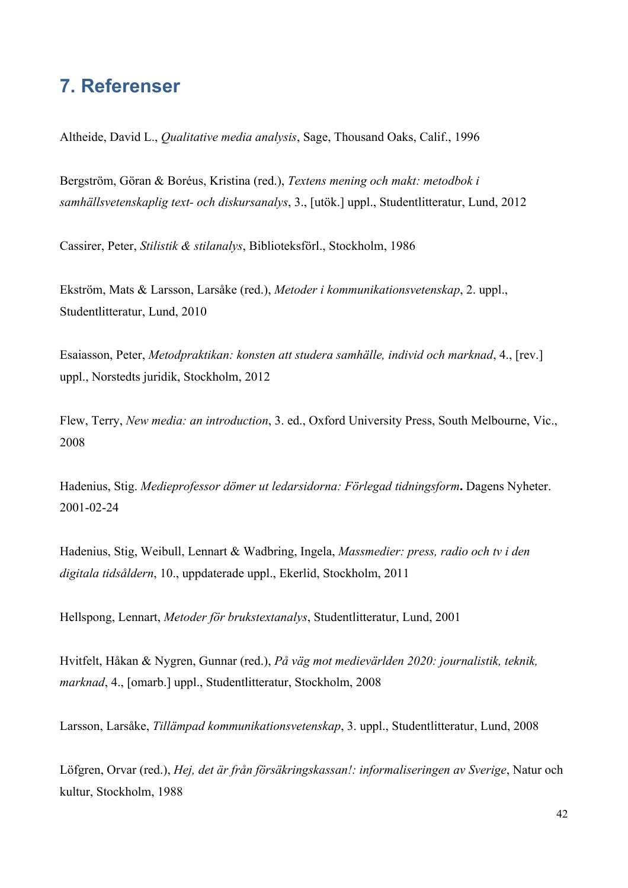# 7. Referenser

Altheide, David L., *Qualitative media analysis*, Sage, Thousand Oaks, Calif., 1996

Bergström, Göran & Boréus, Kristina (red.), *Textens mening och makt: metodbok i samhällsvetenskaplig text- och diskursanalys*, 3., [utök.] uppl., Studentlitteratur, Lund, 2012

Cassirer, Peter, *Stilistik & stilanalys*, Biblioteksförl., Stockholm, 1986

Ekström, Mats & Larsson, Larsåke (red.), *Metoder i kommunikationsvetenskap*, 2. uppl., Studentlitteratur, Lund, 2010

Esaiasson, Peter, *Metodpraktikan: konsten att studera samhälle, individ och marknad*, 4., [rev.] uppl., Norstedts juridik, Stockholm, 2012

Flew, Terry, *New media: an introduction*, 3. ed., Oxford University Press, South Melbourne, Vic., 2008

Hadenius, Stig. *Medieprofessor dömer ut ledarsidorna: Förlegad tidningsform***.** Dagens Nyheter. 2001-02-24

Hadenius, Stig, Weibull, Lennart & Wadbring, Ingela, *Massmedier: press, radio och tv i den digitala tidsåldern*, 10., uppdaterade uppl., Ekerlid, Stockholm, 2011

Hellspong, Lennart, *Metoder för brukstextanalys*, Studentlitteratur, Lund, 2001

Hvitfelt, Håkan & Nygren, Gunnar (red.), *På väg mot medievärlden 2020: journalistik, teknik, marknad*, 4., [omarb.] uppl., Studentlitteratur, Stockholm, 2008

Larsson, Larsåke, *Tillämpad kommunikationsvetenskap*, 3. uppl., Studentlitteratur, Lund, 2008

Löfgren, Orvar (red.), *Hej, det är från försäkringskassan!: informaliseringen av Sverige*, Natur och kultur, Stockholm, 1988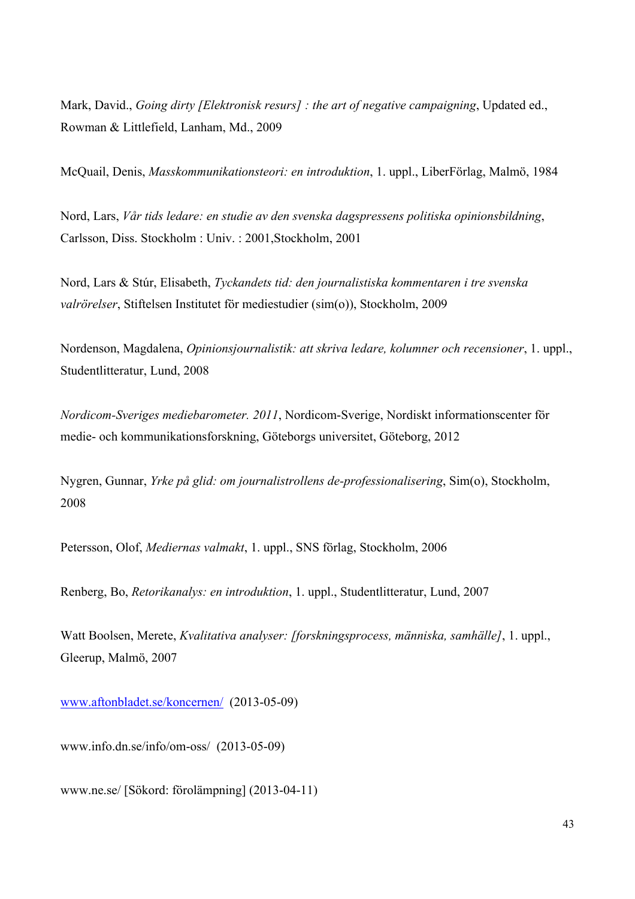Mark, David., *Going dirty [Elektronisk resurs] : the art of negative campaigning*, Updated ed., Rowman & Littlefield, Lanham, Md., 2009

McQuail, Denis, *Masskommunikationsteori: en introduktion*, 1. uppl., LiberFörlag, Malmö, 1984

Nord, Lars, *Vår tids ledare: en studie av den svenska dagspressens politiska opinionsbildning*, Carlsson, Diss. Stockholm : Univ. : 2001,Stockholm, 2001

Nord, Lars & Stúr, Elisabeth, *Tyckandets tid: den journalistiska kommentaren i tre svenska valrörelser*, Stiftelsen Institutet för mediestudier (sim(o)), Stockholm, 2009

Nordenson, Magdalena, *Opinionsjournalistik: att skriva ledare, kolumner och recensioner*, 1. uppl., Studentlitteratur, Lund, 2008

*Nordicom-Sveriges mediebarometer. 2011*, Nordicom-Sverige, Nordiskt informationscenter för medie- och kommunikationsforskning, Göteborgs universitet, Göteborg, 2012

Nygren, Gunnar, *Yrke på glid: om journalistrollens de-professionalisering*, Sim(o), Stockholm, 2008

Petersson, Olof, *Mediernas valmakt*, 1. uppl., SNS förlag, Stockholm, 2006

Renberg, Bo, *Retorikanalys: en introduktion*, 1. uppl., Studentlitteratur, Lund, 2007

Watt Boolsen, Merete, *Kvalitativa analyser: [forskningsprocess, människa, samhälle]*, 1. uppl., Gleerup, Malmö, 2007

www.aftonbladet.se/koncernen/ (2013-05-09)

www.info.dn.se/info/om-oss/ (2013-05-09)

www.ne.se/ [Sökord: förolämpning] (2013-04-11)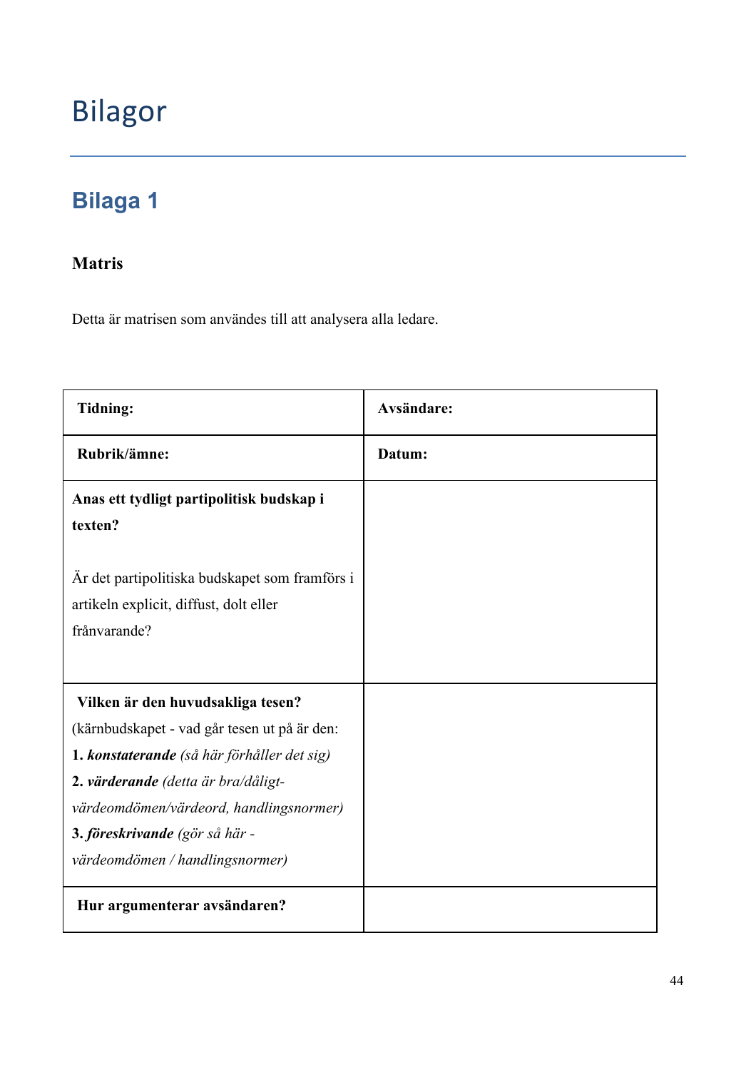# Bilagor

## Bilaga 1

**Matris**

Detta är matrisen som användes till att analysera alla ledare.

| **Tidning:** | **Avsändare:** |
|---|---|
| **Rubrik/ämne:** | **Datum:** |
| **Anas ett tydligt partipolitisk budskap i texten?**<br><br>Är det partipolitiska budskapet som framförs i artikeln explicit, diffust, dolt eller frånvarande? | |
| **Vilken är den huvudsakliga tesen?** (kärnbudskapet - vad går tesen ut på är den:<br>**1.** ***konstaterande*** *(så här förhåller det sig)*<br>**2.** ***värderande*** *(detta är bra/dåligt-värdeomdömen/värdeord, handlingsnormer)*<br>**3.** ***föreskrivande*** *(gör så här - värdeomdömen / handlingsnormer)* | |
| **Hur argumenterar avsändaren?** | |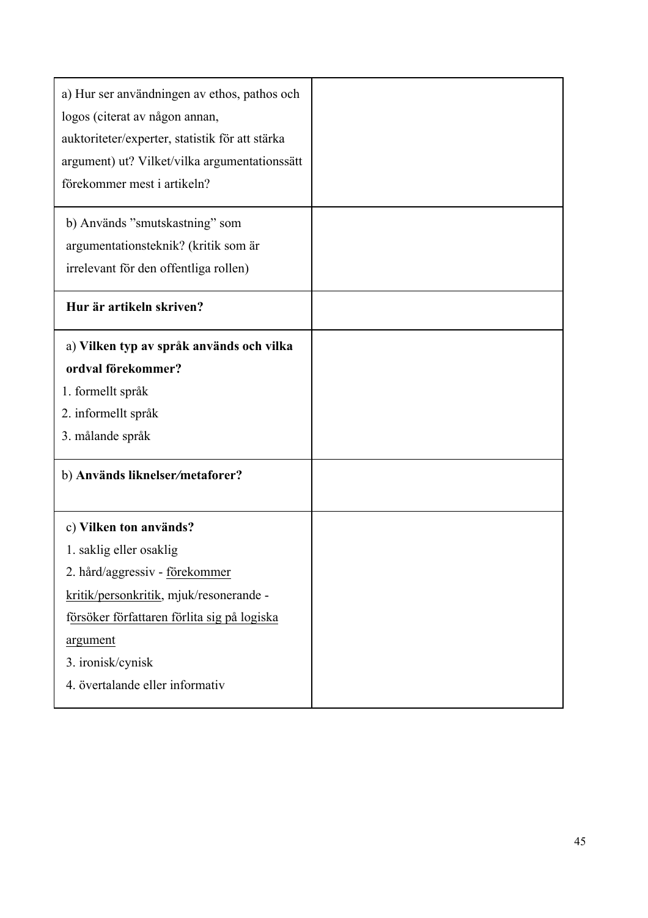| | |
|---|---|
| a) Hur ser användningen av ethos, pathos och logos (citerat av någon annan, auktoriteter/experter, statistik för att stärka argument) ut? Vilket/vilka argumentationssätt förekommer mest i artikeln? | |
| b) Används ”smutskastning” som argumentationsteknik? (kritik som är irrelevant för den offentliga rollen) | |
| **Hur är artikeln skriven?** | |
| a) **Vilken typ av språk används och vilka ordval förekommer?**<br>1. formellt språk<br>2. informellt språk<br>3. målande språk | |
| b) **Används liknelser/metaforer?** | |
| c) **Vilken ton används?**<br>1. saklig eller osaklig<br>2. hård/aggressiv - <u>förekommer kritik/personkritik</u>, mjuk/resonerande - <u>försöker författaren förlita sig på logiska argument</u><br>3. ironisk/cynisk<br>4. övertalande eller informativ | |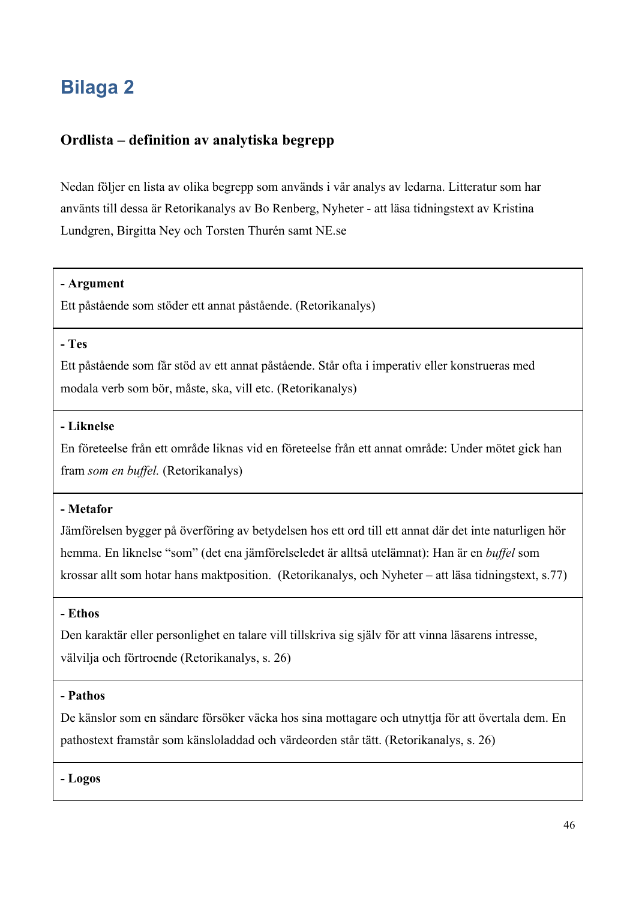# Bilaga 2

### Ordlista – definition av analytiska begrepp

Nedan följer en lista av olika begrepp som används i vår analys av ledarna. Litteratur som har använts till dessa är Retorikanalys av Bo Renberg, Nyheter - att läsa tidningstext av Kristina Lundgren, Birgitta Ney och Torsten Thurén samt NE.se

| |
|---|
| **- Argument**<br>Ett påstående som stöder ett annat påstående. (Retorikanalys) |
| **- Tes**<br>Ett påstående som får stöd av ett annat påstående. Står ofta i imperativ eller konstrueras med modala verb som bör, måste, ska, vill etc. (Retorikanalys) |
| **- Liknelse**<br>En företeelse från ett område liknas vid en företeelse från ett annat område: Under mötet gick han fram *som en buffel.* (Retorikanalys) |
| **- Metafor**<br>Jämförelsen bygger på överföring av betydelsen hos ett ord till ett annat där det inte naturligen hör hemma. En liknelse "som" (det ena jämförelseledet är alltså utelämnat): Han är en *buffel* som krossar allt som hotar hans maktposition. (Retorikanalys, och Nyheter – att läsa tidningstext, s.77) |
| **- Ethos**<br>Den karaktär eller personlighet en talare vill tillskriva sig själv för att vinna läsarens intresse, välvilja och förtroende (Retorikanalys, s. 26) |
| **- Pathos**<br>De känslor som en sändare försöker väcka hos sina mottagare och utnyttja för att övertala dem. En pathostext framstår som känsloladdad och värdeorden står tätt. (Retorikanalys, s. 26) |
| **- Logos** |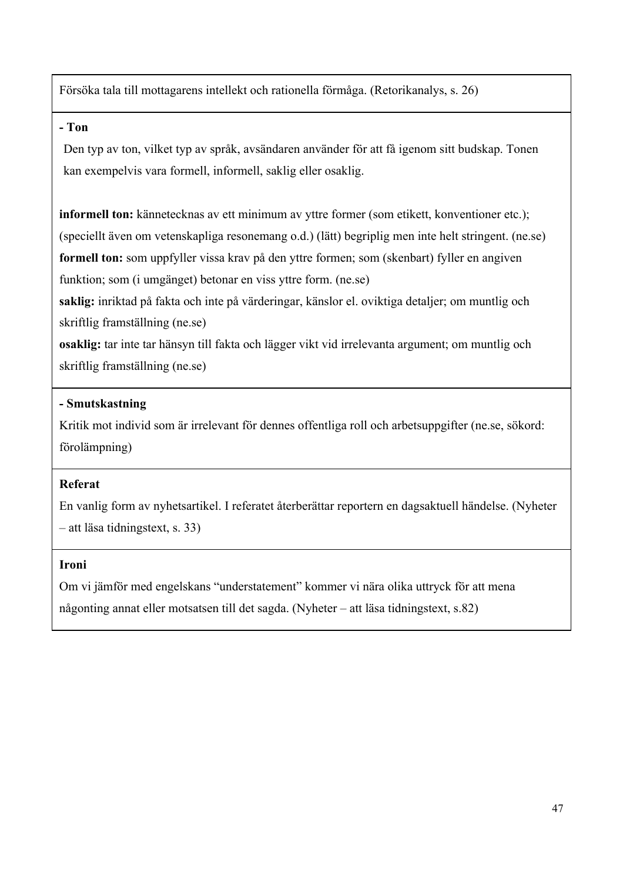| Försöka tala till mottagarens intellekt och rationella förmåga. (Retorikanalys, s. 26) |
|---|
| **- Ton**<br>Den typ av ton, vilket typ av språk, avsändaren använder för att få igenom sitt budskap. Tonen kan exempelvis vara formell, informell, saklig eller osaklig.<br><br>**informell ton:** kännetecknas av ett minimum av yttre former (som etikett, konventioner etc.); (speciellt även om vetenskapliga resonemang o.d.) (lätt) begriplig men inte helt stringent. (ne.se)<br>**formell ton:** som uppfyller vissa krav på den yttre formen; som (skenbart) fyller en angiven funktion; som (i umgänget) betonar en viss yttre form. (ne.se)<br>**saklig:** inriktad på fakta och inte på värderingar, känslor el. oviktiga detaljer; om muntlig och skriftlig framställning (ne.se)<br>**osaklig:** tar inte tar hänsyn till fakta och lägger vikt vid irrelevanta argument; om muntlig och skriftlig framställning (ne.se) |
| **- Smutskastning**<br>Kritik mot individ som är irrelevant för dennes offentliga roll och arbetsuppgifter (ne.se, sökord: förolämpning) |
| **Referat**<br>En vanlig form av nyhetsartikel. I referatet återberättar reportern en dagsaktuell händelse. (Nyheter – att läsa tidningstext, s. 33) |
| **Ironi**<br>Om vi jämför med engelskans "understatement" kommer vi nära olika uttryck för att mena någonting annat eller motsatsen till det sagda. (Nyheter – att läsa tidningstext, s.82) |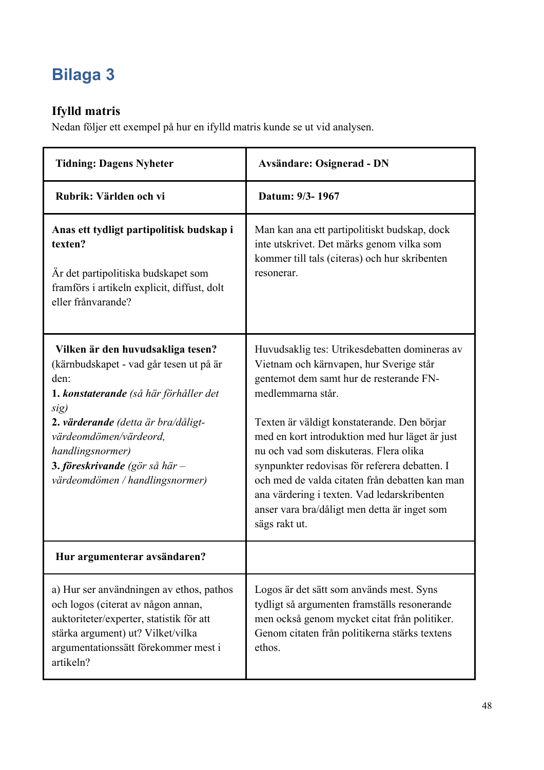# Bilaga 3

### Ifylld matris

Nedan följer ett exempel på hur en ifylld matris kunde se ut vid analysen.

| **Tidning: Dagens Nyheter** | **Avsändare: Osignerad - DN** |
|---|---|
| **Rubrik: Världen och vi** | **Datum: 9/3- 1967** |
| **Anas ett tydligt partipolitisk budskap i texten?**<br><br>Är det partipolitiska budskapet som framförs i artikeln explicit, diffust, dolt eller frånvarande? | Man kan ana ett partipolitiskt budskap, dock inte utskrivet. Det märks genom vilka som kommer till tals (citeras) och hur skribenten resonerar. |
| **Vilken är den huvudsakliga tesen?** (kärnbudskapet - vad går tesen ut på är den:<br>**1. *konstaterande*** *(så här förhåller det sig)*<br>**2. *värderande*** *(detta är bra/dåligt- värdeomdömen/värdeord, handlingsnormer)*<br>**3. *föreskrivande*** *(gör så här – värdeomdömen / handlingsnormer)* | Huvudsaklig tes: Utrikesdebatten domineras av Vietnam och kärnvapen, hur Sverige står gentemot dem samt hur de resterande FN-medlemmarna står.<br><br>Texten är väldigt konstaterande. Den börjar med en kort introduktion med hur läget är just nu och vad som diskuteras. Flera olika synpunkter redovisas för referera debatten. I och med de valda citaten från debatten kan man ana värdering i texten. Vad ledarskribenten anser vara bra/dåligt men detta är inget som sägs rakt ut. |
| **Hur argumenterar avsändaren?** | |
| a) Hur ser användningen av ethos, pathos och logos (citerat av någon annan, auktoriteter/experter, statistik för att stärka argument) ut? Vilket/vilka argumentationssätt förekommer mest i artikeln? | Logos är det sätt som används mest. Syns tydligt så argumenten framställs resonerande men också genom mycket citat från politiker. Genom citaten från politikerna stärks textens ethos. |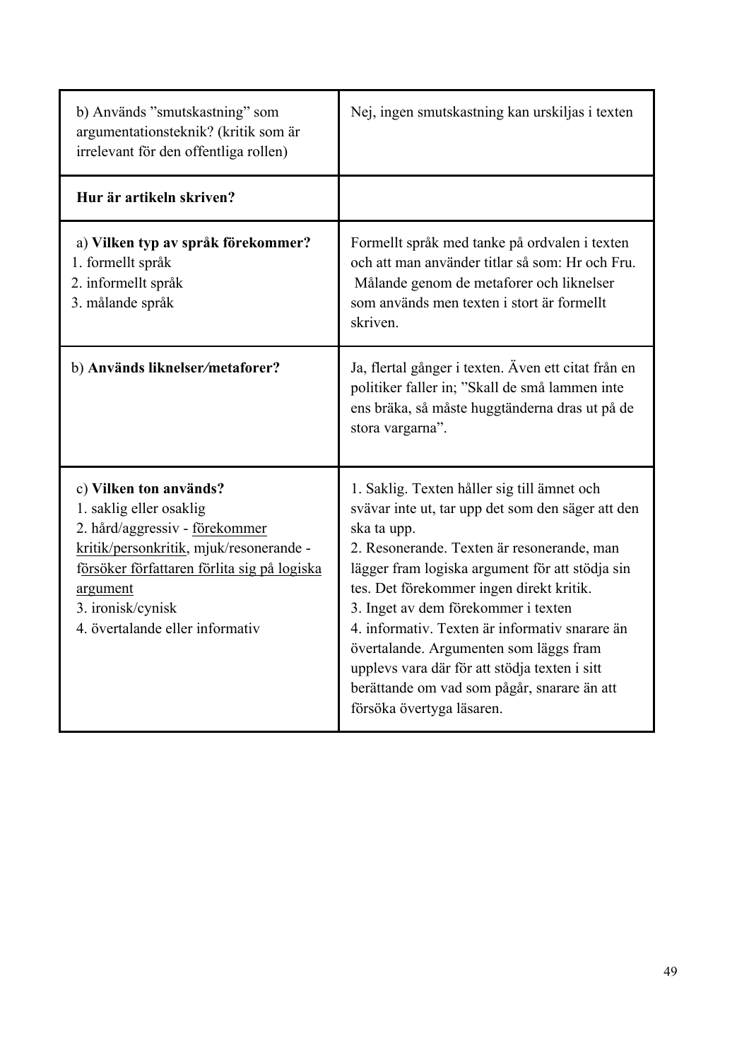| | |
|---|---|
| b) Används ”smutskastning” som argumentationsteknik? (kritik som är irrelevant för den offentliga rollen) | Nej, ingen smutskastning kan urskiljas i texten |
| **Hur är artikeln skriven?** | |
| a) **Vilken typ av språk förekommer?**<br>1. formellt språk<br>2. informellt språk<br>3. målande språk | Formellt språk med tanke på ordvalen i texten och att man använder titlar så som: Hr och Fru. Målande genom de metaforer och liknelser som används men texten i stort är formellt skriven. |
| b) **Används liknelser/metaforer?** | Ja, flertal gånger i texten. Även ett citat från en politiker faller in; ”Skall de små lammen inte ens bräka, så måste huggtänderna dras ut på de stora vargarna”. |
| c) **Vilken ton används?**<br>1. saklig eller osaklig<br>2. hård/aggressiv - förekommer kritik/personkritik, mjuk/resonerande - försöker författaren förlita sig på logiska argument<br>3. ironisk/cynisk<br>4. övertalande eller informativ | 1. Saklig. Texten håller sig till ämnet och svävar inte ut, tar upp det som den säger att den ska ta upp.<br>2. Resonerande. Texten är resonerande, man lägger fram logiska argument för att stödja sin tes. Det förekommer ingen direkt kritik.<br>3. Inget av dem förekommer i texten<br>4. informativ. Texten är informativ snarare än övertalande. Argumenten som läggs fram upplevs vara där för att stödja texten i sitt berättande om vad som pågår, snarare än att försöka övertyga läsaren. |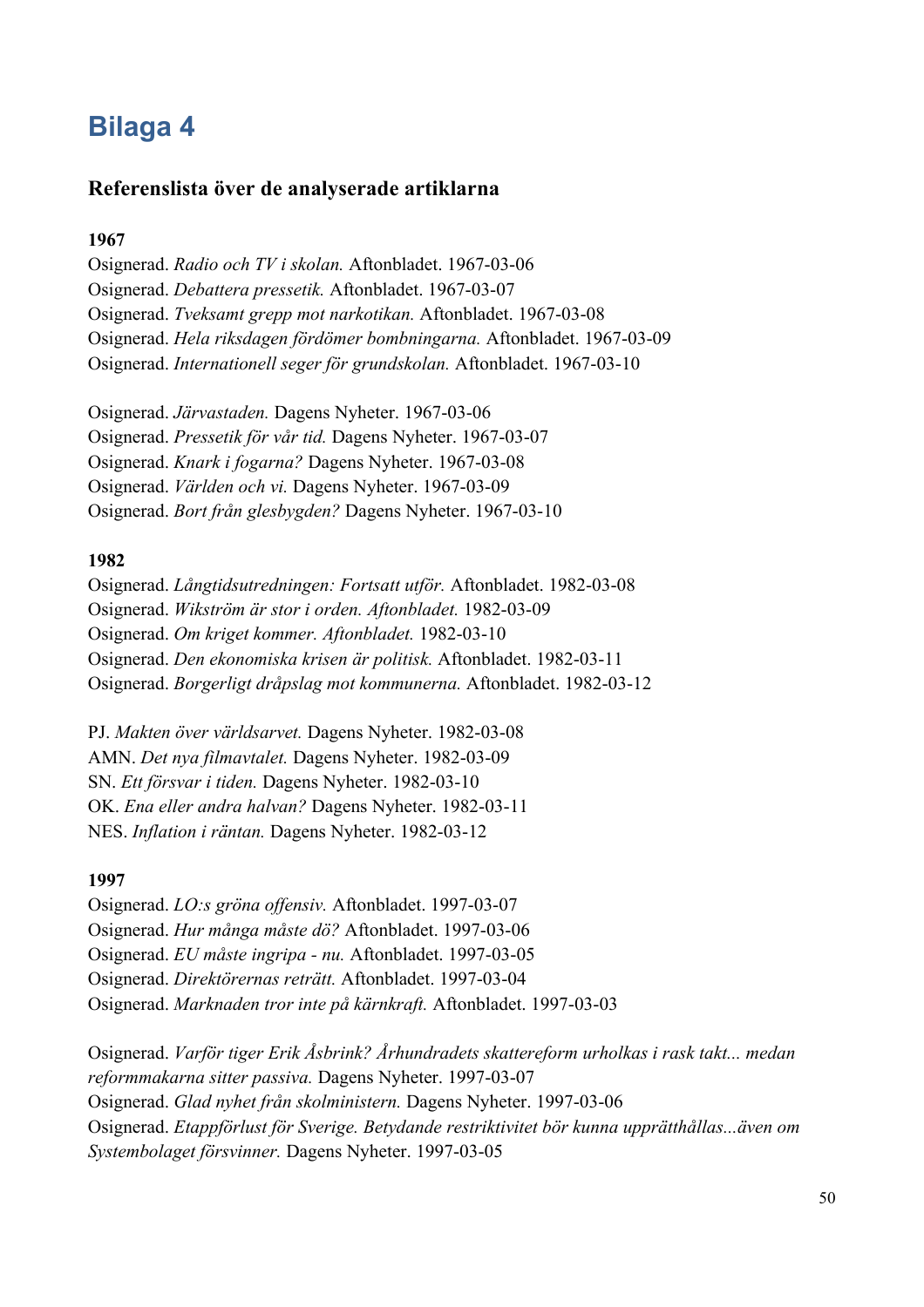# Bilaga 4

### Referenslista över de analyserade artiklarna

**1967**

Osignerad. *Radio och TV i skolan.* Aftonbladet. 1967-03-06
Osignerad. *Debattera pressetik.* Aftonbladet. 1967-03-07
Osignerad. *Tveksamt grepp mot narkotikan.* Aftonbladet. 1967-03-08
Osignerad. *Hela riksdagen fördömer bombningarna.* Aftonbladet. 1967-03-09
Osignerad. *Internationell seger för grundskolan.* Aftonbladet. 1967-03-10

Osignerad. *Järvastaden.* Dagens Nyheter. 1967-03-06
Osignerad. *Pressetik för vår tid.* Dagens Nyheter. 1967-03-07
Osignerad. *Knark i fogarna?* Dagens Nyheter. 1967-03-08
Osignerad. *Världen och vi.* Dagens Nyheter. 1967-03-09
Osignerad. *Bort från glesbygden?* Dagens Nyheter. 1967-03-10

**1982**

Osignerad. *Långtidsutredningen: Fortsatt utför.* Aftonbladet. 1982-03-08
Osignerad. *Wikström är stor i orden. Aftonbladet.* 1982-03-09
Osignerad. *Om kriget kommer. Aftonbladet.* 1982-03-10
Osignerad. *Den ekonomiska krisen är politisk.* Aftonbladet. 1982-03-11
Osignerad. *Borgerligt dråpslag mot kommunerna.* Aftonbladet. 1982-03-12

PJ. *Makten över världsarvet.* Dagens Nyheter. 1982-03-08
AMN. *Det nya filmavtalet.* Dagens Nyheter. 1982-03-09
SN. *Ett försvar i tiden.* Dagens Nyheter. 1982-03-10
OK. *Ena eller andra halvan?* Dagens Nyheter. 1982-03-11
NES. *Inflation i räntan.* Dagens Nyheter. 1982-03-12

**1997**

Osignerad. *LO:s gröna offensiv.* Aftonbladet. 1997-03-07
Osignerad. *Hur många måste dö?* Aftonbladet. 1997-03-06
Osignerad. *EU måste ingripa - nu.* Aftonbladet. 1997-03-05
Osignerad. *Direktörernas reträtt.* Aftonbladet. 1997-03-04
Osignerad. *Marknaden tror inte på kärnkraft.* Aftonbladet. 1997-03-03

Osignerad. *Varför tiger Erik Åsbrink? Århundradets skattereform urholkas i rask takt... medan reformmakarna sitter passiva.* Dagens Nyheter. 1997-03-07
Osignerad. *Glad nyhet från skolministern.* Dagens Nyheter. 1997-03-06
Osignerad. *Etappförlust för Sverige. Betydande restriktivitet bör kunna upprätthållas...även om Systembolaget försvinner.* Dagens Nyheter. 1997-03-05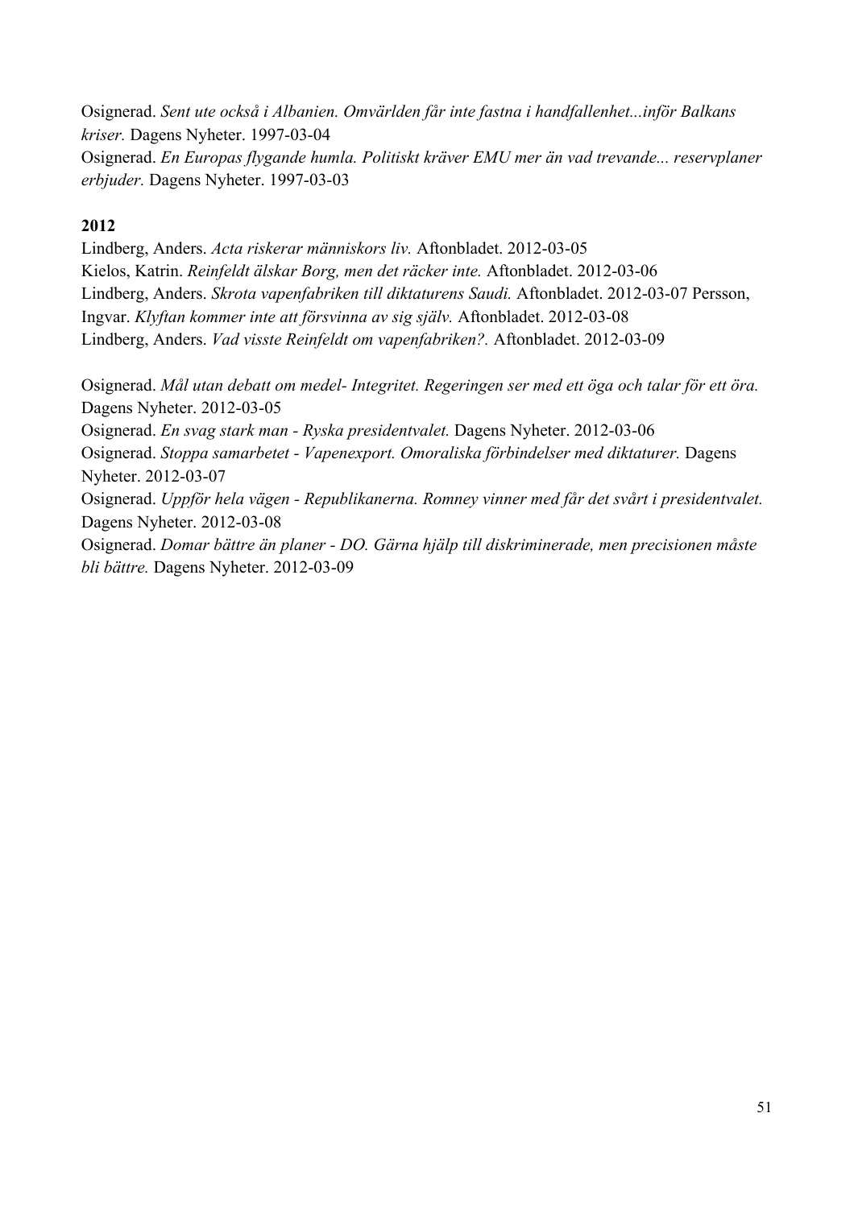Osignerad. *Sent ute också i Albanien. Omvärlden får inte fastna i handfallenhet...inför Balkans kriser.* Dagens Nyheter. 1997-03-04

Osignerad. *En Europas flygande humla. Politiskt kräver EMU mer än vad trevande... reservplaner erbjuder.* Dagens Nyheter. 1997-03-03

**2012**

Lindberg, Anders. *Acta riskerar människors liv.* Aftonbladet. 2012-03-05

Kielos, Katrin. *Reinfeldt älskar Borg, men det räcker inte.* Aftonbladet. 2012-03-06

Lindberg, Anders. *Skrota vapenfabriken till diktaturens Saudi.* Aftonbladet. 2012-03-07 Persson, Ingvar. *Klyftan kommer inte att försvinna av sig själv.* Aftonbladet. 2012-03-08

Lindberg, Anders. *Vad visste Reinfeldt om vapenfabriken?.* Aftonbladet. 2012-03-09

Osignerad. *Mål utan debatt om medel- Integritet. Regeringen ser med ett öga och talar för ett öra.* Dagens Nyheter. 2012-03-05

Osignerad. *En svag stark man - Ryska presidentvalet.* Dagens Nyheter. 2012-03-06

Osignerad. *Stoppa samarbetet - Vapenexport. Omoraliska förbindelser med diktaturer.* Dagens Nyheter. 2012-03-07

Osignerad. *Uppför hela vägen - Republikanerna. Romney vinner med får det svårt i presidentvalet.* Dagens Nyheter. 2012-03-08

Osignerad. *Domar bättre än planer - DO. Gärna hjälp till diskriminerade, men precisionen måste bli bättre.* Dagens Nyheter. 2012-03-09